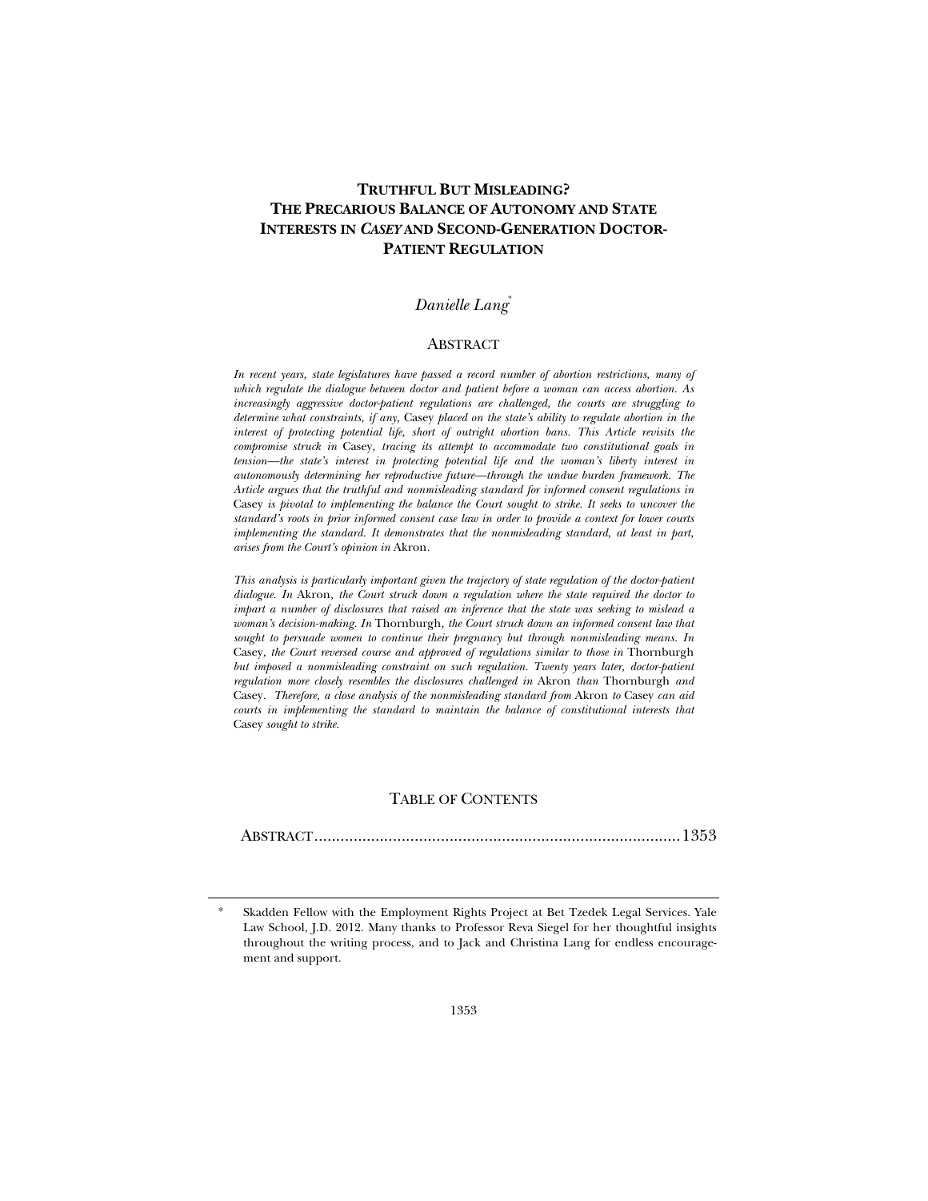# TRUTHFUL BUT MISLEADING? THE PRECARIOUS BALANCE OF AUTONOMY AND STATE INTERESTS IN *CASEY* AND SECOND-GENERATION DOCTOR-PATIENT REGULATION

*Danielle Lang*[*]

## ABSTRACT

*In recent years, state legislatures have passed a record number of abortion restrictions, many of which regulate the dialogue between doctor and patient before a woman can access abortion. As increasingly aggressive doctor-patient regulations are challenged, the courts are struggling to determine what constraints, if any,* Casey *placed on the state's ability to regulate abortion in the interest of protecting potential life, short of outright abortion bans. This Article revisits the compromise struck in* Casey*, tracing its attempt to accommodate two constitutional goals in tension—the state's interest in protecting potential life and the woman's liberty interest in autonomously determining her reproductive future—through the undue burden framework. The Article argues that the truthful and nonmisleading standard for informed consent regulations in* Casey *is pivotal to implementing the balance the Court sought to strike. It seeks to uncover the standard's roots in prior informed consent case law in order to provide a context for lower courts implementing the standard. It demonstrates that the nonmisleading standard, at least in part, arises from the Court's opinion in* Akron*.*

*This analysis is particularly important given the trajectory of state regulation of the doctor-patient dialogue. In* Akron*, the Court struck down a regulation where the state required the doctor to impart a number of disclosures that raised an inference that the state was seeking to mislead a woman's decision-making. In* Thornburgh*, the Court struck down an informed consent law that sought to persuade women to continue their pregnancy but through nonmisleading means. In* Casey*, the Court reversed course and approved of regulations similar to those in* Thornburgh *but imposed a nonmisleading constraint on such regulation. Twenty years later, doctor-patient regulation more closely resembles the disclosures challenged in* Akron *than* Thornburgh *and* Casey*. Therefore, a close analysis of the nonmisleading standard from* Akron *to* Casey *can aid courts in implementing the standard to maintain the balance of constitutional interests that* Casey *sought to strike.*

## TABLE OF CONTENTS

ABSTRACT....................................................................................1353

---

[*] Skadden Fellow with the Employment Rights Project at Bet Tzedek Legal Services. Yale Law School, J.D. 2012. Many thanks to Professor Reva Siegel for her thoughtful insights throughout the writing process, and to Jack and Christina Lang for endless encouragement and support.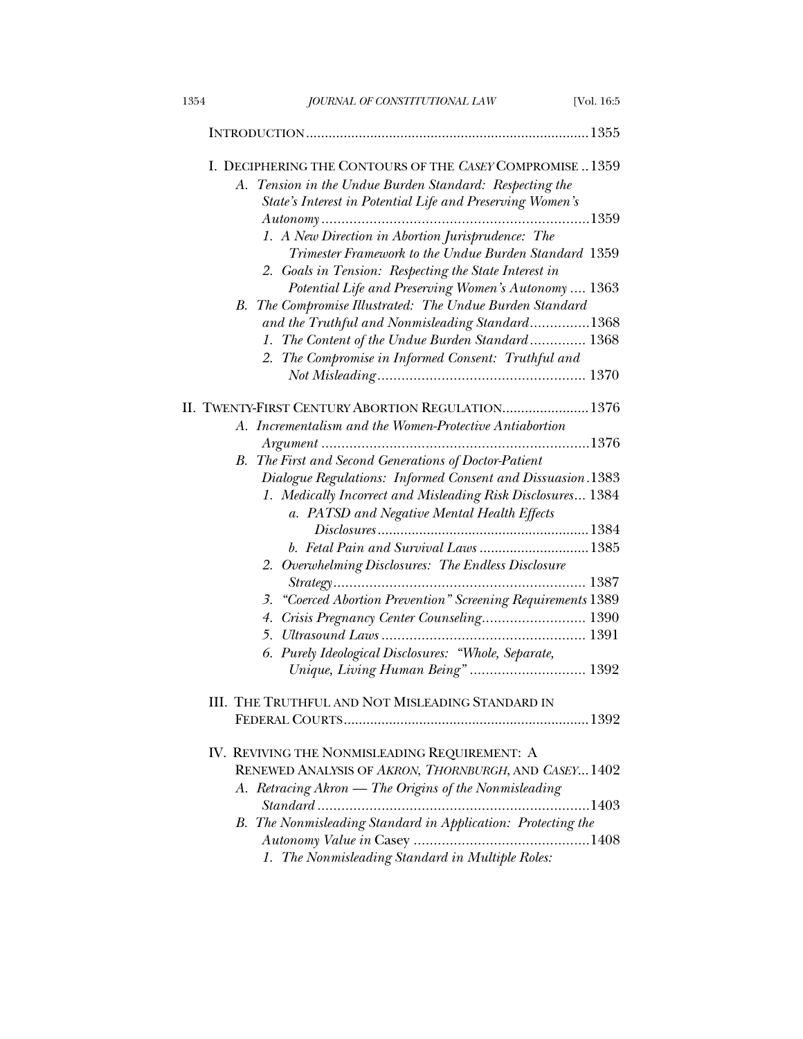INTRODUCTION .......... 1355

I. DECIPHERING THE CONTOURS OF THE *CASEY* COMPROMISE .. 1359

- A. *Tension in the Undue Burden Standard: Respecting the State's Interest in Potential Life and Preserving Women's Autonomy* .......... 1359
  - 1. *A New Direction in Abortion Jurisprudence: The Trimester Framework to the Undue Burden Standard* 1359
  - 2. *Goals in Tension: Respecting the State Interest in Potential Life and Preserving Women's Autonomy* .... 1363
- B. *The Compromise Illustrated: The Undue Burden Standard and the Truthful and Nonmisleading Standard* .......... 1368
  - 1. *The Content of the Undue Burden Standard* .......... 1368
  - 2. *The Compromise in Informed Consent: Truthful and Not Misleading* .......... 1370

II. TWENTY-FIRST CENTURY ABORTION REGULATION .......... 1376

- A. *Incrementalism and the Women-Protective Antiabortion Argument* .......... 1376
- B. *The First and Second Generations of Doctor-Patient Dialogue Regulations: Informed Consent and Dissuasion* . 1383
  - 1. *Medically Incorrect and Misleading Risk Disclosures*... 1384
    - a. *PATSD and Negative Mental Health Effects Disclosures* .......... 1384
    - b. *Fetal Pain and Survival Laws* .......... 1385
  - 2. *Overwhelming Disclosures: The Endless Disclosure Strategy* .......... 1387
  - 3. *"Coerced Abortion Prevention" Screening Requirements* 1389
  - 4. *Crisis Pregnancy Center Counseling* .......... 1390
  - 5. *Ultrasound Laws* .......... 1391
  - 6. *Purely Ideological Disclosures: "Whole, Separate, Unique, Living Human Being"* .......... 1392

III. THE TRUTHFUL AND NOT MISLEADING STANDARD IN FEDERAL COURTS .......... 1392

IV. REVIVING THE NONMISLEADING REQUIREMENT: A RENEWED ANALYSIS OF *AKRON*, *THORNBURGH*, AND *CASEY*... 1402

- A. *Retracing Akron — The Origins of the Nonmisleading Standard* .......... 1403
- B. *The Nonmisleading Standard in Application: Protecting the Autonomy Value in* Casey .......... 1408
  - 1. *The Nonmisleading Standard in Multiple Roles:*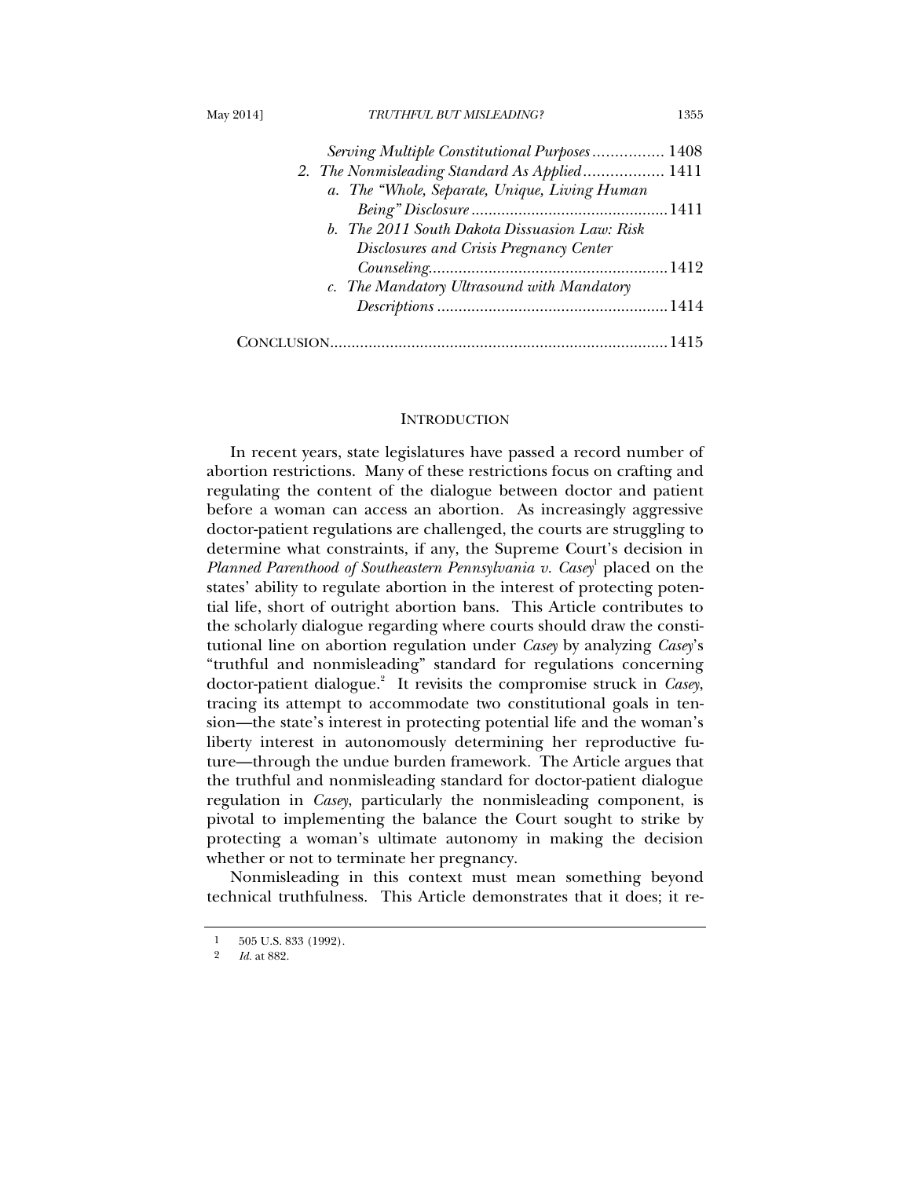*Serving Multiple Constitutional Purposes* ................ 1408

2. *The Nonmisleading Standard As Applied* .................. 1411

   a. *The "Whole, Separate, Unique, Living Human Being" Disclosure* .............................................. 1411

   b. *The 2011 South Dakota Dissuasion Law: Risk Disclosures and Crisis Pregnancy Center Counseling* ........................................................ 1412

   c. *The Mandatory Ultrasound with Mandatory Descriptions* ...................................................... 1414

CONCLUSION .............................................................................. 1415

## INTRODUCTION

In recent years, state legislatures have passed a record number of abortion restrictions. Many of these restrictions focus on crafting and regulating the content of the dialogue between doctor and patient before a woman can access an abortion. As increasingly aggressive doctor-patient regulations are challenged, the courts are struggling to determine what constraints, if any, the Supreme Court's decision in *Planned Parenthood of Southeastern Pennsylvania v. Casey*[1] placed on the states' ability to regulate abortion in the interest of protecting potential life, short of outright abortion bans. This Article contributes to the scholarly dialogue regarding where courts should draw the constitutional line on abortion regulation under *Casey* by analyzing *Casey*'s "truthful and nonmisleading" standard for regulations concerning doctor-patient dialogue.[2] It revisits the compromise struck in *Casey*, tracing its attempt to accommodate two constitutional goals in tension—the state's interest in protecting potential life and the woman's liberty interest in autonomously determining her reproductive future—through the undue burden framework. The Article argues that the truthful and nonmisleading standard for doctor-patient dialogue regulation in *Casey*, particularly the nonmisleading component, is pivotal to implementing the balance the Court sought to strike by protecting a woman's ultimate autonomy in making the decision whether or not to terminate her pregnancy.

Nonmisleading in this context must mean something beyond technical truthfulness. This Article demonstrates that it does; it re-

[1] 505 U.S. 833 (1992).

[2] *Id.* at 882.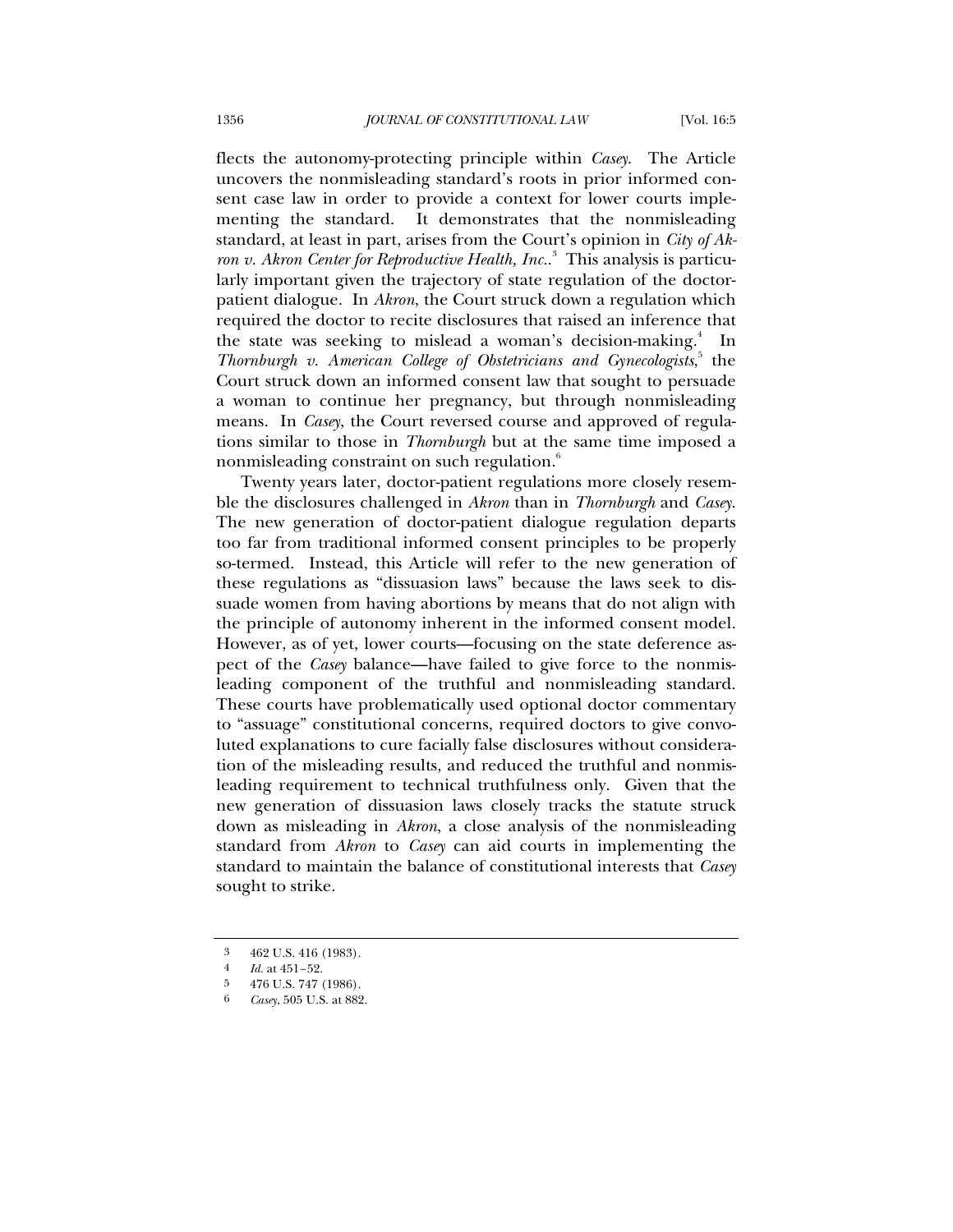flects the autonomy-protecting principle within *Casey*. The Article uncovers the nonmisleading standard's roots in prior informed consent case law in order to provide a context for lower courts implementing the standard. It demonstrates that the nonmisleading standard, at least in part, arises from the Court's opinion in *City of Akron v. Akron Center for Reproductive Health, Inc.*.[3] This analysis is particularly important given the trajectory of state regulation of the doctor-patient dialogue. In *Akron*, the Court struck down a regulation which required the doctor to recite disclosures that raised an inference that the state was seeking to mislead a woman's decision-making.[4] In *Thornburgh v. American College of Obstetricians and Gynecologists*,[5] the Court struck down an informed consent law that sought to persuade a woman to continue her pregnancy, but through nonmisleading means. In *Casey*, the Court reversed course and approved of regulations similar to those in *Thornburgh* but at the same time imposed a nonmisleading constraint on such regulation.[6]

Twenty years later, doctor-patient regulations more closely resemble the disclosures challenged in *Akron* than in *Thornburgh* and *Casey*. The new generation of doctor-patient dialogue regulation departs too far from traditional informed consent principles to be properly so-termed. Instead, this Article will refer to the new generation of these regulations as "dissuasion laws" because the laws seek to dissuade women from having abortions by means that do not align with the principle of autonomy inherent in the informed consent model. However, as of yet, lower courts—focusing on the state deference aspect of the *Casey* balance—have failed to give force to the nonmisleading component of the truthful and nonmisleading standard. These courts have problematically used optional doctor commentary to "assuage" constitutional concerns, required doctors to give convoluted explanations to cure facially false disclosures without consideration of the misleading results, and reduced the truthful and nonmisleading requirement to technical truthfulness only. Given that the new generation of dissuasion laws closely tracks the statute struck down as misleading in *Akron*, a close analysis of the nonmisleading standard from *Akron* to *Casey* can aid courts in implementing the standard to maintain the balance of constitutional interests that *Casey* sought to strike.

---

3 462 U.S. 416 (1983).

4 *Id.* at 451–52.

5 476 U.S. 747 (1986).

6 *Casey*, 505 U.S. at 882.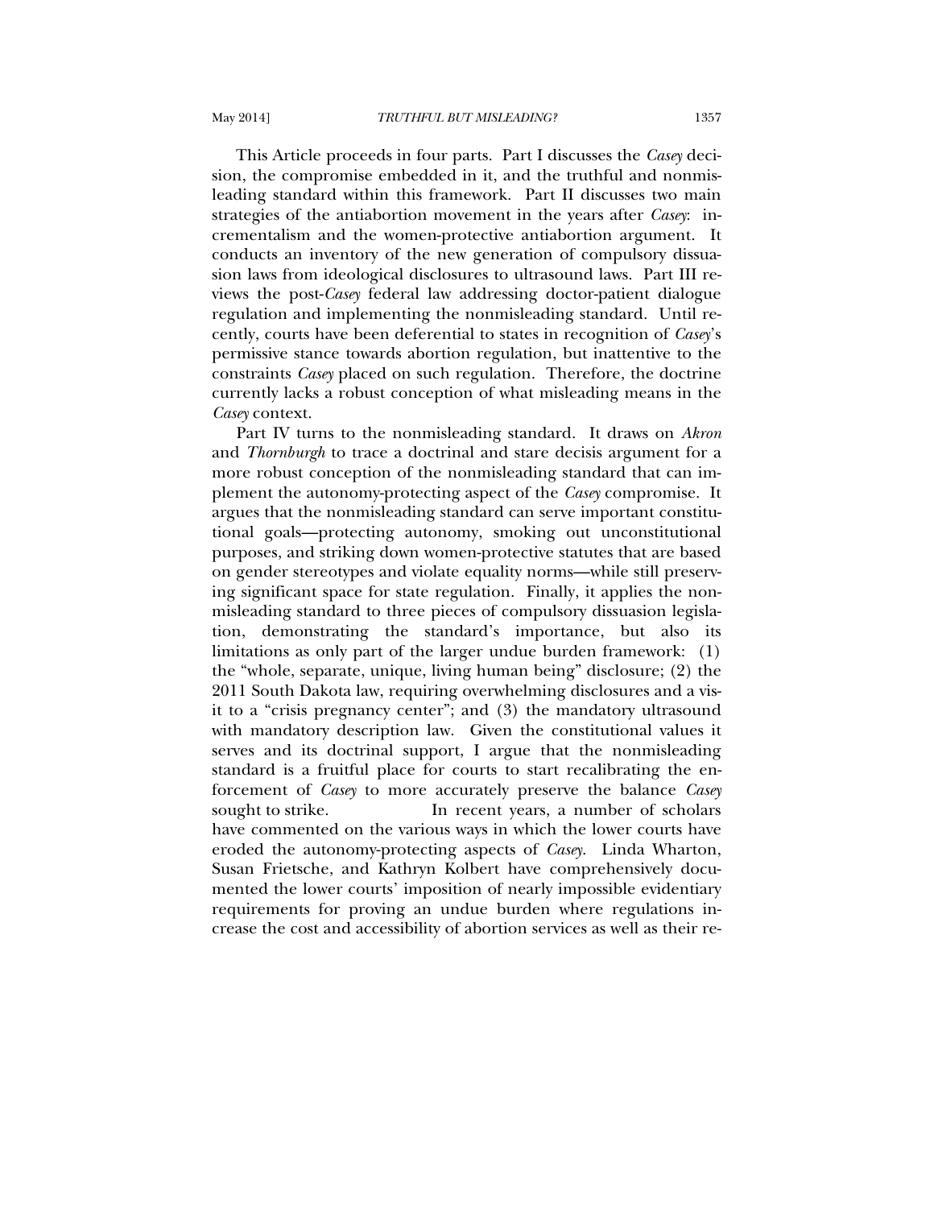This Article proceeds in four parts. Part I discusses the *Casey* decision, the compromise embedded in it, and the truthful and nonmisleading standard within this framework. Part II discusses two main strategies of the antiabortion movement in the years after *Casey*: incrementalism and the women-protective antiabortion argument. It conducts an inventory of the new generation of compulsory dissuasion laws from ideological disclosures to ultrasound laws. Part III reviews the post-*Casey* federal law addressing doctor-patient dialogue regulation and implementing the nonmisleading standard. Until recently, courts have been deferential to states in recognition of *Casey*'s permissive stance towards abortion regulation, but inattentive to the constraints *Casey* placed on such regulation. Therefore, the doctrine currently lacks a robust conception of what misleading means in the *Casey* context.

Part IV turns to the nonmisleading standard. It draws on *Akron* and *Thornburgh* to trace a doctrinal and stare decisis argument for a more robust conception of the nonmisleading standard that can implement the autonomy-protecting aspect of the *Casey* compromise. It argues that the nonmisleading standard can serve important constitutional goals—protecting autonomy, smoking out unconstitutional purposes, and striking down women-protective statutes that are based on gender stereotypes and violate equality norms—while still preserving significant space for state regulation. Finally, it applies the nonmisleading standard to three pieces of compulsory dissuasion legislation, demonstrating the standard's importance, but also its limitations as only part of the larger undue burden framework: (1) the "whole, separate, unique, living human being" disclosure; (2) the 2011 South Dakota law, requiring overwhelming disclosures and a visit to a "crisis pregnancy center"; and (3) the mandatory ultrasound with mandatory description law. Given the constitutional values it serves and its doctrinal support, I argue that the nonmisleading standard is a fruitful place for courts to start recalibrating the enforcement of *Casey* to more accurately preserve the balance *Casey* sought to strike. In recent years, a number of scholars have commented on the various ways in which the lower courts have eroded the autonomy-protecting aspects of *Casey*. Linda Wharton, Susan Frietsche, and Kathryn Kolbert have comprehensively documented the lower courts' imposition of nearly impossible evidentiary requirements for proving an undue burden where regulations increase the cost and accessibility of abortion services as well as their re-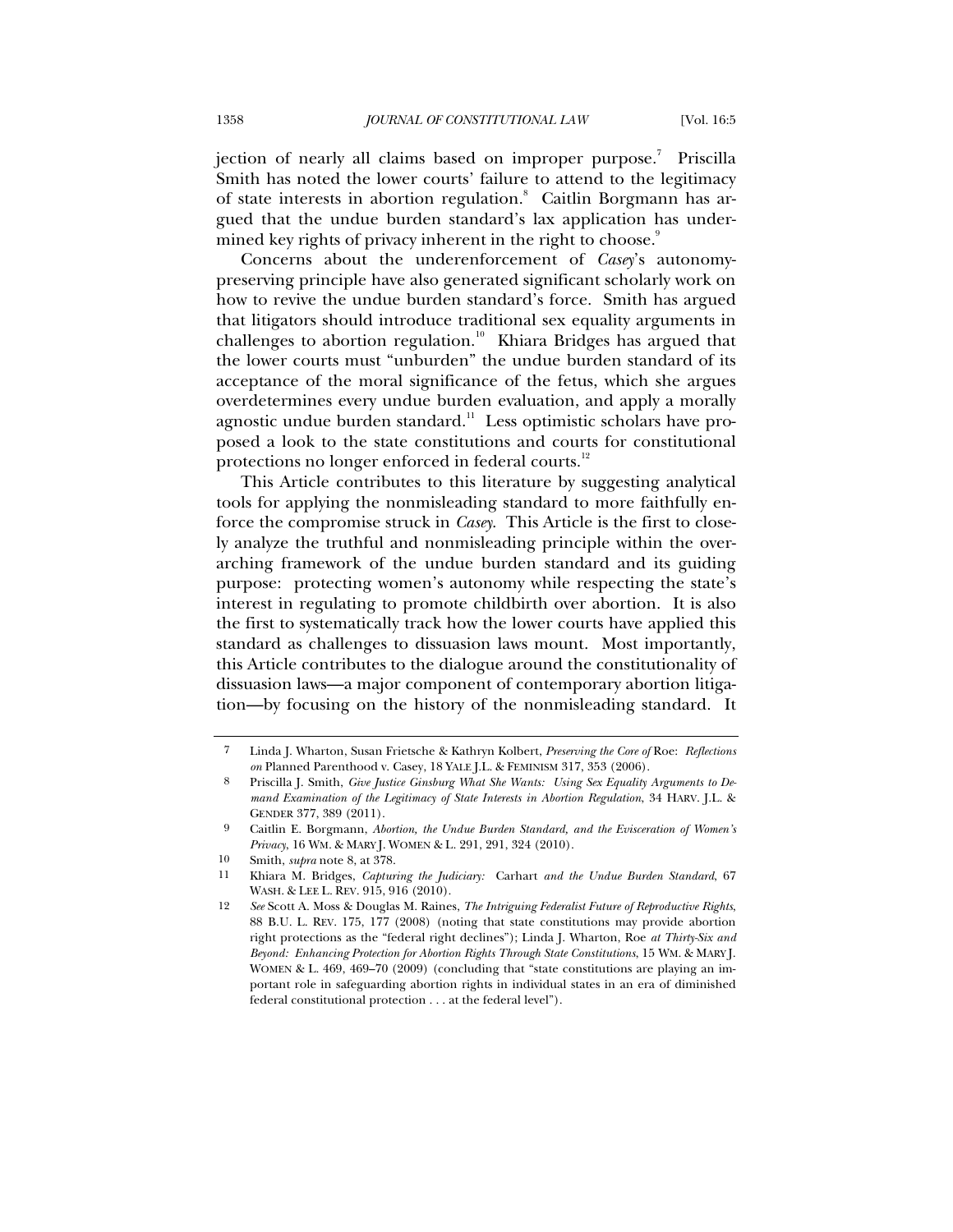jection of nearly all claims based on improper purpose.[7] Priscilla Smith has noted the lower courts' failure to attend to the legitimacy of state interests in abortion regulation.[8] Caitlin Borgmann has argued that the undue burden standard's lax application has undermined key rights of privacy inherent in the right to choose.[9]

Concerns about the underenforcement of *Casey*'s autonomy-preserving principle have also generated significant scholarly work on how to revive the undue burden standard's force. Smith has argued that litigators should introduce traditional sex equality arguments in challenges to abortion regulation.[10] Khiara Bridges has argued that the lower courts must "unburden" the undue burden standard of its acceptance of the moral significance of the fetus, which she argues overdetermines every undue burden evaluation, and apply a morally agnostic undue burden standard.[11] Less optimistic scholars have proposed a look to the state constitutions and courts for constitutional protections no longer enforced in federal courts.[12]

This Article contributes to this literature by suggesting analytical tools for applying the nonmisleading standard to more faithfully enforce the compromise struck in *Casey*. This Article is the first to closely analyze the truthful and nonmisleading principle within the overarching framework of the undue burden standard and its guiding purpose: protecting women's autonomy while respecting the state's interest in regulating to promote childbirth over abortion. It is also the first to systematically track how the lower courts have applied this standard as challenges to dissuasion laws mount. Most importantly, this Article contributes to the dialogue around the constitutionality of dissuasion laws—a major component of contemporary abortion litigation—by focusing on the history of the nonmisleading standard. It

---

7 Linda J. Wharton, Susan Frietsche & Kathryn Kolbert, *Preserving the Core of* Roe: *Reflections on* Planned Parenthood v. Casey, 18 YALE J.L. & FEMINISM 317, 353 (2006).

8 Priscilla J. Smith, *Give Justice Ginsburg What She Wants: Using Sex Equality Arguments to Demand Examination of the Legitimacy of State Interests in Abortion Regulation*, 34 HARV. J.L. & GENDER 377, 389 (2011).

9 Caitlin E. Borgmann, *Abortion, the Undue Burden Standard, and the Evisceration of Women's Privacy*, 16 WM. & MARY J. WOMEN & L. 291, 291, 324 (2010).

10 Smith, *supra* note 8, at 378.

11 Khiara M. Bridges, *Capturing the Judiciary:* Carhart *and the Undue Burden Standard*, 67 WASH. & LEE L. REV. 915, 916 (2010).

12 *See* Scott A. Moss & Douglas M. Raines, *The Intriguing Federalist Future of Reproductive Rights*, 88 B.U. L. REV. 175, 177 (2008) (noting that state constitutions may provide abortion right protections as the "federal right declines"); Linda J. Wharton, Roe *at Thirty-Six and Beyond: Enhancing Protection for Abortion Rights Through State Constitutions*, 15 WM. & MARY J. WOMEN & L. 469, 469–70 (2009) (concluding that "state constitutions are playing an important role in safeguarding abortion rights in individual states in an era of diminished federal constitutional protection . . . at the federal level").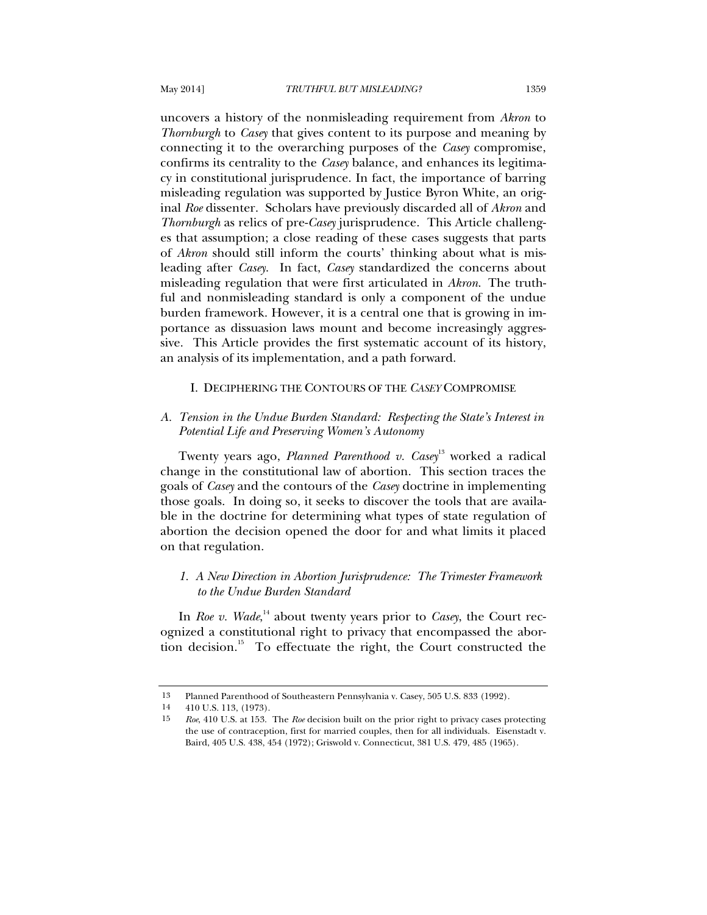uncovers a history of the nonmisleading requirement from *Akron* to *Thornburgh* to *Casey* that gives content to its purpose and meaning by connecting it to the overarching purposes of the *Casey* compromise, confirms its centrality to the *Casey* balance, and enhances its legitimacy in constitutional jurisprudence. In fact, the importance of barring misleading regulation was supported by Justice Byron White, an original *Roe* dissenter. Scholars have previously discarded all of *Akron* and *Thornburgh* as relics of pre-*Casey* jurisprudence. This Article challenges that assumption; a close reading of these cases suggests that parts of *Akron* should still inform the courts' thinking about what is misleading after *Casey*. In fact, *Casey* standardized the concerns about misleading regulation that were first articulated in *Akron*. The truthful and nonmisleading standard is only a component of the undue burden framework. However, it is a central one that is growing in importance as dissuasion laws mount and become increasingly aggressive. This Article provides the first systematic account of its history, an analysis of its implementation, and a path forward.

## I. DECIPHERING THE CONTOURS OF THE *CASEY* COMPROMISE

### A. *Tension in the Undue Burden Standard: Respecting the State's Interest in Potential Life and Preserving Women's Autonomy*

Twenty years ago, *Planned Parenthood v. Casey*[13] worked a radical change in the constitutional law of abortion. This section traces the goals of *Casey* and the contours of the *Casey* doctrine in implementing those goals. In doing so, it seeks to discover the tools that are available in the doctrine for determining what types of state regulation of abortion the decision opened the door for and what limits it placed on that regulation.

#### 1. *A New Direction in Abortion Jurisprudence: The Trimester Framework to the Undue Burden Standard*

In *Roe v. Wade*,[14] about twenty years prior to *Casey*, the Court recognized a constitutional right to privacy that encompassed the abortion decision.[15] To effectuate the right, the Court constructed the

---

13 Planned Parenthood of Southeastern Pennsylvania v. Casey, 505 U.S. 833 (1992).

14 410 U.S. 113, (1973).

15 *Roe*, 410 U.S. at 153. The *Roe* decision built on the prior right to privacy cases protecting the use of contraception, first for married couples, then for all individuals. Eisenstadt v. Baird, 405 U.S. 438, 454 (1972); Griswold v. Connecticut, 381 U.S. 479, 485 (1965).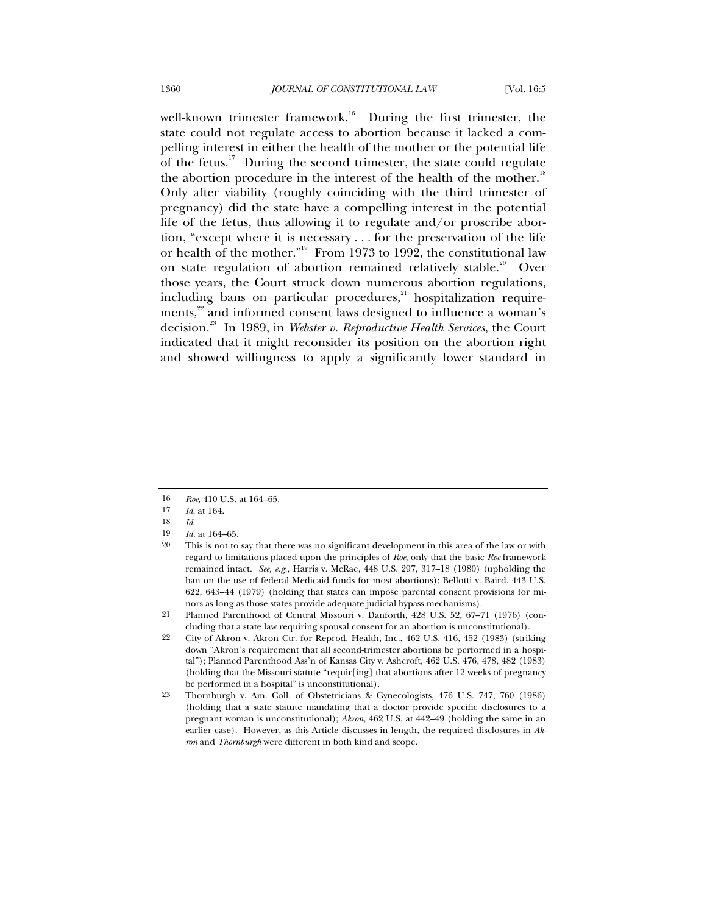well-known trimester framework.[16] During the first trimester, the state could not regulate access to abortion because it lacked a compelling interest in either the health of the mother or the potential life of the fetus.[17] During the second trimester, the state could regulate the abortion procedure in the interest of the health of the mother.[18] Only after viability (roughly coinciding with the third trimester of pregnancy) did the state have a compelling interest in the potential life of the fetus, thus allowing it to regulate and/or proscribe abortion, "except where it is necessary . . . for the preservation of the life or health of the mother."[19] From 1973 to 1992, the constitutional law on state regulation of abortion remained relatively stable.[20] Over those years, the Court struck down numerous abortion regulations, including bans on particular procedures,[21] hospitalization requirements,[22] and informed consent laws designed to influence a woman's decision.[23] In 1989, in *Webster v. Reproductive Health Services*, the Court indicated that it might reconsider its position on the abortion right and showed willingness to apply a significantly lower standard in

---

16 *Roe*, 410 U.S. at 164–65.

17 *Id.* at 164.

18 *Id.*

19 *Id.* at 164–65.

20 This is not to say that there was no significant development in this area of the law or with regard to limitations placed upon the principles of *Roe*, only that the basic *Roe* framework remained intact. *See, e.g.*, Harris v. McRae, 448 U.S. 297, 317–18 (1980) (upholding the ban on the use of federal Medicaid funds for most abortions); Bellotti v. Baird, 443 U.S. 622, 643–44 (1979) (holding that states can impose parental consent provisions for minors as long as those states provide adequate judicial bypass mechanisms).

21 Planned Parenthood of Central Missouri v. Danforth, 428 U.S. 52, 67–71 (1976) (concluding that a state law requiring spousal consent for an abortion is unconstitutional).

22 City of Akron v. Akron Ctr. for Reprod. Health, Inc., 462 U.S. 416, 452 (1983) (striking down "Akron's requirement that all second-trimester abortions be performed in a hospital"); Planned Parenthood Ass'n of Kansas City v. Ashcroft, 462 U.S. 476, 478, 482 (1983) (holding that the Missouri statute "requir[ing] that abortions after 12 weeks of pregnancy be performed in a hospital" is unconstitutional).

23 Thornburgh v. Am. Coll. of Obstetricians & Gynecologists, 476 U.S. 747, 760 (1986) (holding that a state statute mandating that a doctor provide specific disclosures to a pregnant woman is unconstitutional); *Akron*, 462 U.S. at 442–49 (holding the same in an earlier case). However, as this Article discusses in length, the required disclosures in *Akron* and *Thornburgh* were different in both kind and scope.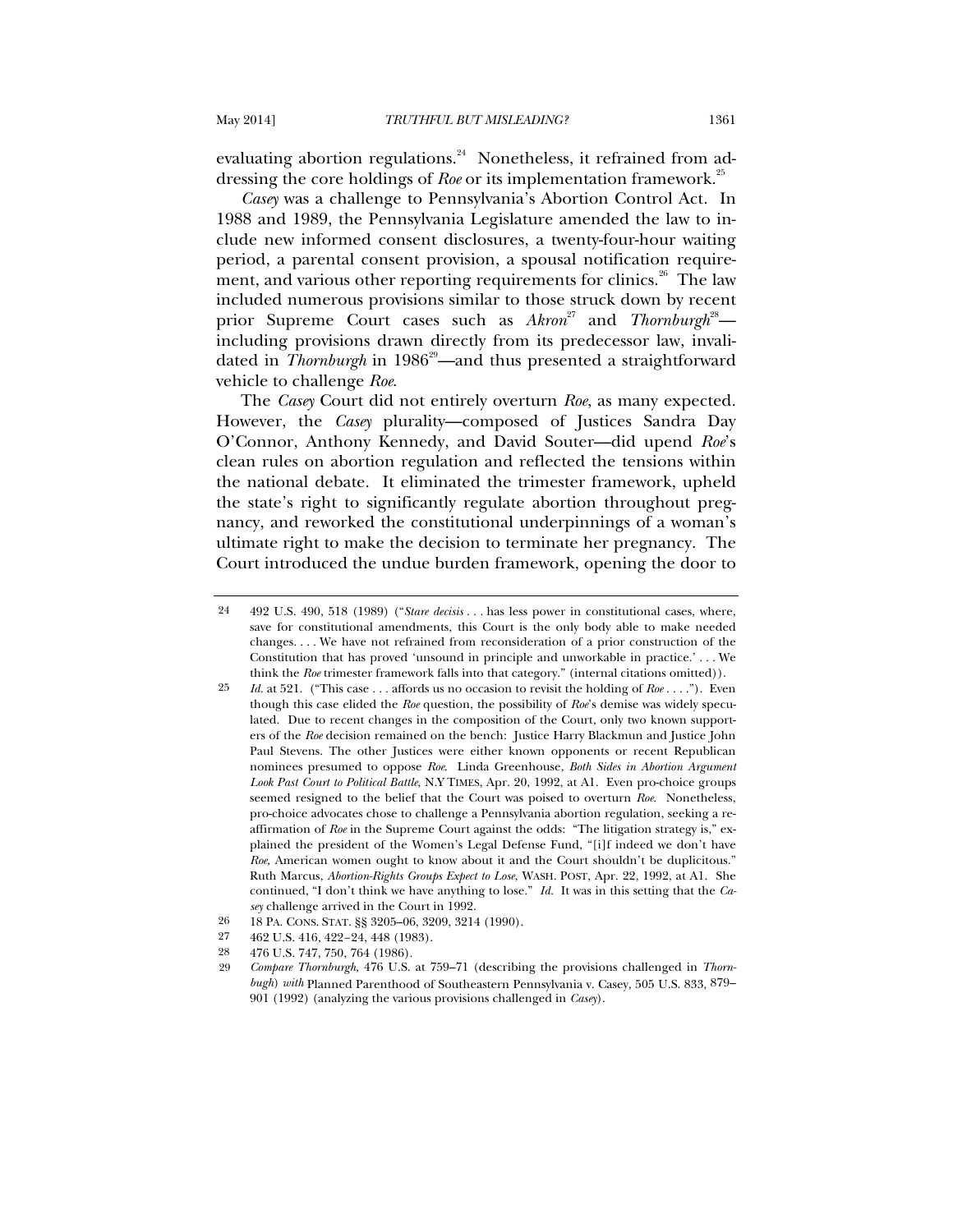evaluating abortion regulations.[24] Nonetheless, it refrained from addressing the core holdings of *Roe* or its implementation framework.[25]

*Casey* was a challenge to Pennsylvania's Abortion Control Act. In 1988 and 1989, the Pennsylvania Legislature amended the law to include new informed consent disclosures, a twenty-four-hour waiting period, a parental consent provision, a spousal notification requirement, and various other reporting requirements for clinics.[26] The law included numerous provisions similar to those struck down by recent prior Supreme Court cases such as *Akron*[27] and *Thornburgh*[28]—including provisions drawn directly from its predecessor law, invalidated in *Thornburgh* in 1986[29]—and thus presented a straightforward vehicle to challenge *Roe*.

The *Casey* Court did not entirely overturn *Roe*, as many expected. However, the *Casey* plurality—composed of Justices Sandra Day O'Connor, Anthony Kennedy, and David Souter—did upend *Roe*'s clean rules on abortion regulation and reflected the tensions within the national debate. It eliminated the trimester framework, upheld the state's right to significantly regulate abortion throughout pregnancy, and reworked the constitutional underpinnings of a woman's ultimate right to make the decision to terminate her pregnancy. The Court introduced the undue burden framework, opening the door to

---

24 492 U.S. 490, 518 (1989) ("*Stare decisis* . . . has less power in constitutional cases, where, save for constitutional amendments, this Court is the only body able to make needed changes. . . . We have not refrained from reconsideration of a prior construction of the Constitution that has proved 'unsound in principle and unworkable in practice.' . . . We think the *Roe* trimester framework falls into that category." (internal citations omitted)).

25 *Id.* at 521. ("This case . . . affords us no occasion to revisit the holding of *Roe* . . . ."). Even though this case elided the *Roe* question, the possibility of *Roe*'s demise was widely speculated. Due to recent changes in the composition of the Court, only two known supporters of the *Roe* decision remained on the bench: Justice Harry Blackmun and Justice John Paul Stevens. The other Justices were either known opponents or recent Republican nominees presumed to oppose *Roe*. Linda Greenhouse, *Both Sides in Abortion Argument Look Past Court to Political Battle*, N.Y TIMES, Apr. 20, 1992, at A1. Even pro-choice groups seemed resigned to the belief that the Court was poised to overturn *Roe*. Nonetheless, pro-choice advocates chose to challenge a Pennsylvania abortion regulation, seeking a reaffirmation of *Roe* in the Supreme Court against the odds: "The litigation strategy is," explained the president of the Women's Legal Defense Fund, "[i]f indeed we don't have *Roe*, American women ought to know about it and the Court shouldn't be duplicitous." Ruth Marcus, *Abortion-Rights Groups Expect to Lose*, WASH. POST, Apr. 22, 1992, at A1. She continued, "I don't think we have anything to lose." *Id.* It was in this setting that the *Casey* challenge arrived in the Court in 1992.

26 18 PA. CONS. STAT. §§ 3205–06, 3209, 3214 (1990).

27 462 U.S. 416, 422–24, 448 (1983).

28 476 U.S. 747, 750, 764 (1986).

29 *Compare Thornburgh*, 476 U.S. at 759–71 (describing the provisions challenged in *Thornbugh*) *with* Planned Parenthood of Southeastern Pennsylvania v. Casey, 505 U.S. 833, 879–901 (1992) (analyzing the various provisions challenged in *Casey*).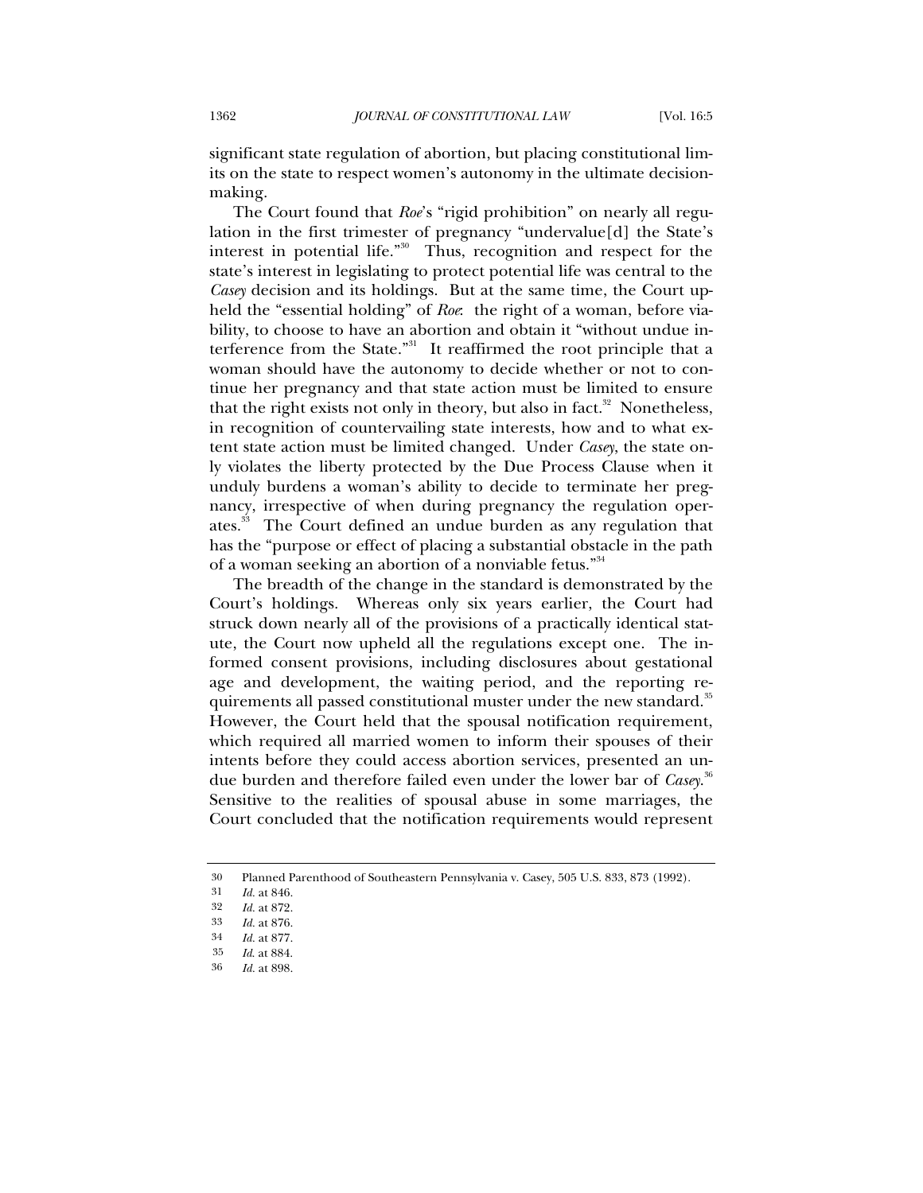significant state regulation of abortion, but placing constitutional limits on the state to respect women's autonomy in the ultimate decision-making.

The Court found that *Roe*'s "rigid prohibition" on nearly all regulation in the first trimester of pregnancy "undervalue[d] the State's interest in potential life."[30] Thus, recognition and respect for the state's interest in legislating to protect potential life was central to the *Casey* decision and its holdings. But at the same time, the Court upheld the "essential holding" of *Roe*: the right of a woman, before viability, to choose to have an abortion and obtain it "without undue interference from the State."[31] It reaffirmed the root principle that a woman should have the autonomy to decide whether or not to continue her pregnancy and that state action must be limited to ensure that the right exists not only in theory, but also in fact.[32] Nonetheless, in recognition of countervailing state interests, how and to what extent state action must be limited changed. Under *Casey*, the state only violates the liberty protected by the Due Process Clause when it unduly burdens a woman's ability to decide to terminate her pregnancy, irrespective of when during pregnancy the regulation operates.[33] The Court defined an undue burden as any regulation that has the "purpose or effect of placing a substantial obstacle in the path of a woman seeking an abortion of a nonviable fetus."[34]

The breadth of the change in the standard is demonstrated by the Court's holdings. Whereas only six years earlier, the Court had struck down nearly all of the provisions of a practically identical statute, the Court now upheld all the regulations except one. The informed consent provisions, including disclosures about gestational age and development, the waiting period, and the reporting requirements all passed constitutional muster under the new standard.[35] However, the Court held that the spousal notification requirement, which required all married women to inform their spouses of their intents before they could access abortion services, presented an undue burden and therefore failed even under the lower bar of *Casey*.[36] Sensitive to the realities of spousal abuse in some marriages, the Court concluded that the notification requirements would represent

---

30 Planned Parenthood of Southeastern Pennsylvania v. Casey, 505 U.S. 833, 873 (1992).

31 *Id.* at 846.

32 *Id.* at 872.

33 *Id.* at 876.

34 *Id.* at 877.

35 *Id.* at 884.

36 *Id.* at 898.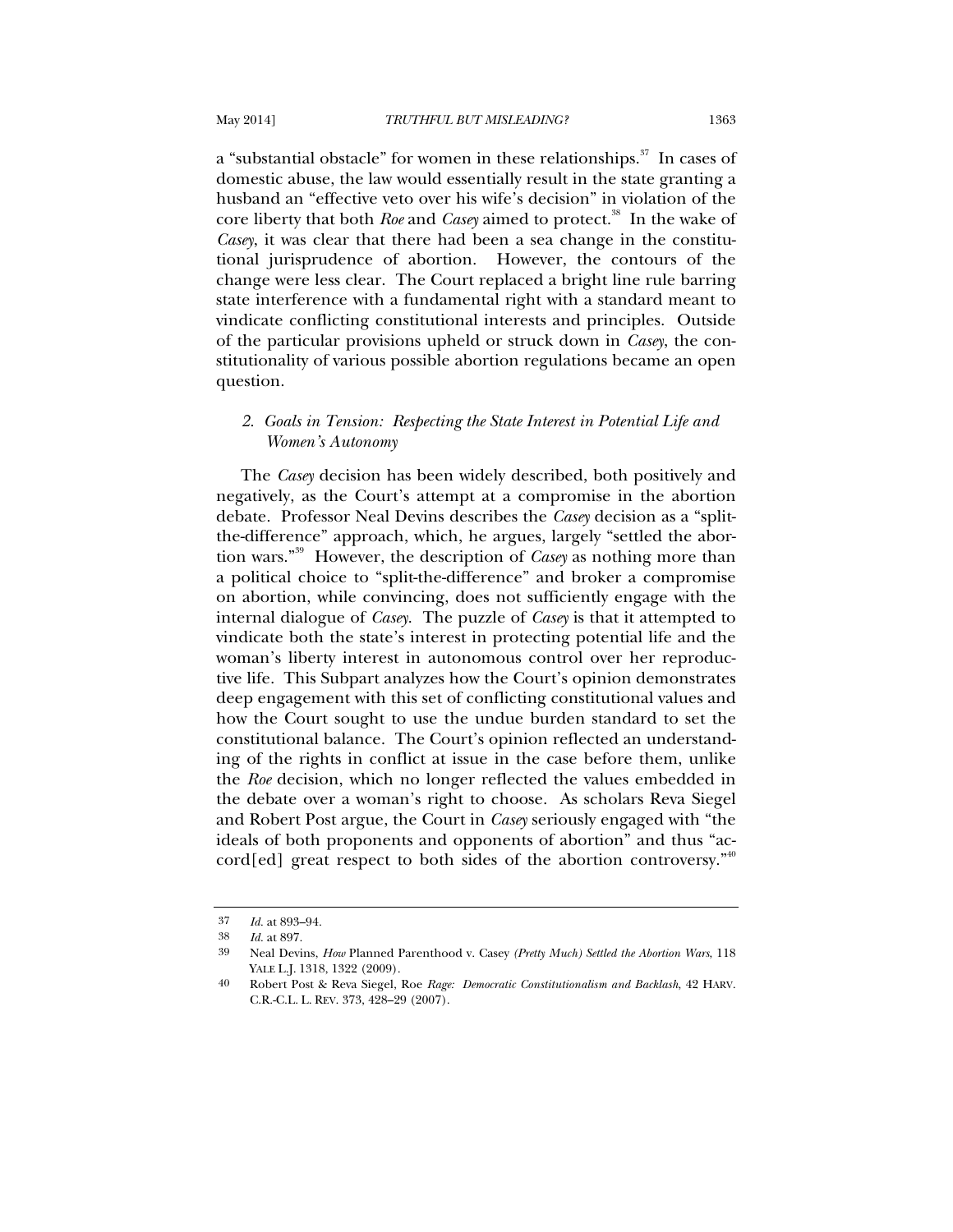a "substantial obstacle" for women in these relationships.[37] In cases of domestic abuse, the law would essentially result in the state granting a husband an "effective veto over his wife's decision" in violation of the core liberty that both *Roe* and *Casey* aimed to protect.[38] In the wake of *Casey*, it was clear that there had been a sea change in the constitutional jurisprudence of abortion. However, the contours of the change were less clear. The Court replaced a bright line rule barring state interference with a fundamental right with a standard meant to vindicate conflicting constitutional interests and principles. Outside of the particular provisions upheld or struck down in *Casey*, the constitutionality of various possible abortion regulations became an open question.

### 2. *Goals in Tension: Respecting the State Interest in Potential Life and Women's Autonomy*

The *Casey* decision has been widely described, both positively and negatively, as the Court's attempt at a compromise in the abortion debate. Professor Neal Devins describes the *Casey* decision as a "split-the-difference" approach, which, he argues, largely "settled the abortion wars."[39] However, the description of *Casey* as nothing more than a political choice to "split-the-difference" and broker a compromise on abortion, while convincing, does not sufficiently engage with the internal dialogue of *Casey*. The puzzle of *Casey* is that it attempted to vindicate both the state's interest in protecting potential life and the woman's liberty interest in autonomous control over her reproductive life. This Subpart analyzes how the Court's opinion demonstrates deep engagement with this set of conflicting constitutional values and how the Court sought to use the undue burden standard to set the constitutional balance. The Court's opinion reflected an understanding of the rights in conflict at issue in the case before them, unlike the *Roe* decision, which no longer reflected the values embedded in the debate over a woman's right to choose. As scholars Reva Siegel and Robert Post argue, the Court in *Casey* seriously engaged with "the ideals of both proponents and opponents of abortion" and thus "accord[ed] great respect to both sides of the abortion controversy."[40]

---

37 *Id.* at 893–94.

38 *Id.* at 897.

39 Neal Devins, *How* Planned Parenthood v. Casey *(Pretty Much) Settled the Abortion Wars*, 118 YALE L.J. 1318, 1322 (2009).

40 Robert Post & Reva Siegel, Roe *Rage: Democratic Constitutionalism and Backlash*, 42 HARV. C.R.-C.L. L. REV. 373, 428–29 (2007).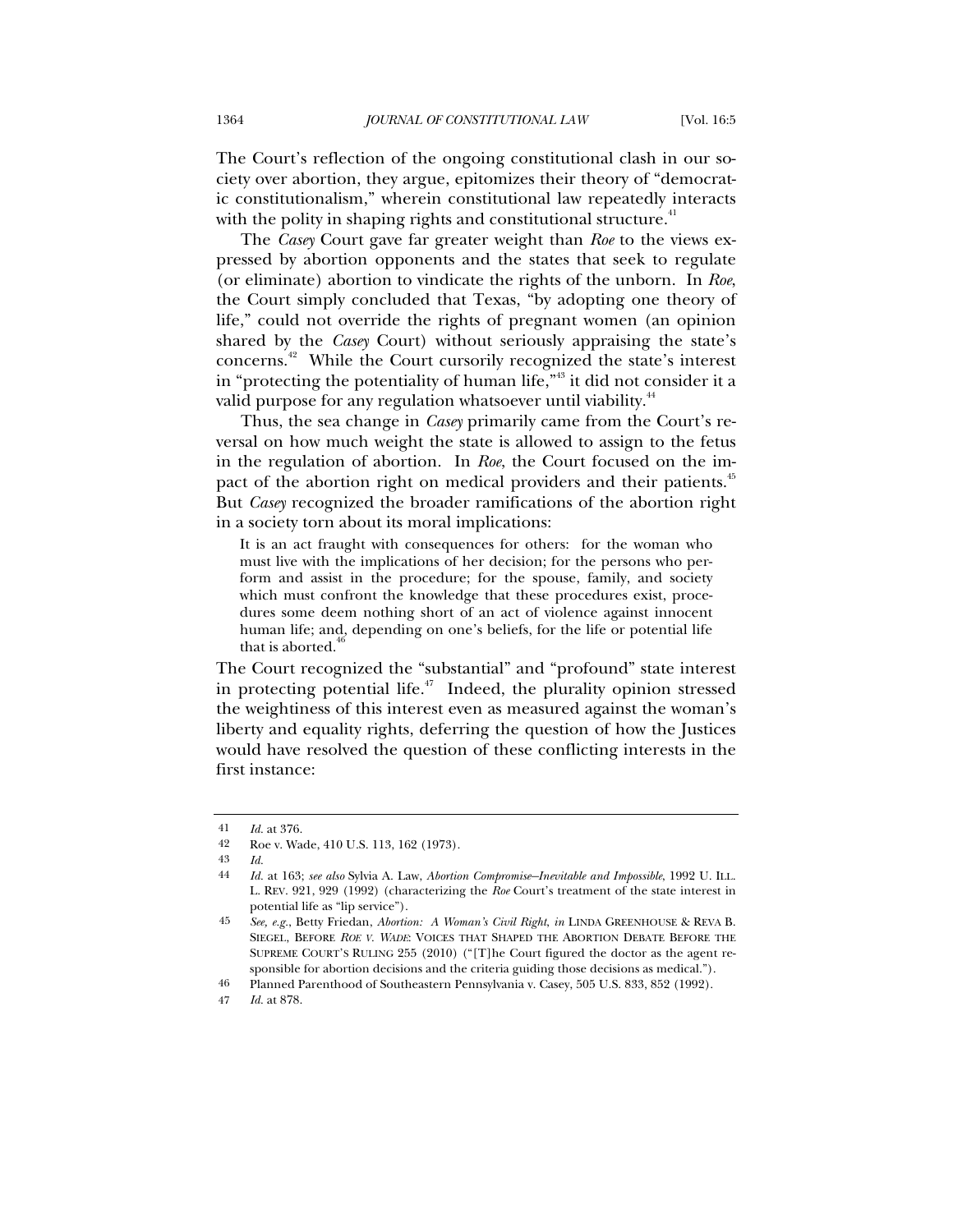The Court's reflection of the ongoing constitutional clash in our society over abortion, they argue, epitomizes their theory of "democratic constitutionalism," wherein constitutional law repeatedly interacts with the polity in shaping rights and constitutional structure.[41]

The *Casey* Court gave far greater weight than *Roe* to the views expressed by abortion opponents and the states that seek to regulate (or eliminate) abortion to vindicate the rights of the unborn. In *Roe*, the Court simply concluded that Texas, "by adopting one theory of life," could not override the rights of pregnant women (an opinion shared by the *Casey* Court) without seriously appraising the state's concerns.[42] While the Court cursorily recognized the state's interest in "protecting the potentiality of human life,"[43] it did not consider it a valid purpose for any regulation whatsoever until viability.[44]

Thus, the sea change in *Casey* primarily came from the Court's reversal on how much weight the state is allowed to assign to the fetus in the regulation of abortion. In *Roe*, the Court focused on the impact of the abortion right on medical providers and their patients.[45] But *Casey* recognized the broader ramifications of the abortion right in a society torn about its moral implications:

> It is an act fraught with consequences for others: for the woman who must live with the implications of her decision; for the persons who perform and assist in the procedure; for the spouse, family, and society which must confront the knowledge that these procedures exist, procedures some deem nothing short of an act of violence against innocent human life; and, depending on one's beliefs, for the life or potential life that is aborted.[46]

The Court recognized the "substantial" and "profound" state interest in protecting potential life.[47] Indeed, the plurality opinion stressed the weightiness of this interest even as measured against the woman's liberty and equality rights, deferring the question of how the Justices would have resolved the question of these conflicting interests in the first instance:

---

41 *Id.* at 376.

42 Roe v. Wade, 410 U.S. 113, 162 (1973).

43 *Id.*

44 *Id.* at 163; *see also* Sylvia A. Law, *Abortion Compromise—Inevitable and Impossible*, 1992 U. ILL. L. REV. 921, 929 (1992) (characterizing the *Roe* Court's treatment of the state interest in potential life as "lip service").

45 *See, e.g.*, Betty Friedan, *Abortion: A Woman's Civil Right*, *in* LINDA GREENHOUSE & REVA B. SIEGEL, BEFORE *ROE V. WADE*: VOICES THAT SHAPED THE ABORTION DEBATE BEFORE THE SUPREME COURT'S RULING 255 (2010) ("[T]he Court figured the doctor as the agent responsible for abortion decisions and the criteria guiding those decisions as medical.").

46 Planned Parenthood of Southeastern Pennsylvania v. Casey, 505 U.S. 833, 852 (1992).

47 *Id.* at 878.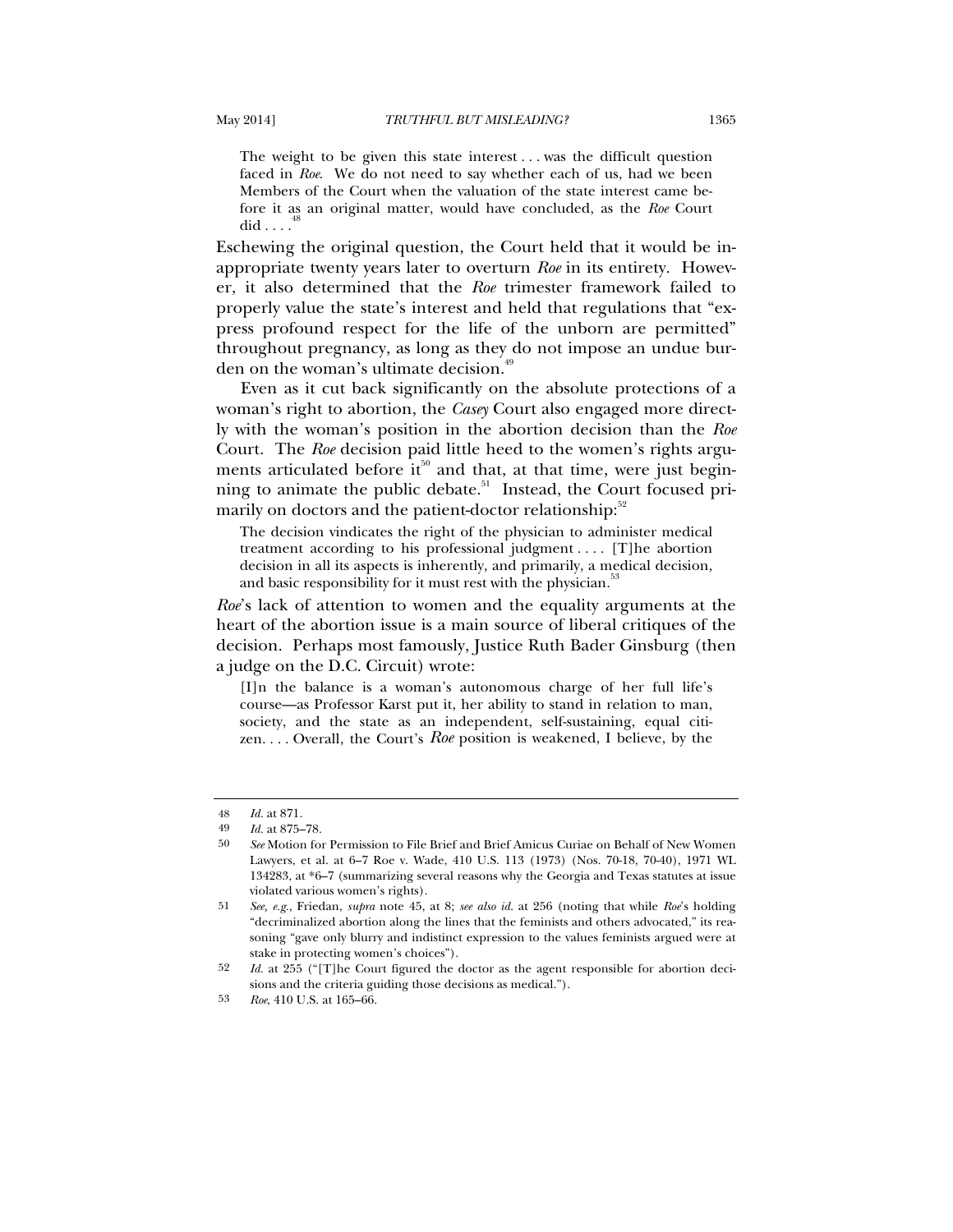> The weight to be given this state interest . . . was the difficult question faced in *Roe*. We do not need to say whether each of us, had we been Members of the Court when the valuation of the state interest came before it as an original matter, would have concluded, as the *Roe* Court did . . . .[48]

Eschewing the original question, the Court held that it would be inappropriate twenty years later to overturn *Roe* in its entirety. However, it also determined that the *Roe* trimester framework failed to properly value the state's interest and held that regulations that "express profound respect for the life of the unborn are permitted" throughout pregnancy, as long as they do not impose an undue burden on the woman's ultimate decision.[49]

Even as it cut back significantly on the absolute protections of a woman's right to abortion, the *Casey* Court also engaged more directly with the woman's position in the abortion decision than the *Roe* Court. The *Roe* decision paid little heed to the women's rights arguments articulated before it[50] and that, at that time, were just beginning to animate the public debate.[51] Instead, the Court focused primarily on doctors and the patient-doctor relationship:[52]

> The decision vindicates the right of the physician to administer medical treatment according to his professional judgment . . . . [T]he abortion decision in all its aspects is inherently, and primarily, a medical decision, and basic responsibility for it must rest with the physician.[53]

*Roe*'s lack of attention to women and the equality arguments at the heart of the abortion issue is a main source of liberal critiques of the decision. Perhaps most famously, Justice Ruth Bader Ginsburg (then a judge on the D.C. Circuit) wrote:

> [I]n the balance is a woman's autonomous charge of her full life's course—as Professor Karst put it, her ability to stand in relation to man, society, and the state as an independent, self-sustaining, equal citizen. . . . Overall, the Court's *Roe* position is weakened, I believe, by the

---

48 *Id.* at 871.

49 *Id.* at 875–78.

50 *See* Motion for Permission to File Brief and Brief Amicus Curiae on Behalf of New Women Lawyers, et al. at 6–7 Roe v. Wade, 410 U.S. 113 (1973) (Nos. 70-18, 70-40), 1971 WL 134283, at *6–7 (summarizing several reasons why the Georgia and Texas statutes at issue violated various women's rights).

51 *See, e.g.*, Friedan, *supra* note 45, at 8; *see also id.* at 256 (noting that while *Roe*'s holding "decriminalized abortion along the lines that the feminists and others advocated," its reasoning "gave only blurry and indistinct expression to the values feminists argued were at stake in protecting women's choices").

52 *Id.* at 255 ("[T]he Court figured the doctor as the agent responsible for abortion decisions and the criteria guiding those decisions as medical.").

53 *Roe*, 410 U.S. at 165–66.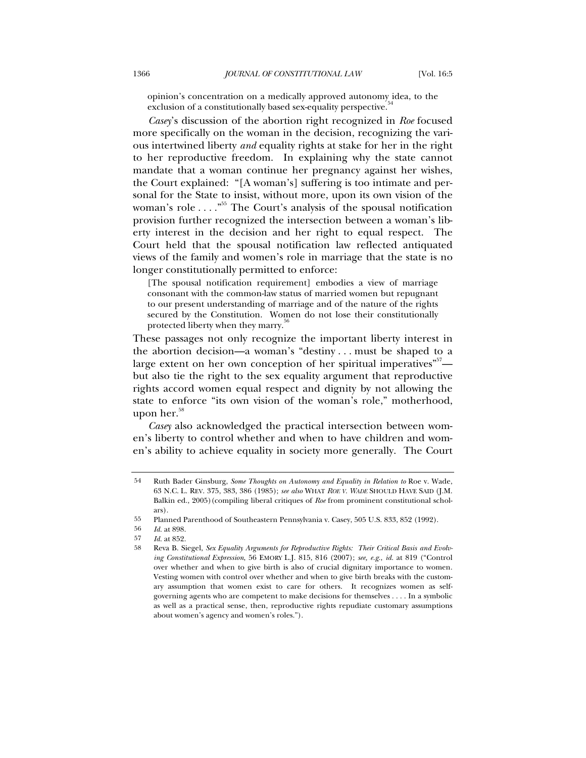opinion's concentration on a medically approved autonomy idea, to the exclusion of a constitutionally based sex-equality perspective.[54]

*Casey*'s discussion of the abortion right recognized in *Roe* focused more specifically on the woman in the decision, recognizing the various intertwined liberty *and* equality rights at stake for her in the right to her reproductive freedom. In explaining why the state cannot mandate that a woman continue her pregnancy against her wishes, the Court explained: "[A woman's] suffering is too intimate and personal for the State to insist, without more, upon its own vision of the woman's role . . . ."[55] The Court's analysis of the spousal notification provision further recognized the intersection between a woman's liberty interest in the decision and her right to equal respect. The Court held that the spousal notification law reflected antiquated views of the family and women's role in marriage that the state is no longer constitutionally permitted to enforce:

> [The spousal notification requirement] embodies a view of marriage consonant with the common-law status of married women but repugnant to our present understanding of marriage and of the nature of the rights secured by the Constitution. Women do not lose their constitutionally protected liberty when they marry.[56]

These passages not only recognize the important liberty interest in the abortion decision—a woman's "destiny . . . must be shaped to a large extent on her own conception of her spiritual imperatives"[57]—but also tie the right to the sex equality argument that reproductive rights accord women equal respect and dignity by not allowing the state to enforce "its own vision of the woman's role," motherhood, upon her.[58]

*Casey* also acknowledged the practical intersection between women's liberty to control whether and when to have children and women's ability to achieve equality in society more generally. The Court

---

54 Ruth Bader Ginsburg, *Some Thoughts on Autonomy and Equality in Relation to* Roe v. Wade, 63 N.C. L. REV. 375, 383, 386 (1985); *see also* WHAT *ROE V. WADE* SHOULD HAVE SAID (J.M. Balkin ed., 2005) (compiling liberal critiques of *Roe* from prominent constitutional scholars).

55 Planned Parenthood of Southeastern Pennsylvania v. Casey, 505 U.S. 833, 852 (1992).

56 *Id.* at 898.

57 *Id.* at 852.

58 Reva B. Siegel, *Sex Equality Arguments for Reproductive Rights: Their Critical Basis and Evolving Constitutional Expression*, 56 EMORY L.J. 815, 816 (2007); *see, e.g.*, *id.* at 819 ("Control over whether and when to give birth is also of crucial dignitary importance to women. Vesting women with control over whether and when to give birth breaks with the customary assumption that women exist to care for others. It recognizes women as self-governing agents who are competent to make decisions for themselves . . . . In a symbolic as well as a practical sense, then, reproductive rights repudiate customary assumptions about women's agency and women's roles.").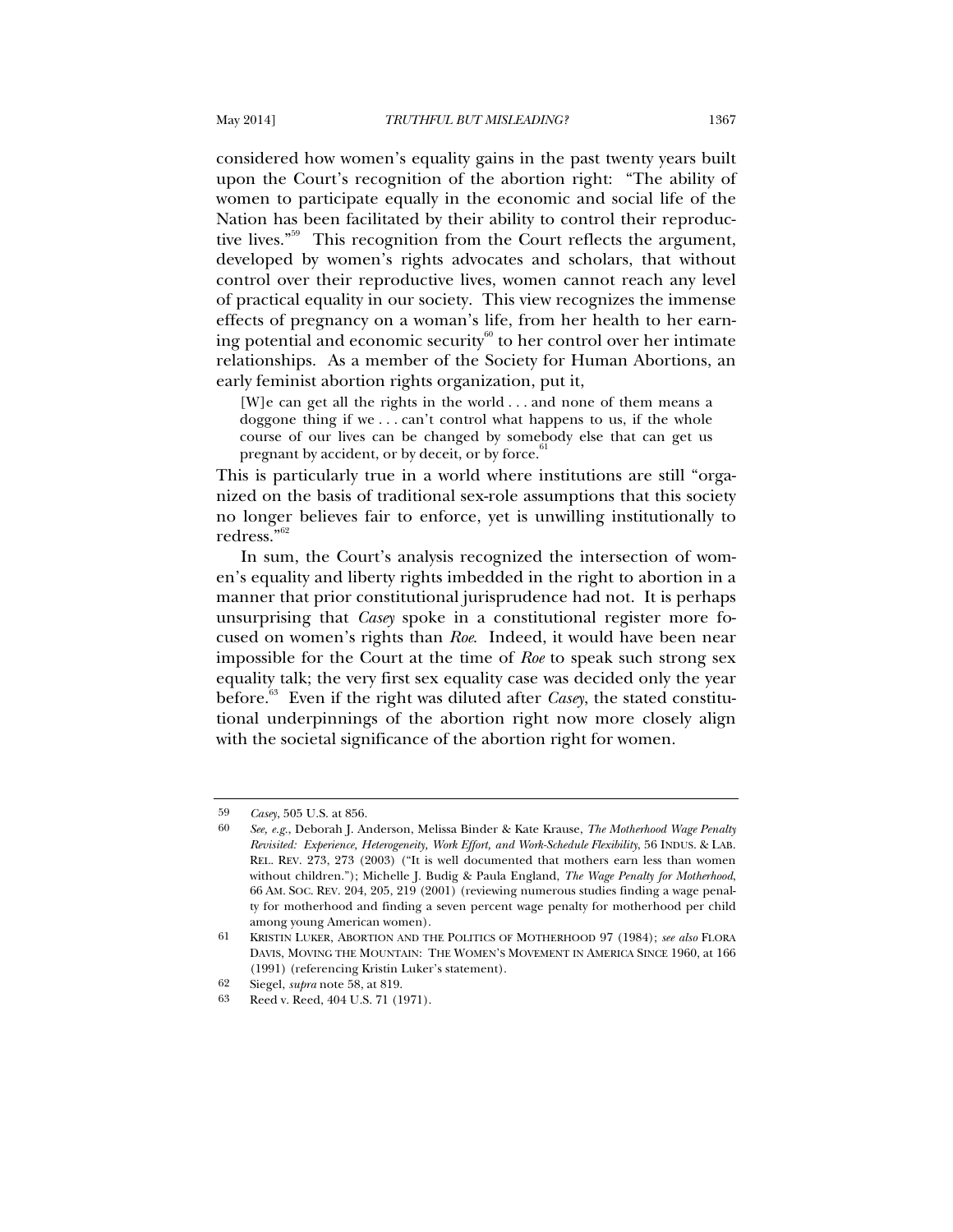considered how women's equality gains in the past twenty years built upon the Court's recognition of the abortion right: "The ability of women to participate equally in the economic and social life of the Nation has been facilitated by their ability to control their reproductive lives."[59] This recognition from the Court reflects the argument, developed by women's rights advocates and scholars, that without control over their reproductive lives, women cannot reach any level of practical equality in our society. This view recognizes the immense effects of pregnancy on a woman's life, from her health to her earning potential and economic security[60] to her control over her intimate relationships. As a member of the Society for Human Abortions, an early feminist abortion rights organization, put it,

> [W]e can get all the rights in the world . . . and none of them means a doggone thing if we . . . can't control what happens to us, if the whole course of our lives can be changed by somebody else that can get us pregnant by accident, or by deceit, or by force.[61]

This is particularly true in a world where institutions are still "organized on the basis of traditional sex-role assumptions that this society no longer believes fair to enforce, yet is unwilling institutionally to redress."[62]

In sum, the Court's analysis recognized the intersection of women's equality and liberty rights imbedded in the right to abortion in a manner that prior constitutional jurisprudence had not. It is perhaps unsurprising that *Casey* spoke in a constitutional register more focused on women's rights than *Roe*. Indeed, it would have been near impossible for the Court at the time of *Roe* to speak such strong sex equality talk; the very first sex equality case was decided only the year before.[63] Even if the right was diluted after *Casey*, the stated constitutional underpinnings of the abortion right now more closely align with the societal significance of the abortion right for women.

---

59 *Casey*, 505 U.S. at 856.

60 *See, e.g.*, Deborah J. Anderson, Melissa Binder & Kate Krause, *The Motherhood Wage Penalty Revisited: Experience, Heterogeneity, Work Effort, and Work-Schedule Flexibility*, 56 INDUS. & LAB. REL. REV. 273, 273 (2003) ("It is well documented that mothers earn less than women without children."); Michelle J. Budig & Paula England, *The Wage Penalty for Motherhood*, 66 AM. SOC. REV. 204, 205, 219 (2001) (reviewing numerous studies finding a wage penalty for motherhood and finding a seven percent wage penalty for motherhood per child among young American women).

61 KRISTIN LUKER, ABORTION AND THE POLITICS OF MOTHERHOOD 97 (1984); *see also* FLORA DAVIS, MOVING THE MOUNTAIN: THE WOMEN'S MOVEMENT IN AMERICA SINCE 1960, at 166 (1991) (referencing Kristin Luker's statement).

62 Siegel, *supra* note 58, at 819.

63 Reed v. Reed, 404 U.S. 71 (1971).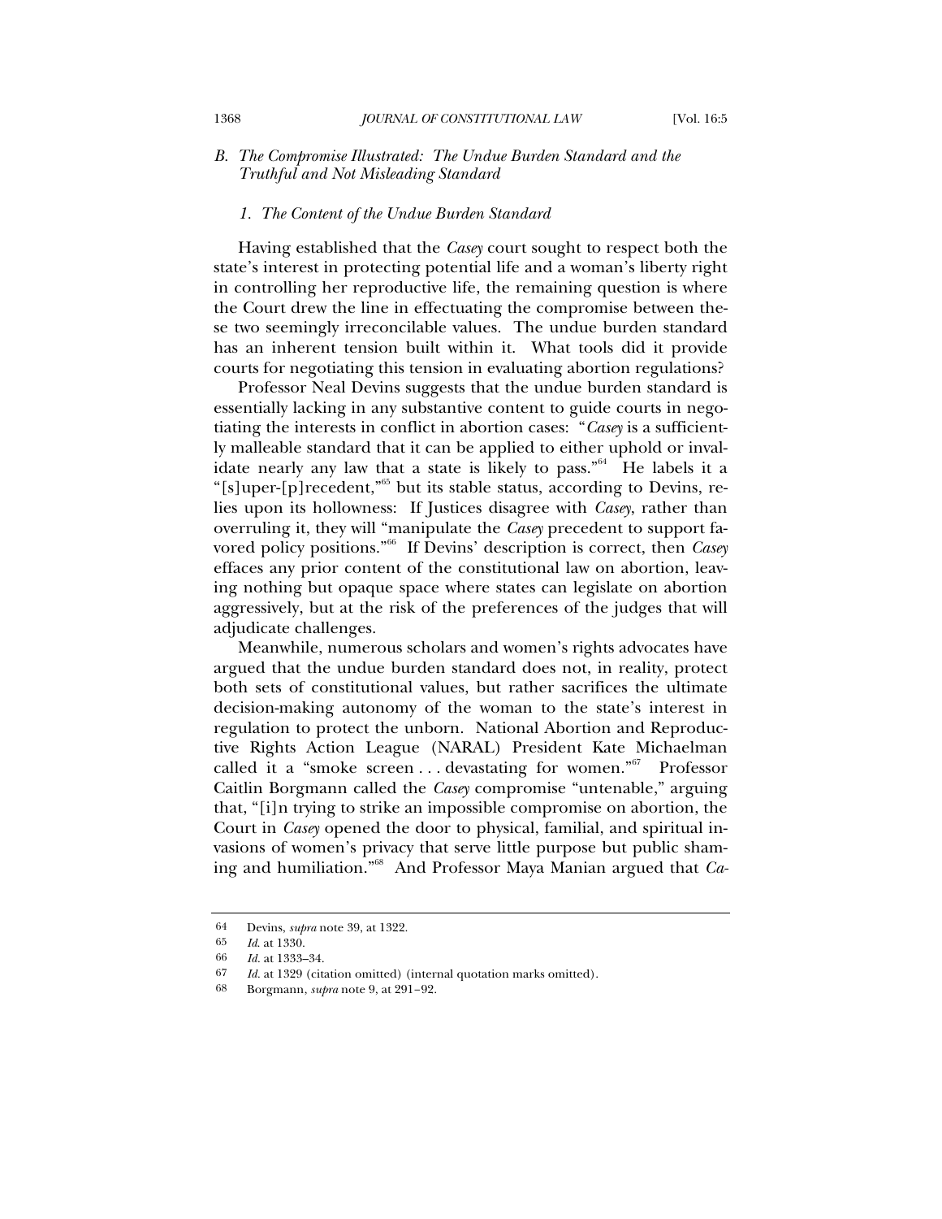### B. *The Compromise Illustrated: The Undue Burden Standard and the Truthful and Not Misleading Standard*

#### 1. *The Content of the Undue Burden Standard*

Having established that the *Casey* court sought to respect both the state's interest in protecting potential life and a woman's liberty right in controlling her reproductive life, the remaining question is where the Court drew the line in effectuating the compromise between these two seemingly irreconcilable values. The undue burden standard has an inherent tension built within it. What tools did it provide courts for negotiating this tension in evaluating abortion regulations?

Professor Neal Devins suggests that the undue burden standard is essentially lacking in any substantive content to guide courts in negotiating the interests in conflict in abortion cases: "*Casey* is a sufficiently malleable standard that it can be applied to either uphold or invalidate nearly any law that a state is likely to pass."[64] He labels it a "[s]uper-[p]recedent,"[65] but its stable status, according to Devins, relies upon its hollowness: If Justices disagree with *Casey*, rather than overruling it, they will "manipulate the *Casey* precedent to support favored policy positions."[66] If Devins' description is correct, then *Casey* effaces any prior content of the constitutional law on abortion, leaving nothing but opaque space where states can legislate on abortion aggressively, but at the risk of the preferences of the judges that will adjudicate challenges.

Meanwhile, numerous scholars and women's rights advocates have argued that the undue burden standard does not, in reality, protect both sets of constitutional values, but rather sacrifices the ultimate decision-making autonomy of the woman to the state's interest in regulation to protect the unborn. National Abortion and Reproductive Rights Action League (NARAL) President Kate Michaelman called it a "smoke screen . . . devastating for women."[67] Professor Caitlin Borgmann called the *Casey* compromise "untenable," arguing that, "[i]n trying to strike an impossible compromise on abortion, the Court in *Casey* opened the door to physical, familial, and spiritual invasions of women's privacy that serve little purpose but public shaming and humiliation."[68] And Professor Maya Manian argued that *Ca-*

---

64 Devins, *supra* note 39, at 1322.

65 *Id.* at 1330.

66 *Id.* at 1333–34.

67 *Id.* at 1329 (citation omitted) (internal quotation marks omitted).

68 Borgmann, *supra* note 9, at 291–92.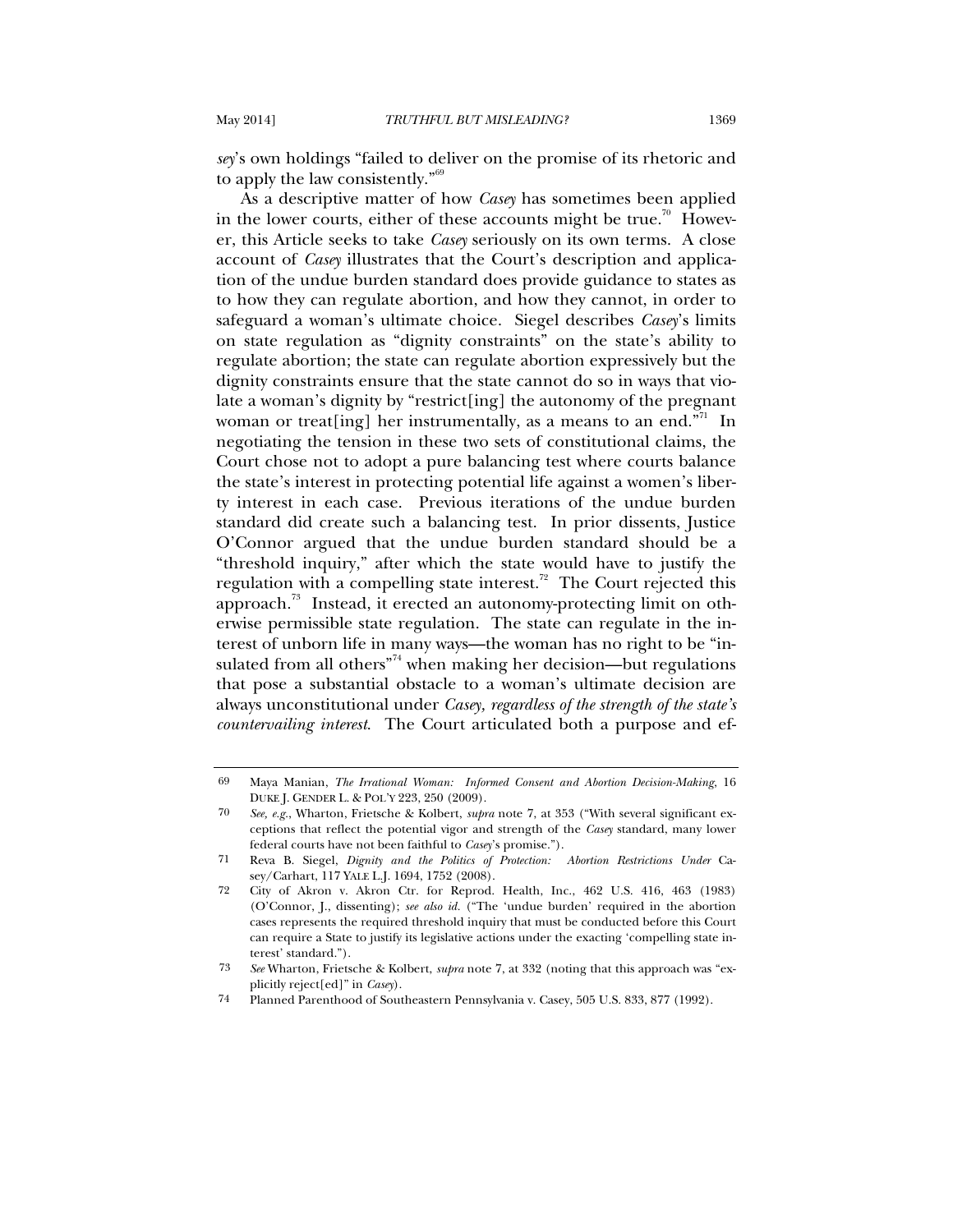*sey*'s own holdings "failed to deliver on the promise of its rhetoric and to apply the law consistently."[69]

As a descriptive matter of how *Casey* has sometimes been applied in the lower courts, either of these accounts might be true.[70] However, this Article seeks to take *Casey* seriously on its own terms. A close account of *Casey* illustrates that the Court's description and application of the undue burden standard does provide guidance to states as to how they can regulate abortion, and how they cannot, in order to safeguard a woman's ultimate choice. Siegel describes *Casey*'s limits on state regulation as "dignity constraints" on the state's ability to regulate abortion; the state can regulate abortion expressively but the dignity constraints ensure that the state cannot do so in ways that violate a woman's dignity by "restrict[ing] the autonomy of the pregnant woman or treat[ing] her instrumentally, as a means to an end."[71] In negotiating the tension in these two sets of constitutional claims, the Court chose not to adopt a pure balancing test where courts balance the state's interest in protecting potential life against a women's liberty interest in each case. Previous iterations of the undue burden standard did create such a balancing test. In prior dissents, Justice O'Connor argued that the undue burden standard should be a "threshold inquiry," after which the state would have to justify the regulation with a compelling state interest.[72] The Court rejected this approach.[73] Instead, it erected an autonomy-protecting limit on otherwise permissible state regulation. The state can regulate in the interest of unborn life in many ways—the woman has no right to be "insulated from all others"[74] when making her decision—but regulations that pose a substantial obstacle to a woman's ultimate decision are always unconstitutional under *Casey, regardless of the strength of the state's countervailing interest*. The Court articulated both a purpose and ef-

---

69 Maya Manian, *The Irrational Woman: Informed Consent and Abortion Decision-Making*, 16 DUKE J. GENDER L. & POL'Y 223, 250 (2009).

70 *See, e.g.*, Wharton, Frietsche & Kolbert, *supra* note 7, at 353 ("With several significant exceptions that reflect the potential vigor and strength of the *Casey* standard, many lower federal courts have not been faithful to *Casey*'s promise.").

71 Reva B. Siegel, *Dignity and the Politics of Protection: Abortion Restrictions Under* Casey/Carhart, 117 YALE L.J. 1694, 1752 (2008).

72 City of Akron v. Akron Ctr. for Reprod. Health, Inc., 462 U.S. 416, 463 (1983) (O'Connor, J., dissenting); *see also id.* ("The 'undue burden' required in the abortion cases represents the required threshold inquiry that must be conducted before this Court can require a State to justify its legislative actions under the exacting 'compelling state interest' standard.").

73 *See* Wharton, Frietsche & Kolbert, *supra* note 7, at 332 (noting that this approach was "explicitly reject[ed]" in *Casey*).

74 Planned Parenthood of Southeastern Pennsylvania v. Casey, 505 U.S. 833, 877 (1992).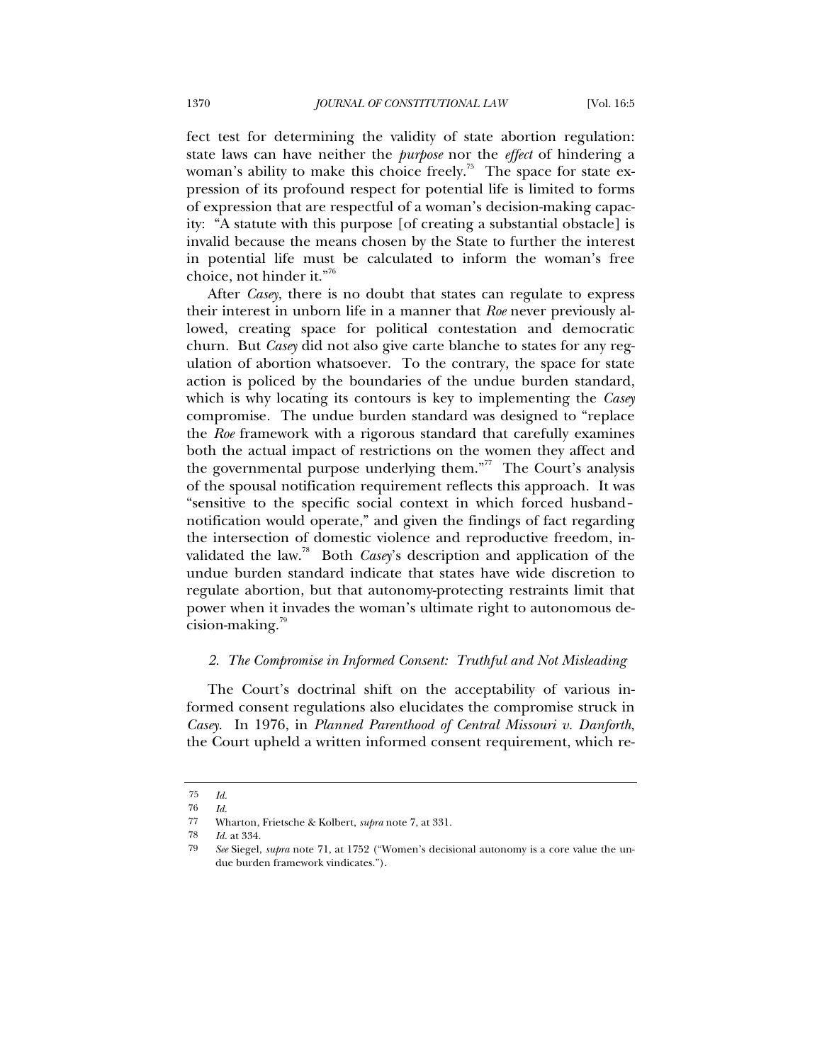fect test for determining the validity of state abortion regulation: state laws can have neither the *purpose* nor the *effect* of hindering a woman's ability to make this choice freely.[75] The space for state expression of its profound respect for potential life is limited to forms of expression that are respectful of a woman's decision-making capacity: "A statute with this purpose [of creating a substantial obstacle] is invalid because the means chosen by the State to further the interest in potential life must be calculated to inform the woman's free choice, not hinder it."[76]

After *Casey*, there is no doubt that states can regulate to express their interest in unborn life in a manner that *Roe* never previously allowed, creating space for political contestation and democratic churn. But *Casey* did not also give carte blanche to states for any regulation of abortion whatsoever. To the contrary, the space for state action is policed by the boundaries of the undue burden standard, which is why locating its contours is key to implementing the *Casey* compromise. The undue burden standard was designed to "replace the *Roe* framework with a rigorous standard that carefully examines both the actual impact of restrictions on the women they affect and the governmental purpose underlying them."[77] The Court's analysis of the spousal notification requirement reflects this approach. It was "sensitive to the specific social context in which forced husband-notification would operate," and given the findings of fact regarding the intersection of domestic violence and reproductive freedom, invalidated the law.[78] Both *Casey*'s description and application of the undue burden standard indicate that states have wide discretion to regulate abortion, but that autonomy-protecting restraints limit that power when it invades the woman's ultimate right to autonomous decision-making.[79]

### *2. The Compromise in Informed Consent: Truthful and Not Misleading*

The Court's doctrinal shift on the acceptability of various informed consent regulations also elucidates the compromise struck in *Casey*. In 1976, in *Planned Parenthood of Central Missouri v. Danforth*, the Court upheld a written informed consent requirement, which re-

---

75 *Id.*

76 *Id.*

77 Wharton, Frietsche & Kolbert, *supra* note 7, at 331.

78 *Id.* at 334.

79 *See* Siegel, *supra* note 71, at 1752 ("Women's decisional autonomy is a core value the undue burden framework vindicates.").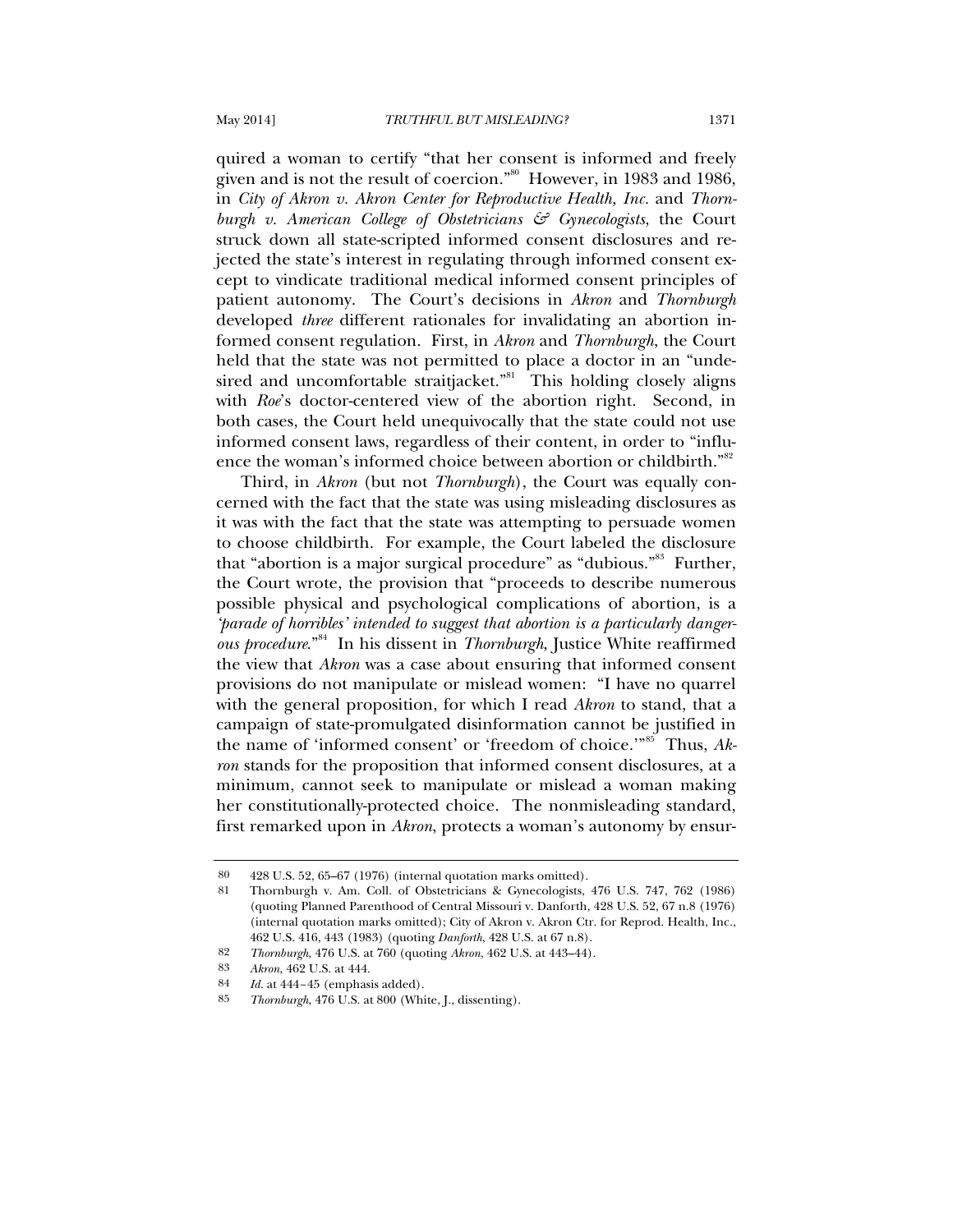quired a woman to certify "that her consent is informed and freely given and is not the result of coercion."[80] However, in 1983 and 1986, in *City of Akron v. Akron Center for Reproductive Health, Inc.* and *Thornburgh v. American College of Obstetricians & Gynecologists*, the Court struck down all state-scripted informed consent disclosures and rejected the state's interest in regulating through informed consent except to vindicate traditional medical informed consent principles of patient autonomy. The Court's decisions in *Akron* and *Thornburgh* developed *three* different rationales for invalidating an abortion informed consent regulation. First, in *Akron* and *Thornburgh*, the Court held that the state was not permitted to place a doctor in an "undesired and uncomfortable straitjacket."[81] This holding closely aligns with *Roe*'s doctor-centered view of the abortion right. Second, in both cases, the Court held unequivocally that the state could not use informed consent laws, regardless of their content, in order to "influence the woman's informed choice between abortion or childbirth."[82]

Third, in *Akron* (but not *Thornburgh*), the Court was equally concerned with the fact that the state was using misleading disclosures as it was with the fact that the state was attempting to persuade women to choose childbirth. For example, the Court labeled the disclosure that "abortion is a major surgical procedure" as "dubious."[83] Further, the Court wrote, the provision that "proceeds to describe numerous possible physical and psychological complications of abortion, is a *'parade of horribles' intended to suggest that abortion is a particularly dangerous procedure*."[84] In his dissent in *Thornburgh*, Justice White reaffirmed the view that *Akron* was a case about ensuring that informed consent provisions do not manipulate or mislead women: "I have no quarrel with the general proposition, for which I read *Akron* to stand, that a campaign of state-promulgated disinformation cannot be justified in the name of 'informed consent' or 'freedom of choice.'"[85] Thus, *Akron* stands for the proposition that informed consent disclosures, at a minimum, cannot seek to manipulate or mislead a woman making her constitutionally-protected choice. The nonmisleading standard, first remarked upon in *Akron*, protects a woman's autonomy by ensur-

---

80 428 U.S. 52, 65–67 (1976) (internal quotation marks omitted).

81 Thornburgh v. Am. Coll. of Obstetricians & Gynecologists, 476 U.S. 747, 762 (1986) (quoting Planned Parenthood of Central Missouri v. Danforth, 428 U.S. 52, 67 n.8 (1976) (internal quotation marks omitted); City of Akron v. Akron Ctr. for Reprod. Health, Inc., 462 U.S. 416, 443 (1983) (quoting *Danforth*, 428 U.S. at 67 n.8).

82 *Thornburgh*, 476 U.S. at 760 (quoting *Akron*, 462 U.S. at 443–44).

83 *Akron*, 462 U.S. at 444.

84 *Id.* at 444–45 (emphasis added).

85 *Thornburgh*, 476 U.S. at 800 (White, J., dissenting).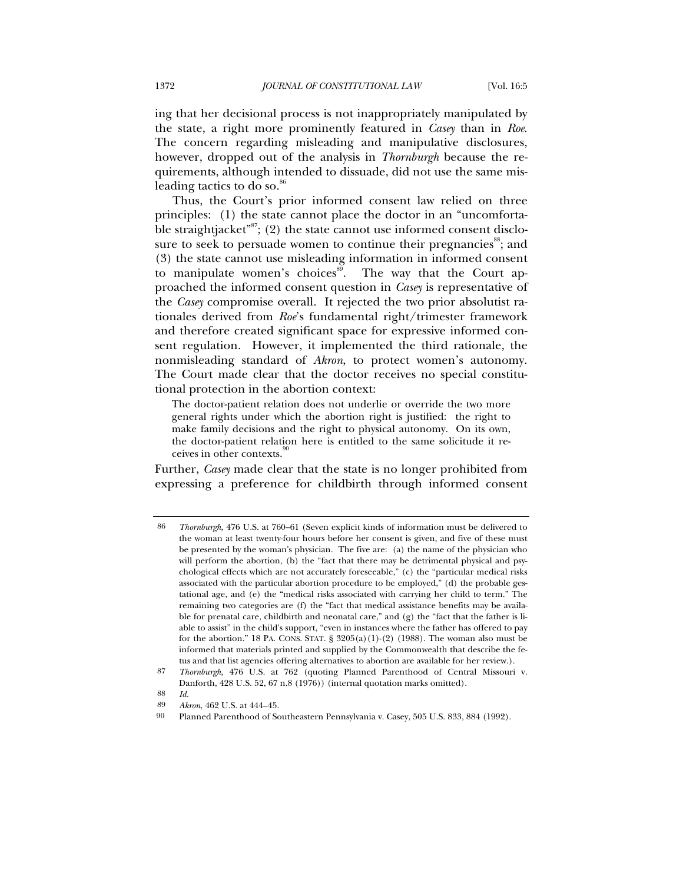ing that her decisional process is not inappropriately manipulated by the state, a right more prominently featured in *Casey* than in *Roe*. The concern regarding misleading and manipulative disclosures, however, dropped out of the analysis in *Thornburgh* because the requirements, although intended to dissuade, did not use the same misleading tactics to do so.[86]

Thus, the Court's prior informed consent law relied on three principles: (1) the state cannot place the doctor in an "uncomfortable straightjacket"[87]; (2) the state cannot use informed consent disclosure to seek to persuade women to continue their pregnancies[88]; and (3) the state cannot use misleading information in informed consent to manipulate women's choices[89]. The way that the Court approached the informed consent question in *Casey* is representative of the *Casey* compromise overall. It rejected the two prior absolutist rationales derived from *Roe*'s fundamental right/trimester framework and therefore created significant space for expressive informed consent regulation. However, it implemented the third rationale, the nonmisleading standard of *Akron*, to protect women's autonomy. The Court made clear that the doctor receives no special constitutional protection in the abortion context:

> The doctor-patient relation does not underlie or override the two more general rights under which the abortion right is justified: the right to make family decisions and the right to physical autonomy. On its own, the doctor-patient relation here is entitled to the same solicitude it receives in other contexts.[90]

Further, *Casey* made clear that the state is no longer prohibited from expressing a preference for childbirth through informed consent

---

86 *Thornburgh*, 476 U.S. at 760–61 (Seven explicit kinds of information must be delivered to the woman at least twenty-four hours before her consent is given, and five of these must be presented by the woman's physician. The five are: (a) the name of the physician who will perform the abortion, (b) the "fact that there may be detrimental physical and psychological effects which are not accurately foreseeable," (c) the "particular medical risks associated with the particular abortion procedure to be employed," (d) the probable gestational age, and (e) the "medical risks associated with carrying her child to term." The remaining two categories are (f) the "fact that medical assistance benefits may be available for prenatal care, childbirth and neonatal care," and (g) the "fact that the father is liable to assist" in the child's support, "even in instances where the father has offered to pay for the abortion." 18 PA. CONS. STAT. § 3205(a)(1)-(2) (1988). The woman also must be informed that materials printed and supplied by the Commonwealth that describe the fetus and that list agencies offering alternatives to abortion are available for her review.).

87 *Thornburgh*, 476 U.S. at 762 (quoting Planned Parenthood of Central Missouri v. Danforth, 428 U.S. 52, 67 n.8 (1976)) (internal quotation marks omitted).

88 *Id.*

89 *Akron*, 462 U.S. at 444–45.

90 Planned Parenthood of Southeastern Pennsylvania v. Casey, 505 U.S. 833, 884 (1992).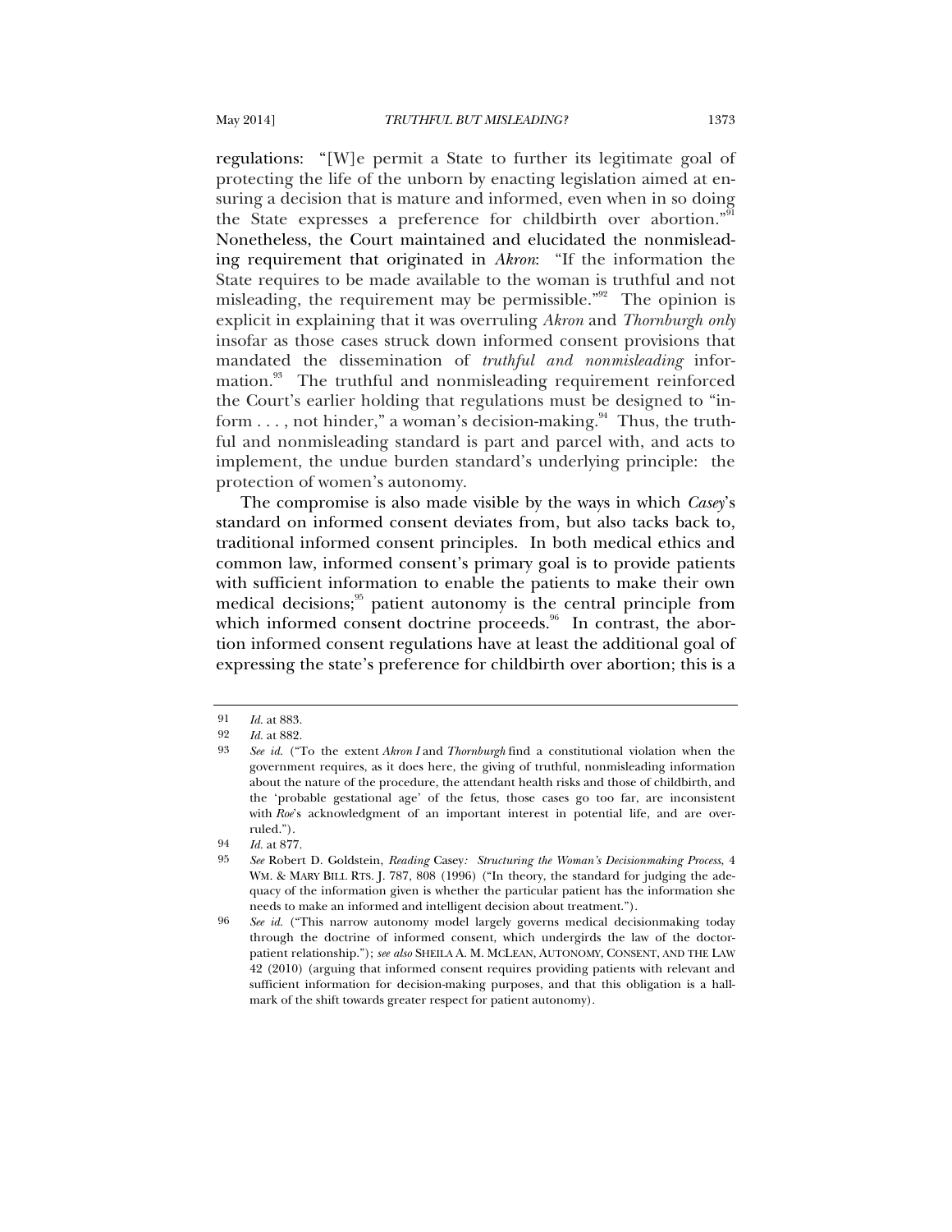regulations: "[W]e permit a State to further its legitimate goal of protecting the life of the unborn by enacting legislation aimed at ensuring a decision that is mature and informed, even when in so doing the State expresses a preference for childbirth over abortion."[91] Nonetheless, the Court maintained and elucidated the nonmisleading requirement that originated in *Akron*: "If the information the State requires to be made available to the woman is truthful and not misleading, the requirement may be permissible."[92] The opinion is explicit in explaining that it was overruling *Akron* and *Thornburgh only* insofar as those cases struck down informed consent provisions that mandated the dissemination of *truthful and nonmisleading* information.[93] The truthful and nonmisleading requirement reinforced the Court's earlier holding that regulations must be designed to "inform . . . , not hinder," a woman's decision-making.[94] Thus, the truthful and nonmisleading standard is part and parcel with, and acts to implement, the undue burden standard's underlying principle: the protection of women's autonomy.

The compromise is also made visible by the ways in which *Casey*'s standard on informed consent deviates from, but also tacks back to, traditional informed consent principles. In both medical ethics and common law, informed consent's primary goal is to provide patients with sufficient information to enable the patients to make their own medical decisions;[95] patient autonomy is the central principle from which informed consent doctrine proceeds.[96] In contrast, the abortion informed consent regulations have at least the additional goal of expressing the state's preference for childbirth over abortion; this is a

---

91 *Id.* at 883.

92 *Id.* at 882.

93 *See id.* ("To the extent *Akron I* and *Thornburgh* find a constitutional violation when the government requires, as it does here, the giving of truthful, nonmisleading information about the nature of the procedure, the attendant health risks and those of childbirth, and the 'probable gestational age' of the fetus, those cases go too far, are inconsistent with *Roe*'s acknowledgment of an important interest in potential life, and are overruled.").

94 *Id.* at 877.

95 *See* Robert D. Goldstein, *Reading* Casey*: Structuring the Woman's Decisionmaking Process,* 4 WM. & MARY BILL RTS. J. 787, 808 (1996) ("In theory, the standard for judging the adequacy of the information given is whether the particular patient has the information she needs to make an informed and intelligent decision about treatment.").

96 *See id.* ("This narrow autonomy model largely governs medical decisionmaking today through the doctrine of informed consent, which undergirds the law of the doctor-patient relationship."); *see also* SHEILA A. M. MCLEAN, AUTONOMY, CONSENT, AND THE LAW 42 (2010) (arguing that informed consent requires providing patients with relevant and sufficient information for decision-making purposes, and that this obligation is a hallmark of the shift towards greater respect for patient autonomy).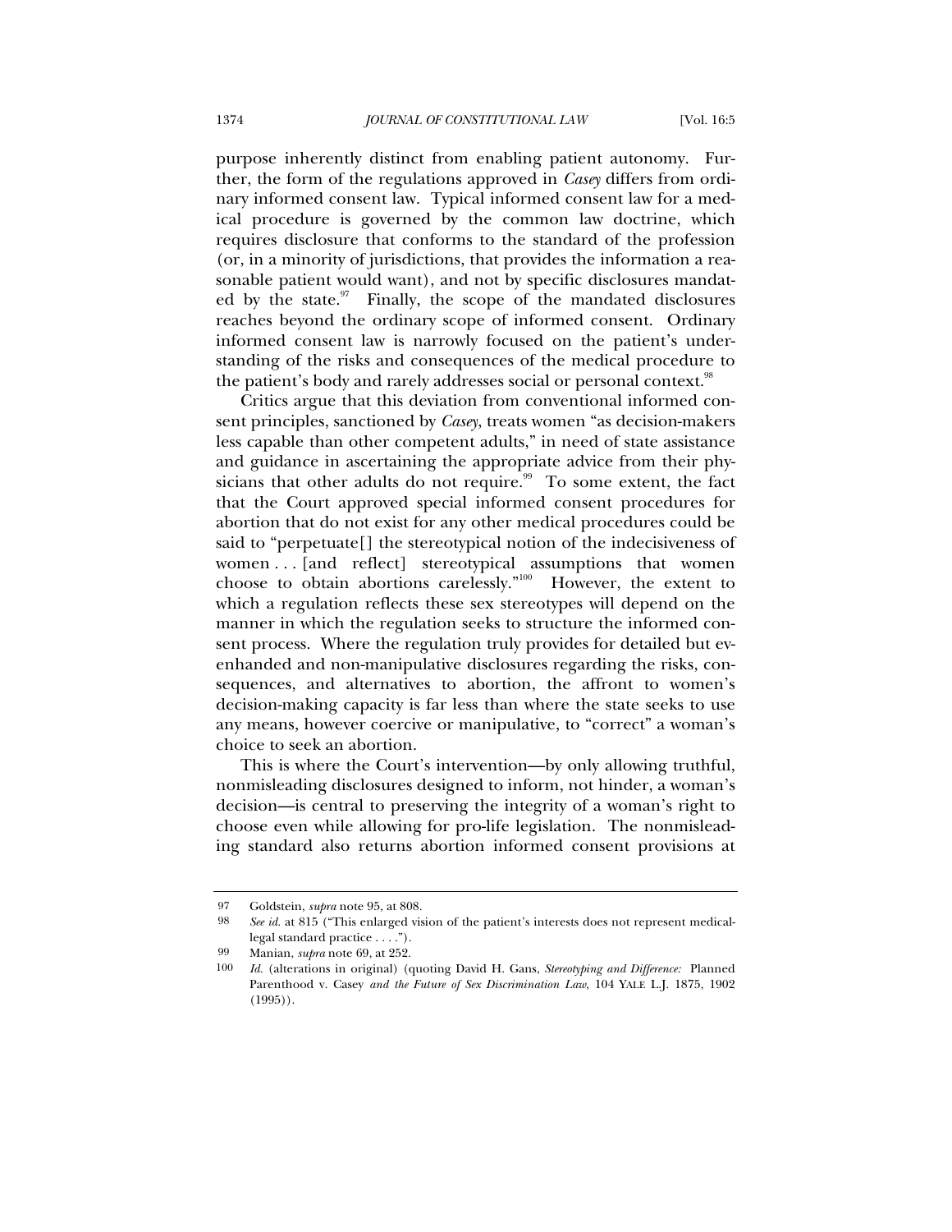purpose inherently distinct from enabling patient autonomy. Further, the form of the regulations approved in *Casey* differs from ordinary informed consent law. Typical informed consent law for a medical procedure is governed by the common law doctrine, which requires disclosure that conforms to the standard of the profession (or, in a minority of jurisdictions, that provides the information a reasonable patient would want), and not by specific disclosures mandated by the state.[97] Finally, the scope of the mandated disclosures reaches beyond the ordinary scope of informed consent. Ordinary informed consent law is narrowly focused on the patient's understanding of the risks and consequences of the medical procedure to the patient's body and rarely addresses social or personal context.[98]

Critics argue that this deviation from conventional informed consent principles, sanctioned by *Casey*, treats women "as decision-makers less capable than other competent adults," in need of state assistance and guidance in ascertaining the appropriate advice from their physicians that other adults do not require.[99] To some extent, the fact that the Court approved special informed consent procedures for abortion that do not exist for any other medical procedures could be said to "perpetuate[] the stereotypical notion of the indecisiveness of women . . . [and reflect] stereotypical assumptions that women choose to obtain abortions carelessly."[100] However, the extent to which a regulation reflects these sex stereotypes will depend on the manner in which the regulation seeks to structure the informed consent process. Where the regulation truly provides for detailed but evenhanded and non-manipulative disclosures regarding the risks, consequences, and alternatives to abortion, the affront to women's decision-making capacity is far less than where the state seeks to use any means, however coercive or manipulative, to "correct" a woman's choice to seek an abortion.

This is where the Court's intervention—by only allowing truthful, nonmisleading disclosures designed to inform, not hinder, a woman's decision—is central to preserving the integrity of a woman's right to choose even while allowing for pro-life legislation. The nonmisleading standard also returns abortion informed consent provisions at

---

97 Goldstein, *supra* note 95, at 808.

98 *See id.* at 815 ("This enlarged vision of the patient's interests does not represent medical-legal standard practice . . . .").

99 Manian, *supra* note 69, at 252.

100 *Id.* (alterations in original) (quoting David H. Gans, *Stereotyping and Difference:* Planned Parenthood v. Casey *and the Future of Sex Discrimination Law*, 104 YALE L.J. 1875, 1902 (1995)).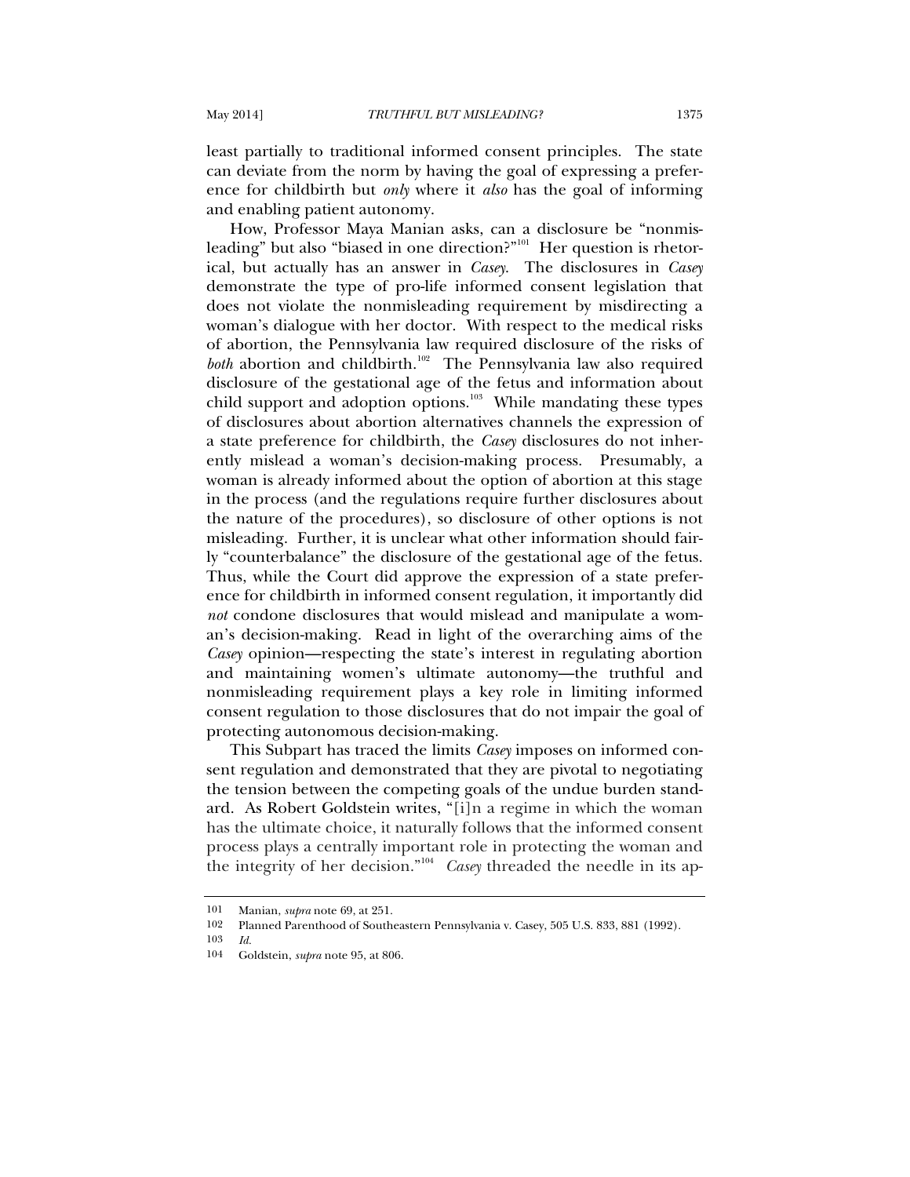least partially to traditional informed consent principles. The state can deviate from the norm by having the goal of expressing a preference for childbirth but *only* where it *also* has the goal of informing and enabling patient autonomy.

How, Professor Maya Manian asks, can a disclosure be "nonmisleading" but also "biased in one direction?"[101] Her question is rhetorical, but actually has an answer in *Casey*. The disclosures in *Casey* demonstrate the type of pro-life informed consent legislation that does not violate the nonmisleading requirement by misdirecting a woman's dialogue with her doctor. With respect to the medical risks of abortion, the Pennsylvania law required disclosure of the risks of *both* abortion and childbirth.[102] The Pennsylvania law also required disclosure of the gestational age of the fetus and information about child support and adoption options.[103] While mandating these types of disclosures about abortion alternatives channels the expression of a state preference for childbirth, the *Casey* disclosures do not inherently mislead a woman's decision-making process. Presumably, a woman is already informed about the option of abortion at this stage in the process (and the regulations require further disclosures about the nature of the procedures), so disclosure of other options is not misleading. Further, it is unclear what other information should fairly "counterbalance" the disclosure of the gestational age of the fetus. Thus, while the Court did approve the expression of a state preference for childbirth in informed consent regulation, it importantly did *not* condone disclosures that would mislead and manipulate a woman's decision-making. Read in light of the overarching aims of the *Casey* opinion—respecting the state's interest in regulating abortion and maintaining women's ultimate autonomy—the truthful and nonmisleading requirement plays a key role in limiting informed consent regulation to those disclosures that do not impair the goal of protecting autonomous decision-making.

This Subpart has traced the limits *Casey* imposes on informed consent regulation and demonstrated that they are pivotal to negotiating the tension between the competing goals of the undue burden standard. As Robert Goldstein writes, "[i]n a regime in which the woman has the ultimate choice, it naturally follows that the informed consent process plays a centrally important role in protecting the woman and the integrity of her decision."[104] *Casey* threaded the needle in its ap-

---

101 Manian, *supra* note 69, at 251.

102 Planned Parenthood of Southeastern Pennsylvania v. Casey, 505 U.S. 833, 881 (1992).

103 *Id.*

104 Goldstein, *supra* note 95, at 806.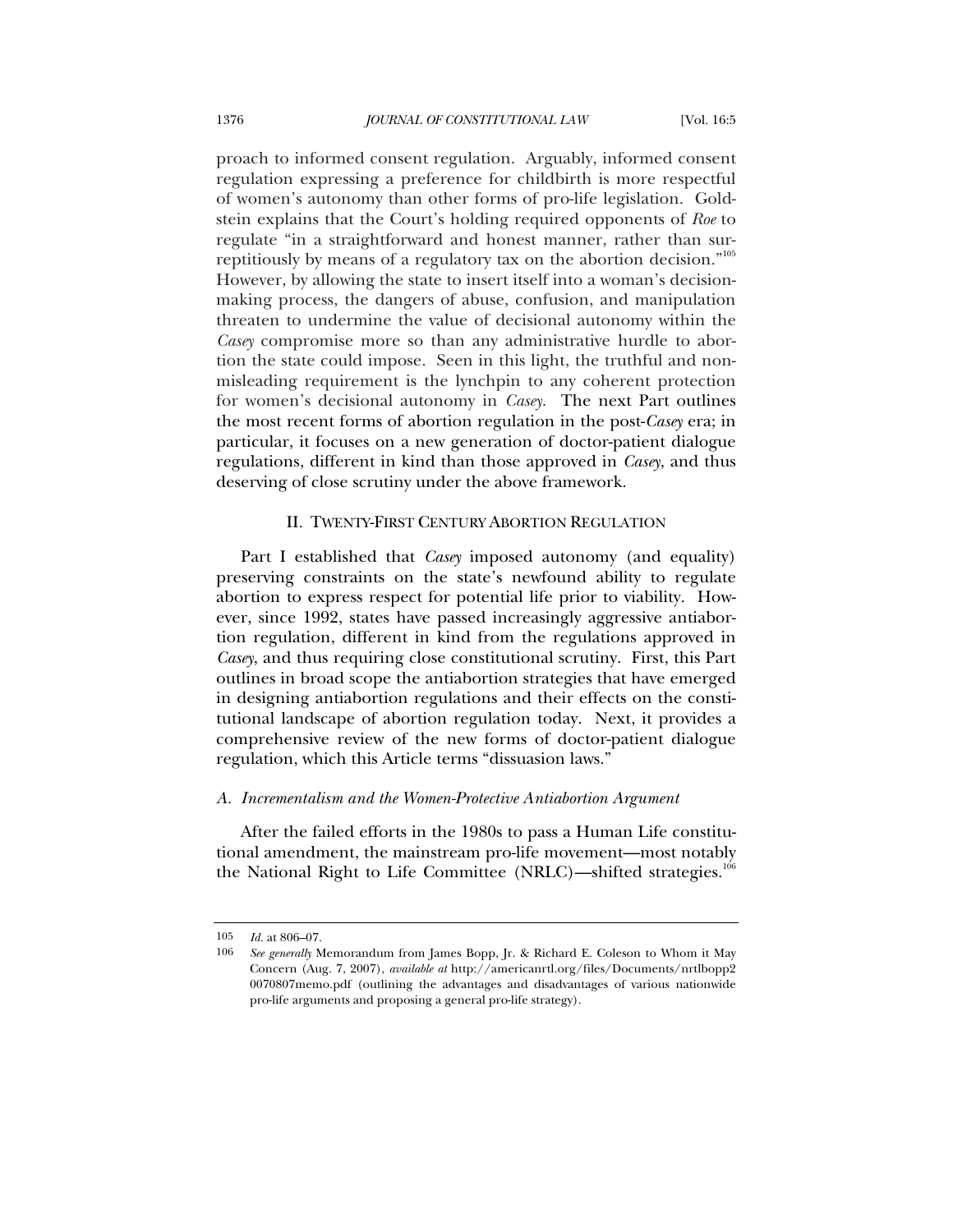proach to informed consent regulation. Arguably, informed consent regulation expressing a preference for childbirth is more respectful of women's autonomy than other forms of pro-life legislation. Goldstein explains that the Court's holding required opponents of *Roe* to regulate "in a straightforward and honest manner, rather than surreptitiously by means of a regulatory tax on the abortion decision."[105] However, by allowing the state to insert itself into a woman's decision-making process, the dangers of abuse, confusion, and manipulation threaten to undermine the value of decisional autonomy within the *Casey* compromise more so than any administrative hurdle to abortion the state could impose. Seen in this light, the truthful and non-misleading requirement is the lynchpin to any coherent protection for women's decisional autonomy in *Casey*. The next Part outlines the most recent forms of abortion regulation in the post-*Casey* era; in particular, it focuses on a new generation of doctor-patient dialogue regulations, different in kind than those approved in *Casey*, and thus deserving of close scrutiny under the above framework.

## II. TWENTY-FIRST CENTURY ABORTION REGULATION

Part I established that *Casey* imposed autonomy (and equality) preserving constraints on the state's newfound ability to regulate abortion to express respect for potential life prior to viability. However, since 1992, states have passed increasingly aggressive antiabortion regulation, different in kind from the regulations approved in *Casey*, and thus requiring close constitutional scrutiny. First, this Part outlines in broad scope the antiabortion strategies that have emerged in designing antiabortion regulations and their effects on the constitutional landscape of abortion regulation today. Next, it provides a comprehensive review of the new forms of doctor-patient dialogue regulation, which this Article terms "dissuasion laws."

### *A. Incrementalism and the Women-Protective Antiabortion Argument*

After the failed efforts in the 1980s to pass a Human Life constitutional amendment, the mainstream pro-life movement—most notably the National Right to Life Committee (NRLC)—shifted strategies.[106]

---

105 *Id.* at 806–07.

106 *See generally* Memorandum from James Bopp, Jr. & Richard E. Coleson to Whom it May Concern (Aug. 7, 2007), *available at* http://americanrtl.org/files/Documents/nrtlbopp20070807memo.pdf (outlining the advantages and disadvantages of various nationwide pro-life arguments and proposing a general pro-life strategy).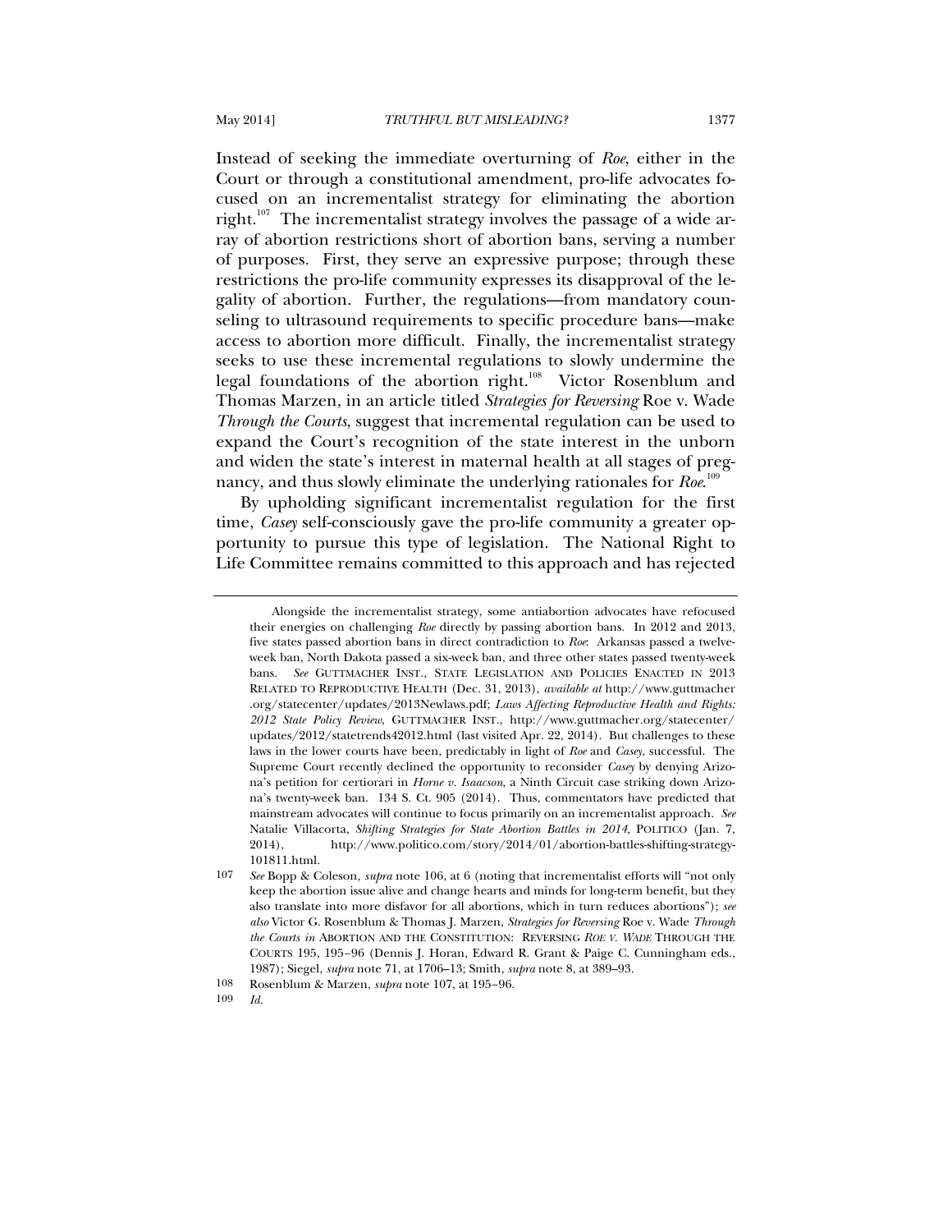Instead of seeking the immediate overturning of *Roe*, either in the Court or through a constitutional amendment, pro-life advocates focused on an incrementalist strategy for eliminating the abortion right.[107] The incrementalist strategy involves the passage of a wide array of abortion restrictions short of abortion bans, serving a number of purposes. First, they serve an expressive purpose; through these restrictions the pro-life community expresses its disapproval of the legality of abortion. Further, the regulations—from mandatory counseling to ultrasound requirements to specific procedure bans—make access to abortion more difficult. Finally, the incrementalist strategy seeks to use these incremental regulations to slowly undermine the legal foundations of the abortion right.[108] Victor Rosenblum and Thomas Marzen, in an article titled *Strategies for Reversing* Roe v. Wade *Through the Courts*, suggest that incremental regulation can be used to expand the Court's recognition of the state interest in the unborn and widen the state's interest in maternal health at all stages of pregnancy, and thus slowly eliminate the underlying rationales for *Roe*.[109]

By upholding significant incrementalist regulation for the first time, *Casey* self-consciously gave the pro-life community a greater opportunity to pursue this type of legislation. The National Right to Life Committee remains committed to this approach and has rejected

---

Alongside the incrementalist strategy, some antiabortion advocates have refocused their energies on challenging *Roe* directly by passing abortion bans. In 2012 and 2013, five states passed abortion bans in direct contradiction to *Roe*: Arkansas passed a twelve-week ban, North Dakota passed a six-week ban, and three other states passed twenty-week bans. *See* GUTTMACHER INST., STATE LEGISLATION AND POLICIES ENACTED IN 2013 RELATED TO REPRODUCTIVE HEALTH (Dec. 31, 2013), *available at* http://www.guttmacher.org/statecenter/updates/2013Newlaws.pdf; *Laws Affecting Reproductive Health and Rights: 2012 State Policy Review*, GUTTMACHER INST., http://www.guttmacher.org/statecenter/updates/2012/statetrends42012.html (last visited Apr. 22, 2014). But challenges to these laws in the lower courts have been, predictably in light of *Roe* and *Casey*, successful. The Supreme Court recently declined the opportunity to reconsider *Casey* by denying Arizona's petition for certiorari in *Horne v. Isaacson*, a Ninth Circuit case striking down Arizona's twenty-week ban. 134 S. Ct. 905 (2014). Thus, commentators have predicted that mainstream advocates will continue to focus primarily on an incrementalist approach. *See* Natalie Villacorta, *Shifting Strategies for State Abortion Battles in 2014*, POLITICO (Jan. 7, 2014), http://www.politico.com/story/2014/01/abortion-battles-shifting-strategy-101811.html.

107 *See* Bopp & Coleson*, supra* note 106, at 6 (noting that incrementalist efforts will "not only keep the abortion issue alive and change hearts and minds for long-term benefit, but they also translate into more disfavor for all abortions, which in turn reduces abortions"); *see also* Victor G. Rosenblum & Thomas J. Marzen, *Strategies for Reversing* Roe v. Wade *Through the Courts in* ABORTION AND THE CONSTITUTION: REVERSING *ROE V. WADE* THROUGH THE COURTS 195, 195–96 (Dennis J. Horan, Edward R. Grant & Paige C. Cunningham eds., 1987); Siegel, *supra* note 71, at 1706–13; Smith, *supra* note 8, at 389–93.

108 Rosenblum & Marzen, *supra* note 107, at 195–96.

109 *Id.*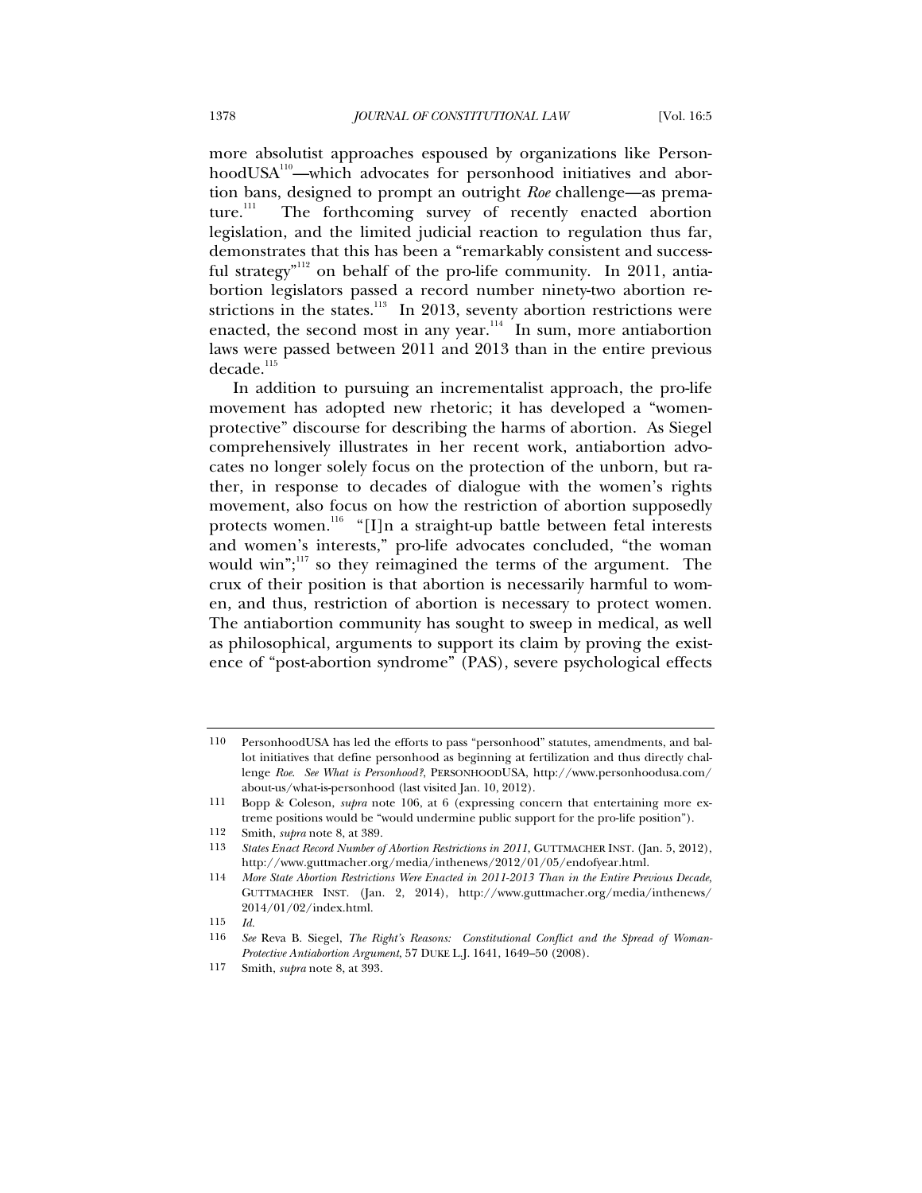more absolutist approaches espoused by organizations like PersonhoodUSA[110]—which advocates for personhood initiatives and abortion bans, designed to prompt an outright *Roe* challenge—as premature.[111] The forthcoming survey of recently enacted abortion legislation, and the limited judicial reaction to regulation thus far, demonstrates that this has been a "remarkably consistent and successful strategy"[112] on behalf of the pro-life community. In 2011, antiabortion legislators passed a record number ninety-two abortion restrictions in the states.[113] In 2013, seventy abortion restrictions were enacted, the second most in any year.[114] In sum, more antiabortion laws were passed between 2011 and 2013 than in the entire previous decade.[115]

In addition to pursuing an incrementalist approach, the pro-life movement has adopted new rhetoric; it has developed a "women-protective" discourse for describing the harms of abortion. As Siegel comprehensively illustrates in her recent work, antiabortion advocates no longer solely focus on the protection of the unborn, but rather, in response to decades of dialogue with the women's rights movement, also focus on how the restriction of abortion supposedly protects women.[116] "[I]n a straight-up battle between fetal interests and women's interests," pro-life advocates concluded, "the woman would win";[117] so they reimagined the terms of the argument. The crux of their position is that abortion is necessarily harmful to women, and thus, restriction of abortion is necessary to protect women. The antiabortion community has sought to sweep in medical, as well as philosophical, arguments to support its claim by proving the existence of "post-abortion syndrome" (PAS), severe psychological effects

---

110 PersonhoodUSA has led the efforts to pass "personhood" statutes, amendments, and ballot initiatives that define personhood as beginning at fertilization and thus directly challenge *Roe*. *See What is Personhood?*, PERSONHOODUSA, http://www.personhoodusa.com/about-us/what-is-personhood (last visited Jan. 10, 2012).

111 Bopp & Coleson, *supra* note 106, at 6 (expressing concern that entertaining more extreme positions would be "would undermine public support for the pro-life position").

112 Smith, *supra* note 8, at 389.

113 *States Enact Record Number of Abortion Restrictions in 2011*, GUTTMACHER INST. (Jan. 5, 2012), http://www.guttmacher.org/media/inthenews/2012/01/05/endofyear.html.

114 *More State Abortion Restrictions Were Enacted in 2011-2013 Than in the Entire Previous Decade*, GUTTMACHER INST. (Jan. 2, 2014), http://www.guttmacher.org/media/inthenews/2014/01/02/index.html.

115 *Id.*

116 *See* Reva B. Siegel, *The Right's Reasons: Constitutional Conflict and the Spread of Woman-Protective Antiabortion Argument*, 57 DUKE L.J. 1641, 1649–50 (2008).

117 Smith, *supra* note 8, at 393.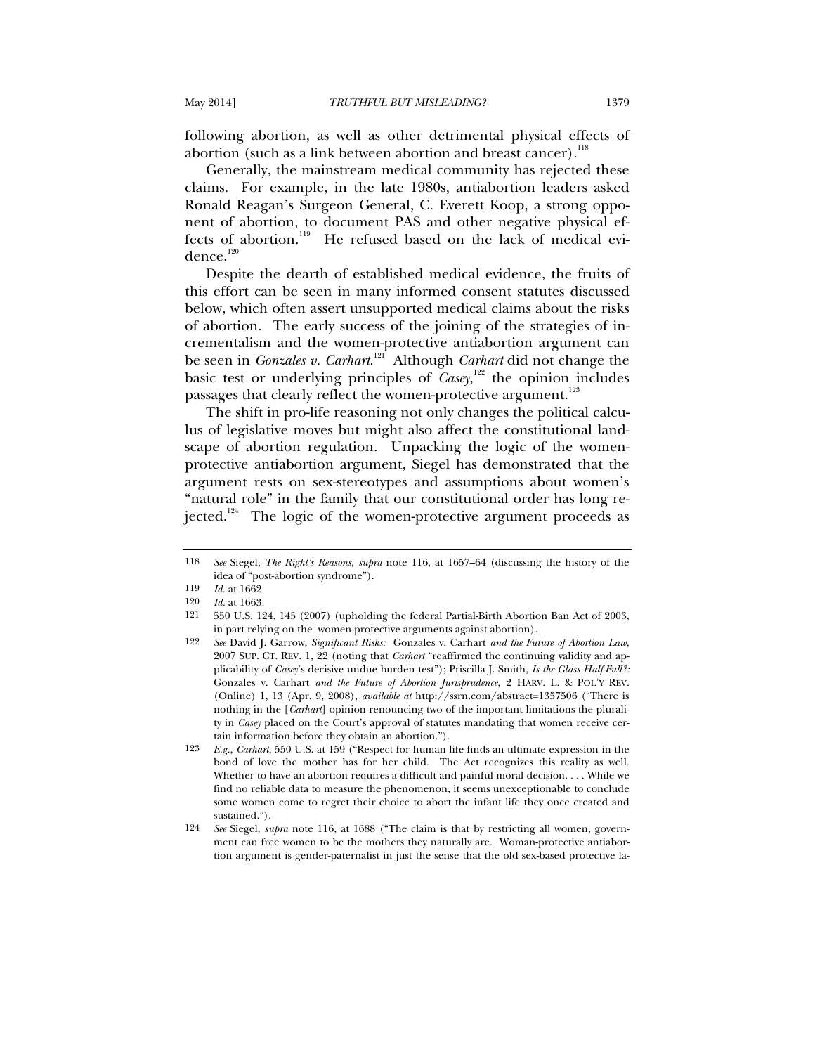following abortion, as well as other detrimental physical effects of abortion (such as a link between abortion and breast cancer).[118]

Generally, the mainstream medical community has rejected these claims. For example, in the late 1980s, antiabortion leaders asked Ronald Reagan's Surgeon General, C. Everett Koop, a strong opponent of abortion, to document PAS and other negative physical effects of abortion.[119] He refused based on the lack of medical evidence.[120]

Despite the dearth of established medical evidence, the fruits of this effort can be seen in many informed consent statutes discussed below, which often assert unsupported medical claims about the risks of abortion. The early success of the joining of the strategies of incrementalism and the women-protective antiabortion argument can be seen in *Gonzales v. Carhart*.[121] Although *Carhart* did not change the basic test or underlying principles of *Casey*,[122] the opinion includes passages that clearly reflect the women-protective argument.[123]

The shift in pro-life reasoning not only changes the political calculus of legislative moves but might also affect the constitutional landscape of abortion regulation. Unpacking the logic of the women-protective antiabortion argument, Siegel has demonstrated that the argument rests on sex-stereotypes and assumptions about women's "natural role" in the family that our constitutional order has long rejected.[124] The logic of the women-protective argument proceeds as

---

118 *See* Siegel, *The Right's Reasons*, *supra* note 116, at 1657–64 (discussing the history of the idea of "post-abortion syndrome").

119 *Id.* at 1662.

120 *Id.* at 1663.

121 550 U.S. 124, 145 (2007) (upholding the federal Partial-Birth Abortion Ban Act of 2003, in part relying on the women-protective arguments against abortion).

122 *See* David J. Garrow, *Significant Risks:* Gonzales v. Carhart *and the Future of Abortion Law*, 2007 SUP. CT. REV. 1, 22 (noting that *Carhart* "reaffirmed the continuing validity and applicability of *Casey*'s decisive undue burden test"); Priscilla J. Smith, *Is the Glass Half-Full?:* Gonzales v. Carhart *and the Future of Abortion Jurisprudence*, 2 HARV. L. & POL'Y REV. (Online) 1, 13 (Apr. 9, 2008), *available at* http://ssrn.com/abstract=1357506 ("There is nothing in the [*Carhart*] opinion renouncing two of the important limitations the plurality in *Casey* placed on the Court's approval of statutes mandating that women receive certain information before they obtain an abortion.").

123 *E.g.*, *Carhart*, 550 U.S. at 159 ("Respect for human life finds an ultimate expression in the bond of love the mother has for her child. The Act recognizes this reality as well. Whether to have an abortion requires a difficult and painful moral decision. . . . While we find no reliable data to measure the phenomenon, it seems unexceptionable to conclude some women come to regret their choice to abort the infant life they once created and sustained.").

124 *See* Siegel, *supra* note 116, at 1688 ("The claim is that by restricting all women, government can free women to be the mothers they naturally are. Woman-protective antiabortion argument is gender-paternalist in just the sense that the old sex-based protective la-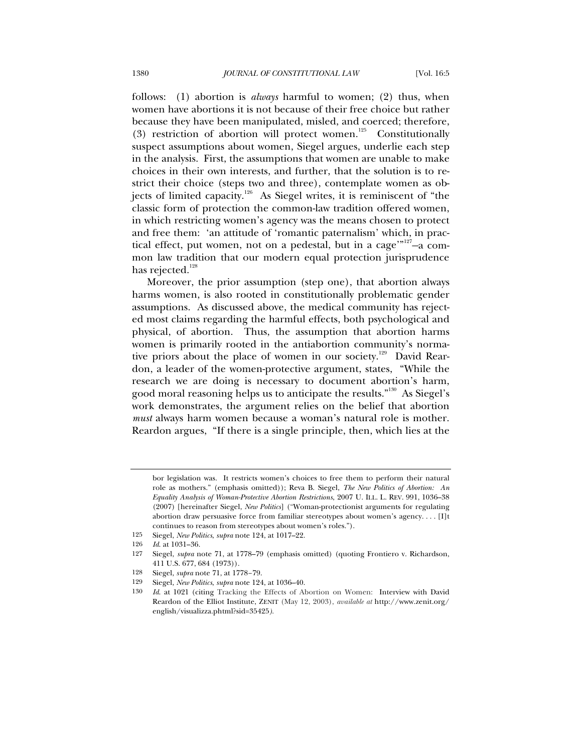follows: (1) abortion is *always* harmful to women; (2) thus, when women have abortions it is not because of their free choice but rather because they have been manipulated, misled, and coerced; therefore, (3) restriction of abortion will protect women.[125] Constitutionally suspect assumptions about women, Siegel argues, underlie each step in the analysis. First, the assumptions that women are unable to make choices in their own interests, and further, that the solution is to restrict their choice (steps two and three), contemplate women as objects of limited capacity.[126] As Siegel writes, it is reminiscent of "the classic form of protection the common-law tradition offered women, in which restricting women's agency was the means chosen to protect and free them: 'an attitude of 'romantic paternalism' which, in practical effect, put women, not on a pedestal, but in a cage'"[127]—a common law tradition that our modern equal protection jurisprudence has rejected.[128]

Moreover, the prior assumption (step one), that abortion always harms women, is also rooted in constitutionally problematic gender assumptions. As discussed above, the medical community has rejected most claims regarding the harmful effects, both psychological and physical, of abortion. Thus, the assumption that abortion harms women is primarily rooted in the antiabortion community's normative priors about the place of women in our society.[129] David Reardon, a leader of the women-protective argument, states, "While the research we are doing is necessary to document abortion's harm, good moral reasoning helps us to anticipate the results."[130] As Siegel's work demonstrates, the argument relies on the belief that abortion *must* always harm women because a woman's natural role is mother. Reardon argues, "If there is a single principle, then, which lies at the

---

bor legislation was. It restricts women's choices to free them to perform their natural role as mothers." (emphasis omitted)); Reva B. Siegel, *The New Politics of Abortion: An Equality Analysis of Woman-Protective Abortion Restrictions*, 2007 U. ILL. L. REV. 991, 1036–38 (2007) [hereinafter Siegel, *New Politics*] ("Woman-protectionist arguments for regulating abortion draw persuasive force from familiar stereotypes about women's agency. . . . [I]t continues to reason from stereotypes about women's roles.").

125 Siegel, *New Politics*, *supra* note 124, at 1017–22.

126 *Id.* at 1031–36.

127 Siegel, *supra* note 71, at 1778–79 (emphasis omitted) (quoting Frontiero v. Richardson, 411 U.S. 677, 684 (1973)).

128 Siegel, *supra* note 71, at 1778–79.

129 Siegel, *New Politics*, *supra* note 124, at 1036–40.

130 *Id.* at 1021 (citing Tracking the Effects of Abortion on Women: Interview with David Reardon of the Elliot Institute, ZENIT (May 12, 2003), *available at* http://www.zenit.org/english/visualizza.phtml?sid=35425).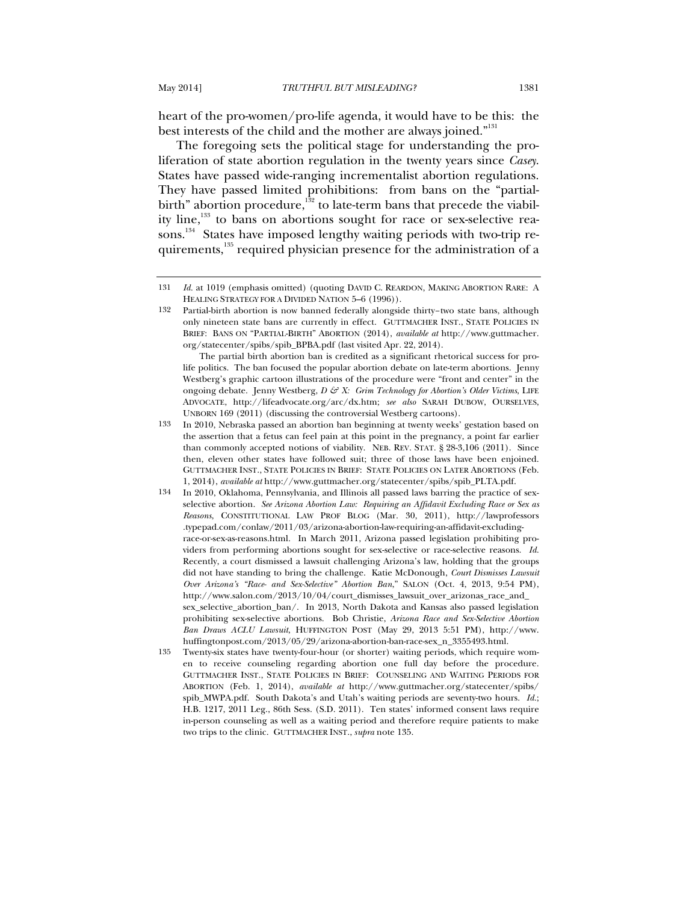heart of the pro-women/pro-life agenda, it would have to be this: the best interests of the child and the mother are always joined."[131]

The foregoing sets the political stage for understanding the proliferation of state abortion regulation in the twenty years since *Casey*. States have passed wide-ranging incrementalist abortion regulations. They have passed limited prohibitions: from bans on the "partial-birth" abortion procedure,[132] to late-term bans that precede the viability line,[133] to bans on abortions sought for race or sex-selective reasons.[134] States have imposed lengthy waiting periods with two-trip requirements,[135] required physician presence for the administration of a

---

131 *Id.* at 1019 (emphasis omitted) (quoting DAVID C. REARDON, MAKING ABORTION RARE: A HEALING STRATEGY FOR A DIVIDED NATION 5–6 (1996)).

132 Partial-birth abortion is now banned federally alongside thirty–two state bans, although only nineteen state bans are currently in effect. GUTTMACHER INST., STATE POLICIES IN BRIEF: BANS ON "PARTIAL-BIRTH" ABORTION (2014), *available at* http://www.guttmacher.org/statecenter/spibs/spib_BPBA.pdf (last visited Apr. 22, 2014).

The partial birth abortion ban is credited as a significant rhetorical success for pro-life politics. The ban focused the popular abortion debate on late-term abortions. Jenny Westberg's graphic cartoon illustrations of the procedure were "front and center" in the ongoing debate. Jenny Westberg, *D & X: Grim Technology for Abortion's Older Victims*, LIFE ADVOCATE, http://lifeadvocate.org/arc/dx.htm; *see also* SARAH DUBOW, OURSELVES, UNBORN 169 (2011) (discussing the controversial Westberg cartoons).

133 In 2010, Nebraska passed an abortion ban beginning at twenty weeks' gestation based on the assertion that a fetus can feel pain at this point in the pregnancy, a point far earlier than commonly accepted notions of viability. NEB. REV. STAT. § 28-3,106 (2011). Since then, eleven other states have followed suit; three of those laws have been enjoined. GUTTMACHER INST., STATE POLICIES IN BRIEF: STATE POLICIES ON LATER ABORTIONS (Feb. 1, 2014), *available at* http://www.guttmacher.org/statecenter/spibs/spib_PLTA.pdf.

134 In 2010, Oklahoma, Pennsylvania, and Illinois all passed laws barring the practice of sex-selective abortion. *See Arizona Abortion Law: Requiring an Affidavit Excluding Race or Sex as Reasons*, CONSTITUTIONAL LAW PROF BLOG (Mar. 30, 2011), http://lawprofessors.typepad.com/conlaw/2011/03/arizona-abortion-law-requiring-an-affidavit-excluding-race-or-sex-as-reasons.html. In March 2011, Arizona passed legislation prohibiting providers from performing abortions sought for sex-selective or race-selective reasons. *Id.* Recently, a court dismissed a lawsuit challenging Arizona's law, holding that the groups did not have standing to bring the challenge. Katie McDonough, *Court Dismisses Lawsuit Over Arizona's "Race- and Sex-Selective" Abortion Ban*," SALON (Oct. 4, 2013, 9:54 PM), http://www.salon.com/2013/10/04/court_dismisses_lawsuit_over_arizonas_race_and_sex_selective_abortion_ban/. In 2013, North Dakota and Kansas also passed legislation prohibiting sex-selective abortions. Bob Christie, *Arizona Race and Sex-Selective Abortion Ban Draws ACLU Lawsuit*, HUFFINGTON POST (May 29, 2013 5:51 PM), http://www.huffingtonpost.com/2013/05/29/arizona-abortion-ban-race-sex_n_3355493.html.

135 Twenty-six states have twenty-four-hour (or shorter) waiting periods, which require women to receive counseling regarding abortion one full day before the procedure. GUTTMACHER INST., STATE POLICIES IN BRIEF: COUNSELING AND WAITING PERIODS FOR ABORTION (Feb. 1, 2014), *available at* http://www.guttmacher.org/statecenter/spibs/spib_MWPA.pdf. South Dakota's and Utah's waiting periods are seventy-two hours. *Id.*; H.B. 1217, 2011 Leg., 86th Sess. (S.D. 2011). Ten states' informed consent laws require in-person counseling as well as a waiting period and therefore require patients to make two trips to the clinic. GUTTMACHER INST., *supra* note 135.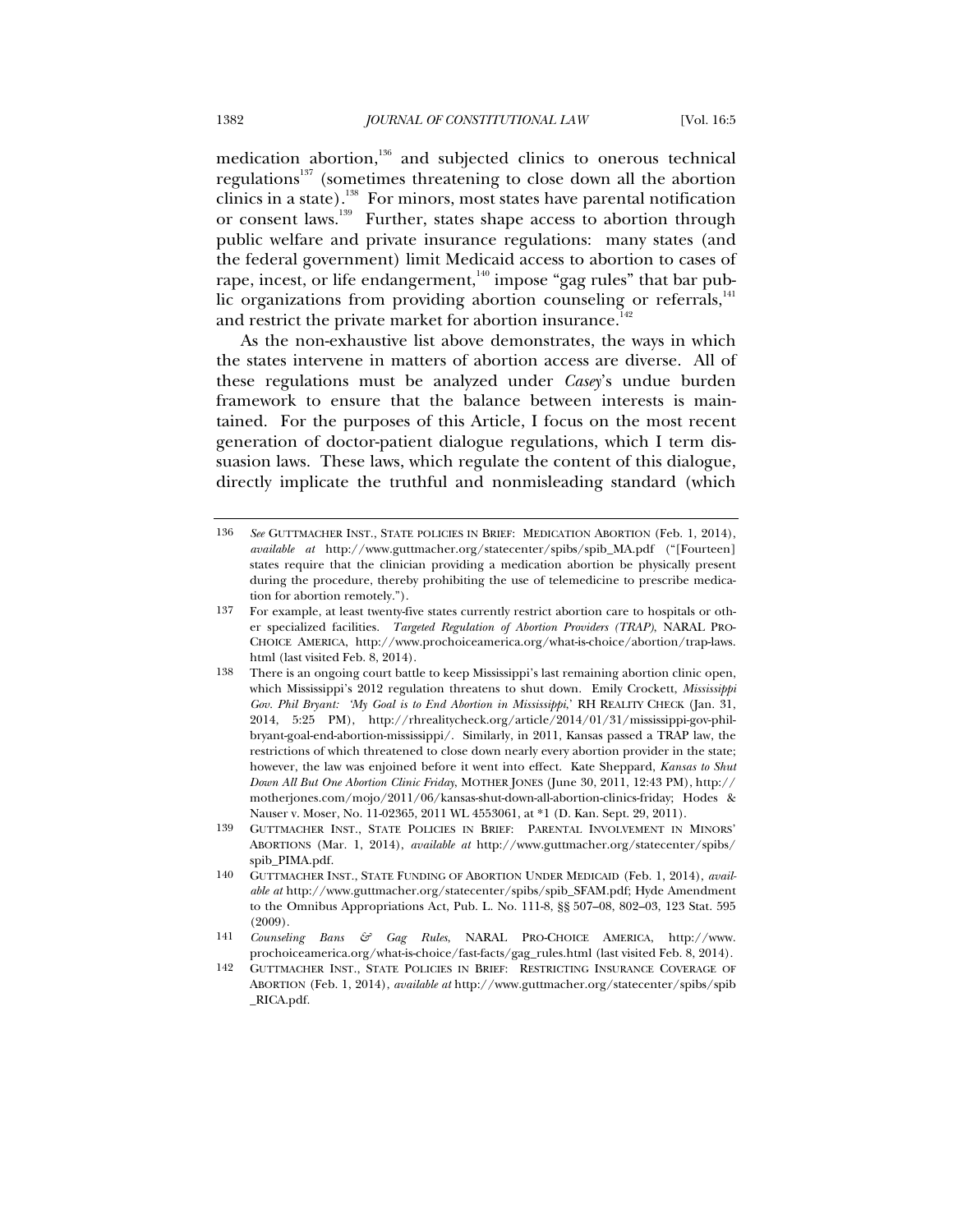medication abortion,[136] and subjected clinics to onerous technical regulations[137] (sometimes threatening to close down all the abortion clinics in a state).[138] For minors, most states have parental notification or consent laws.[139] Further, states shape access to abortion through public welfare and private insurance regulations: many states (and the federal government) limit Medicaid access to abortion to cases of rape, incest, or life endangerment,[140] impose "gag rules" that bar public organizations from providing abortion counseling or referrals,[141] and restrict the private market for abortion insurance.[142]

As the non-exhaustive list above demonstrates, the ways in which the states intervene in matters of abortion access are diverse. All of these regulations must be analyzed under *Casey*'s undue burden framework to ensure that the balance between interests is maintained. For the purposes of this Article, I focus on the most recent generation of doctor-patient dialogue regulations, which I term dissuasion laws. These laws, which regulate the content of this dialogue, directly implicate the truthful and nonmisleading standard (which

---

136 *See* GUTTMACHER INST., STATE POLICIES IN BRIEF: MEDICATION ABORTION (Feb. 1, 2014), *available at* http://www.guttmacher.org/statecenter/spibs/spib_MA.pdf ("[Fourteen] states require that the clinician providing a medication abortion be physically present during the procedure, thereby prohibiting the use of telemedicine to prescribe medication for abortion remotely.").

137 For example, at least twenty-five states currently restrict abortion care to hospitals or other specialized facilities. *Targeted Regulation of Abortion Providers (TRAP)*, NARAL PRO-CHOICE AMERICA, http://www.prochoiceamerica.org/what-is-choice/abortion/trap-laws.html (last visited Feb. 8, 2014).

138 There is an ongoing court battle to keep Mississippi's last remaining abortion clinic open, which Mississippi's 2012 regulation threatens to shut down. Emily Crockett, *Mississippi Gov. Phil Bryant: 'My Goal is to End Abortion in Mississippi*,' RH REALITY CHECK (Jan. 31, 2014, 5:25 PM), http://rhrealitycheck.org/article/2014/01/31/mississippi-gov-phil-bryant-goal-end-abortion-mississippi/. Similarly, in 2011, Kansas passed a TRAP law, the restrictions of which threatened to close down nearly every abortion provider in the state; however, the law was enjoined before it went into effect. Kate Sheppard, *Kansas to Shut Down All But One Abortion Clinic Friday*, MOTHER JONES (June 30, 2011, 12:43 PM), http://motherjones.com/mojo/2011/06/kansas-shut-down-all-abortion-clinics-friday; Hodes & Nauser v. Moser, No. 11-02365, 2011 WL 4553061, at *1 (D. Kan. Sept. 29, 2011).

139 GUTTMACHER INST., STATE POLICIES IN BRIEF: PARENTAL INVOLVEMENT IN MINORS' ABORTIONS (Mar. 1, 2014), *available at* http://www.guttmacher.org/statecenter/spibs/spib_PIMA.pdf.

140 GUTTMACHER INST., STATE FUNDING OF ABORTION UNDER MEDICAID (Feb. 1, 2014), *available at* http://www.guttmacher.org/statecenter/spibs/spib_SFAM.pdf; Hyde Amendment to the Omnibus Appropriations Act, Pub. L. No. 111-8, §§ 507–08, 802–03, 123 Stat. 595 (2009).

141 *Counseling Bans & Gag Rules*, NARAL PRO-CHOICE AMERICA, http://www.prochoiceamerica.org/what-is-choice/fast-facts/gag_rules.html (last visited Feb. 8, 2014).

142 GUTTMACHER INST., STATE POLICIES IN BRIEF: RESTRICTING INSURANCE COVERAGE OF ABORTION (Feb. 1, 2014), *available at* http://www.guttmacher.org/statecenter/spibs/spib_RICA.pdf.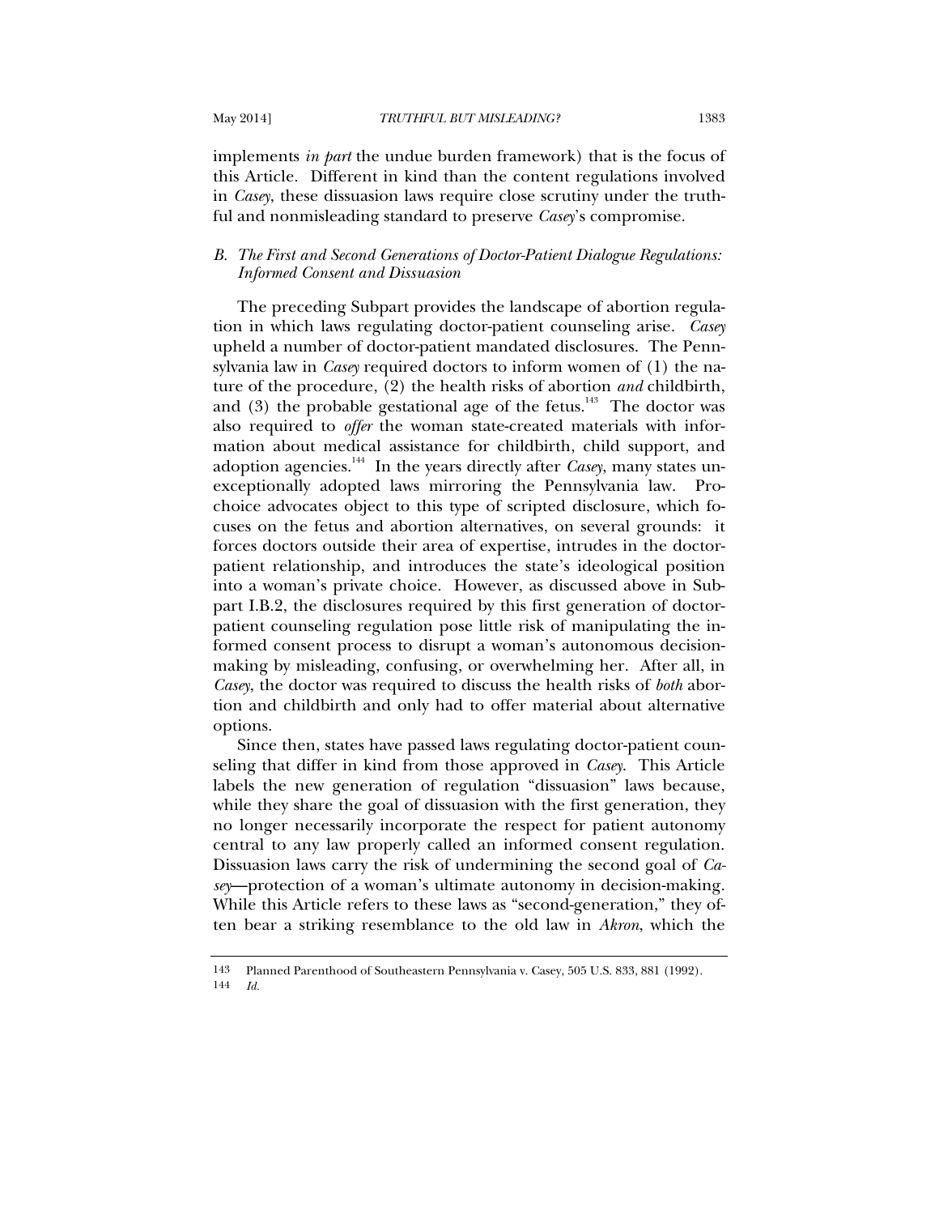implements *in part* the undue burden framework) that is the focus of this Article. Different in kind than the content regulations involved in *Casey*, these dissuasion laws require close scrutiny under the truthful and nonmisleading standard to preserve *Casey*'s compromise.

### *B. The First and Second Generations of Doctor-Patient Dialogue Regulations: Informed Consent and Dissuasion*

The preceding Subpart provides the landscape of abortion regulation in which laws regulating doctor-patient counseling arise. *Casey* upheld a number of doctor-patient mandated disclosures. The Pennsylvania law in *Casey* required doctors to inform women of (1) the nature of the procedure, (2) the health risks of abortion *and* childbirth, and (3) the probable gestational age of the fetus.[143] The doctor was also required to *offer* the woman state-created materials with information about medical assistance for childbirth, child support, and adoption agencies.[144] In the years directly after *Casey*, many states unexceptionally adopted laws mirroring the Pennsylvania law. Pro-choice advocates object to this type of scripted disclosure, which focuses on the fetus and abortion alternatives, on several grounds: it forces doctors outside their area of expertise, intrudes in the doctor-patient relationship, and introduces the state's ideological position into a woman's private choice. However, as discussed above in Subpart I.B.2, the disclosures required by this first generation of doctor-patient counseling regulation pose little risk of manipulating the informed consent process to disrupt a woman's autonomous decision-making by misleading, confusing, or overwhelming her. After all, in *Casey*, the doctor was required to discuss the health risks of *both* abortion and childbirth and only had to offer material about alternative options.

Since then, states have passed laws regulating doctor-patient counseling that differ in kind from those approved in *Casey*. This Article labels the new generation of regulation "dissuasion" laws because, while they share the goal of dissuasion with the first generation, they no longer necessarily incorporate the respect for patient autonomy central to any law properly called an informed consent regulation. Dissuasion laws carry the risk of undermining the second goal of *Casey*—protection of a woman's ultimate autonomy in decision-making. While this Article refers to these laws as "second-generation," they often bear a striking resemblance to the old law in *Akron*, which the

---

143 Planned Parenthood of Southeastern Pennsylvania v. Casey, 505 U.S. 833, 881 (1992).

144 *Id.*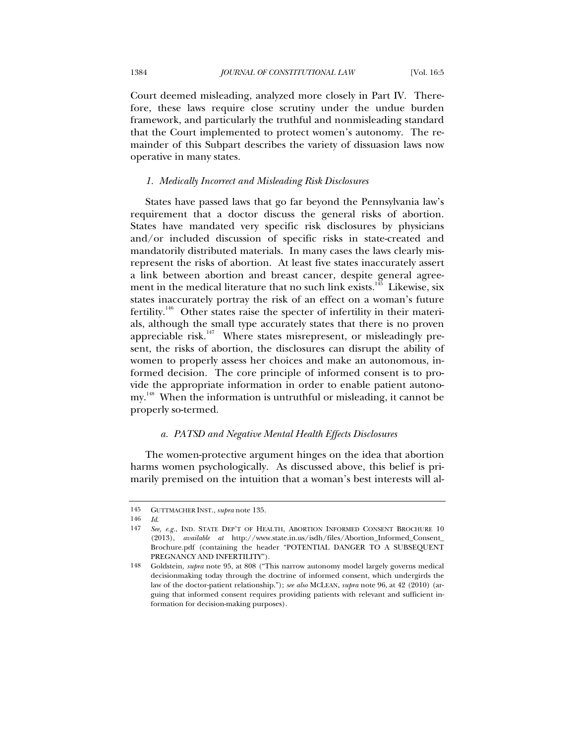Court deemed misleading, analyzed more closely in Part IV. Therefore, these laws require close scrutiny under the undue burden framework, and particularly the truthful and nonmisleading standard that the Court implemented to protect women's autonomy. The remainder of this Subpart describes the variety of dissuasion laws now operative in many states.

### *1. Medically Incorrect and Misleading Risk Disclosures*

States have passed laws that go far beyond the Pennsylvania law's requirement that a doctor discuss the general risks of abortion. States have mandated very specific risk disclosures by physicians and/or included discussion of specific risks in state-created and mandatorily distributed materials. In many cases the laws clearly misrepresent the risks of abortion. At least five states inaccurately assert a link between abortion and breast cancer, despite general agreement in the medical literature that no such link exists.[145] Likewise, six states inaccurately portray the risk of an effect on a woman's future fertility.[146] Other states raise the specter of infertility in their materials, although the small type accurately states that there is no proven appreciable risk.[147] Where states misrepresent, or misleadingly present, the risks of abortion, the disclosures can disrupt the ability of women to properly assess her choices and make an autonomous, informed decision. The core principle of informed consent is to provide the appropriate information in order to enable patient autonomy.[148] When the information is untruthful or misleading, it cannot be properly so-termed.

#### *a. PATSD and Negative Mental Health Effects Disclosures*

The women-protective argument hinges on the idea that abortion harms women psychologically. As discussed above, this belief is primarily premised on the intuition that a woman's best interests will al-

---

145 GUTTMACHER INST., *supra* note 135.

146 *Id.*

147 *See, e.g.*, IND. STATE DEP'T OF HEALTH, ABORTION INFORMED CONSENT BROCHURE 10 (2013), *available at* http://www.state.in.us/isdh/files/Abortion_Informed_Consent_Brochure.pdf (containing the header "POTENTIAL DANGER TO A SUBSEQUENT PREGNANCY AND INFERTILITY").

148 Goldstein, *supra* note 95, at 808 ("This narrow autonomy model largely governs medical decisionmaking today through the doctrine of informed consent, which undergirds the law of the doctor-patient relationship."); *see also* MCLEAN, *supra* note 96, at 42 (2010) (arguing that informed consent requires providing patients with relevant and sufficient information for decision-making purposes).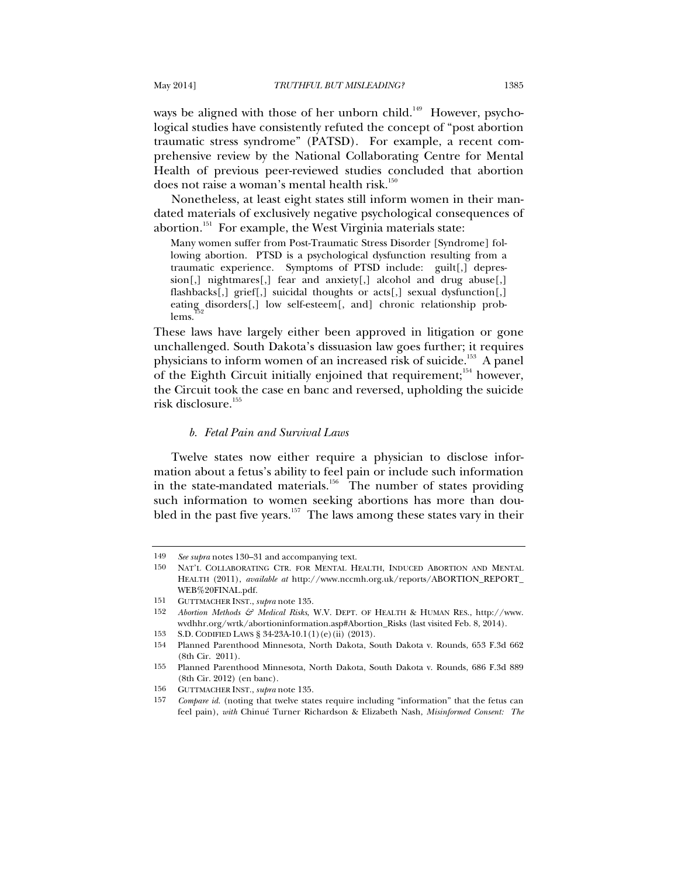ways be aligned with those of her unborn child.[149] However, psychological studies have consistently refuted the concept of "post abortion traumatic stress syndrome" (PATSD). For example, a recent comprehensive review by the National Collaborating Centre for Mental Health of previous peer-reviewed studies concluded that abortion does not raise a woman's mental health risk.[150]

Nonetheless, at least eight states still inform women in their mandated materials of exclusively negative psychological consequences of abortion.[151] For example, the West Virginia materials state:

> Many women suffer from Post-Traumatic Stress Disorder [Syndrome] following abortion. PTSD is a psychological dysfunction resulting from a traumatic experience. Symptoms of PTSD include: guilt[,] depression[,] nightmares[,] fear and anxiety[,] alcohol and drug abuse[,] flashbacks[,] grief[,] suicidal thoughts or acts[,] sexual dysfunction[,] eating disorders[,] low self-esteem[, and] chronic relationship problems.[152]

These laws have largely either been approved in litigation or gone unchallenged. South Dakota's dissuasion law goes further; it requires physicians to inform women of an increased risk of suicide.[153] A panel of the Eighth Circuit initially enjoined that requirement;[154] however, the Circuit took the case en banc and reversed, upholding the suicide risk disclosure.[155]

#### *b. Fetal Pain and Survival Laws*

Twelve states now either require a physician to disclose information about a fetus's ability to feel pain or include such information in the state-mandated materials.[156] The number of states providing such information to women seeking abortions has more than doubled in the past five years.[157] The laws among these states vary in their

---

149 *See supra* notes 130–31 and accompanying text.

150 NAT'L COLLABORATING CTR. FOR MENTAL HEALTH, INDUCED ABORTION AND MENTAL HEALTH (2011), *available at* http://www.nccmh.org.uk/reports/ABORTION_REPORT_WEB%20FINAL.pdf.

151 GUTTMACHER INST., *supra* note 135.

152 *Abortion Methods & Medical Risks*, W.V. DEPT. OF HEALTH & HUMAN RES., http://www.wvdhhr.org/wrtk/abortioninformation.asp#Abortion_Risks (last visited Feb. 8, 2014).

153 S.D. CODIFIED LAWS § 34-23A-10.1(1)(e)(ii) (2013).

154 Planned Parenthood Minnesota, North Dakota, South Dakota v. Rounds, 653 F.3d 662 (8th Cir. 2011).

155 Planned Parenthood Minnesota, North Dakota, South Dakota v. Rounds, 686 F.3d 889 (8th Cir. 2012) (en banc).

156 GUTTMACHER INST., *supra* note 135.

157 *Compare id.* (noting that twelve states require including "information" that the fetus can feel pain), *with* Chinué Turner Richardson & Elizabeth Nash, *Misinformed Consent: The*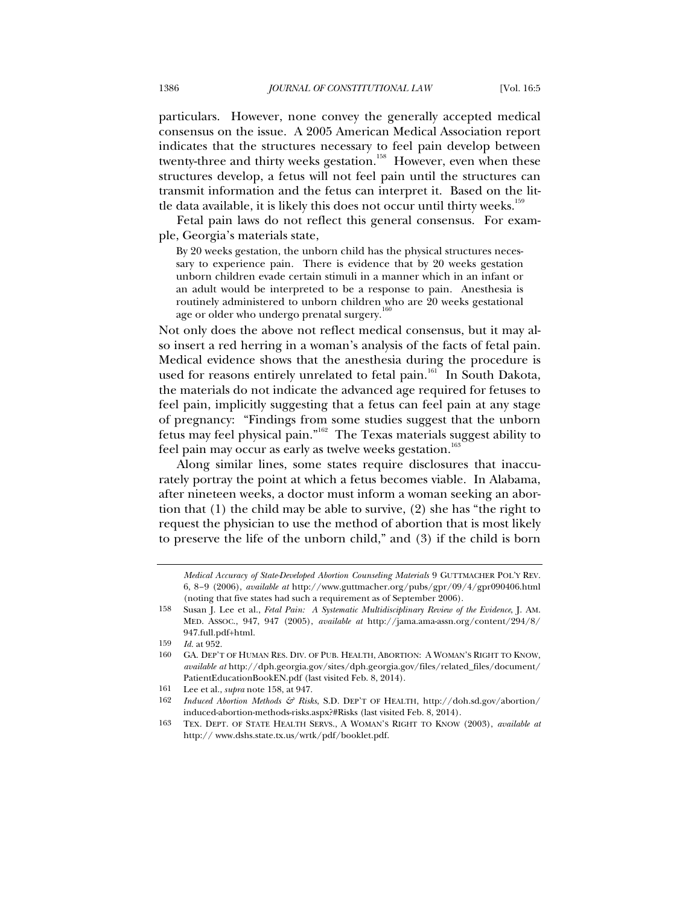particulars. However, none convey the generally accepted medical consensus on the issue. A 2005 American Medical Association report indicates that the structures necessary to feel pain develop between twenty-three and thirty weeks gestation.[158] However, even when these structures develop, a fetus will not feel pain until the structures can transmit information and the fetus can interpret it. Based on the little data available, it is likely this does not occur until thirty weeks.[159]

Fetal pain laws do not reflect this general consensus. For example, Georgia's materials state,

> By 20 weeks gestation, the unborn child has the physical structures necessary to experience pain. There is evidence that by 20 weeks gestation unborn children evade certain stimuli in a manner which in an infant or an adult would be interpreted to be a response to pain. Anesthesia is routinely administered to unborn children who are 20 weeks gestational age or older who undergo prenatal surgery.[160]

Not only does the above not reflect medical consensus, but it may also insert a red herring in a woman's analysis of the facts of fetal pain. Medical evidence shows that the anesthesia during the procedure is used for reasons entirely unrelated to fetal pain.[161] In South Dakota, the materials do not indicate the advanced age required for fetuses to feel pain, implicitly suggesting that a fetus can feel pain at any stage of pregnancy: "Findings from some studies suggest that the unborn fetus may feel physical pain."[162] The Texas materials suggest ability to feel pain may occur as early as twelve weeks gestation.[163]

Along similar lines, some states require disclosures that inaccurately portray the point at which a fetus becomes viable. In Alabama, after nineteen weeks, a doctor must inform a woman seeking an abortion that (1) the child may be able to survive, (2) she has "the right to request the physician to use the method of abortion that is most likely to preserve the life of the unborn child," and (3) if the child is born

---

*Medical Accuracy of State-Developed Abortion Counseling Materials* 9 GUTTMACHER POL'Y REV. 6, 8–9 (2006), *available at* http://www.guttmacher.org/pubs/gpr/09/4/gpr090406.html (noting that five states had such a requirement as of September 2006).

158 Susan J. Lee et al., *Fetal Pain: A Systematic Multidisciplinary Review of the Evidence*, J. AM. MED. ASSOC., 947, 947 (2005), *available at* http://jama.ama-assn.org/content/294/8/947.full.pdf+html.

159 *Id.* at 952.

160 GA. DEP'T OF HUMAN RES. DIV. OF PUB. HEALTH, ABORTION: A WOMAN'S RIGHT TO KNOW, *available at* http://dph.georgia.gov/sites/dph.georgia.gov/files/related_files/document/PatientEducationBookEN.pdf (last visited Feb. 8, 2014).

161 Lee et al., *supra* note 158, at 947.

162 *Induced Abortion Methods & Risks*, S.D. DEP'T OF HEALTH, http://doh.sd.gov/abortion/induced-abortion-methods-risks.aspx?#Risks (last visited Feb. 8, 2014).

163 TEX. DEPT. OF STATE HEALTH SERVS., A WOMAN'S RIGHT TO KNOW (2003), *available at* http:// www.dshs.state.tx.us/wrtk/pdf/booklet.pdf.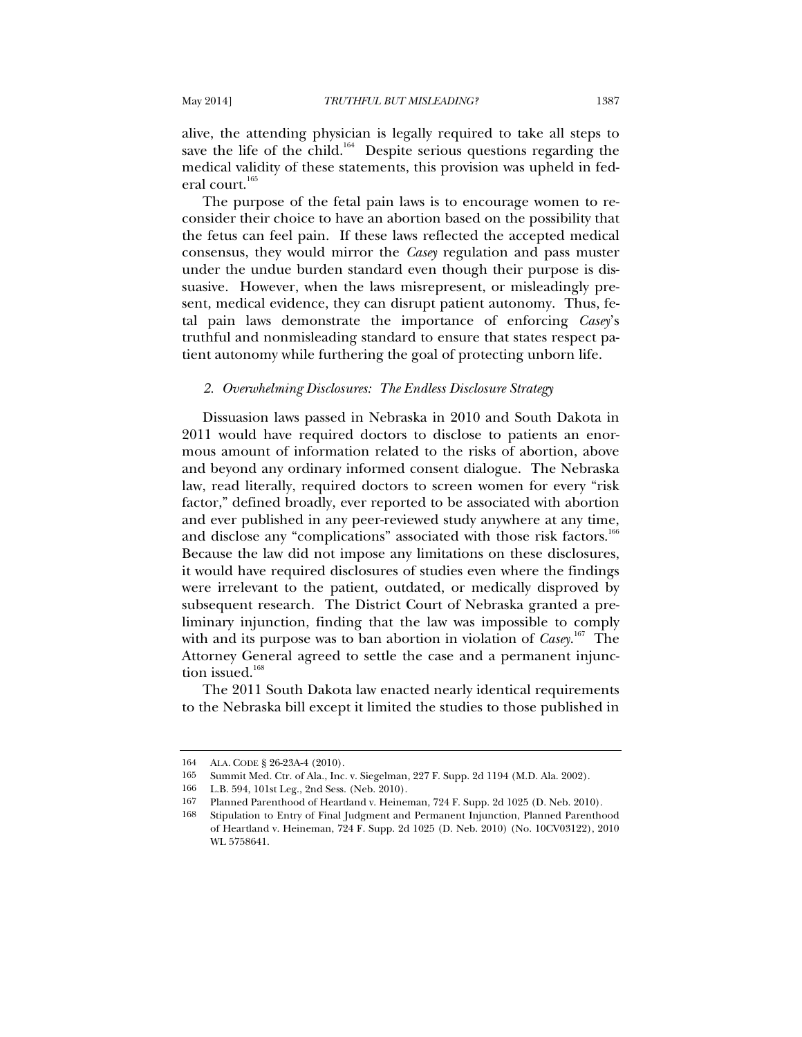alive, the attending physician is legally required to take all steps to save the life of the child.[164] Despite serious questions regarding the medical validity of these statements, this provision was upheld in federal court.[165]

The purpose of the fetal pain laws is to encourage women to reconsider their choice to have an abortion based on the possibility that the fetus can feel pain. If these laws reflected the accepted medical consensus, they would mirror the *Casey* regulation and pass muster under the undue burden standard even though their purpose is dissuasive. However, when the laws misrepresent, or misleadingly present, medical evidence, they can disrupt patient autonomy. Thus, fetal pain laws demonstrate the importance of enforcing *Casey*'s truthful and nonmisleading standard to ensure that states respect patient autonomy while furthering the goal of protecting unborn life.

### *2. Overwhelming Disclosures: The Endless Disclosure Strategy*

Dissuasion laws passed in Nebraska in 2010 and South Dakota in 2011 would have required doctors to disclose to patients an enormous amount of information related to the risks of abortion, above and beyond any ordinary informed consent dialogue. The Nebraska law, read literally, required doctors to screen women for every "risk factor," defined broadly, ever reported to be associated with abortion and ever published in any peer-reviewed study anywhere at any time, and disclose any "complications" associated with those risk factors.[166] Because the law did not impose any limitations on these disclosures, it would have required disclosures of studies even where the findings were irrelevant to the patient, outdated, or medically disproved by subsequent research. The District Court of Nebraska granted a preliminary injunction, finding that the law was impossible to comply with and its purpose was to ban abortion in violation of *Casey*.[167] The Attorney General agreed to settle the case and a permanent injunction issued.[168]

The 2011 South Dakota law enacted nearly identical requirements to the Nebraska bill except it limited the studies to those published in

---

164 ALA. CODE § 26-23A-4 (2010).

165 Summit Med. Ctr. of Ala., Inc. v. Siegelman, 227 F. Supp. 2d 1194 (M.D. Ala. 2002).

166 L.B. 594, 101st Leg., 2nd Sess. (Neb. 2010).

167 Planned Parenthood of Heartland v. Heineman, 724 F. Supp. 2d 1025 (D. Neb. 2010).

168 Stipulation to Entry of Final Judgment and Permanent Injunction, Planned Parenthood of Heartland v. Heineman, 724 F. Supp. 2d 1025 (D. Neb. 2010) (No. 10CV03122), 2010 WL 5758641.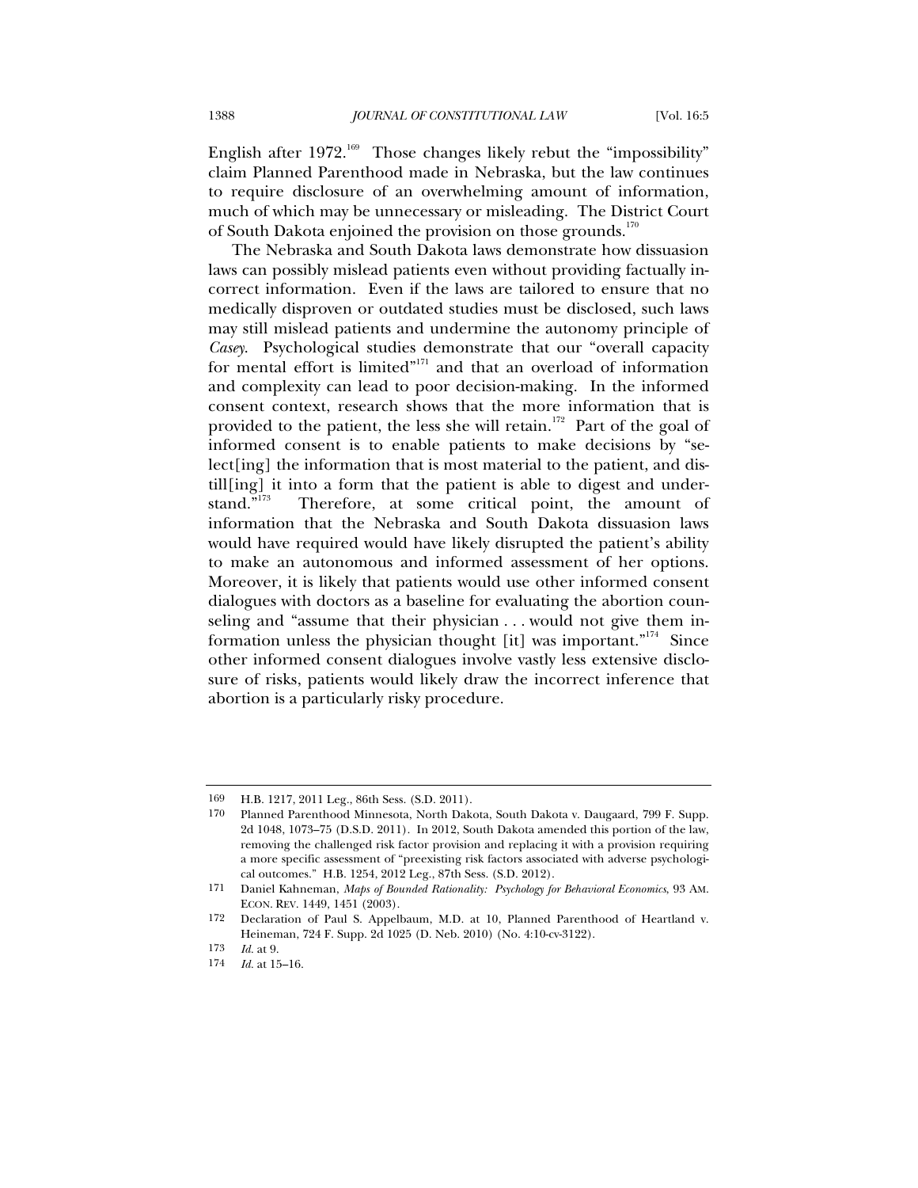English after 1972.[169] Those changes likely rebut the "impossibility" claim Planned Parenthood made in Nebraska, but the law continues to require disclosure of an overwhelming amount of information, much of which may be unnecessary or misleading. The District Court of South Dakota enjoined the provision on those grounds.[170]

The Nebraska and South Dakota laws demonstrate how dissuasion laws can possibly mislead patients even without providing factually incorrect information. Even if the laws are tailored to ensure that no medically disproven or outdated studies must be disclosed, such laws may still mislead patients and undermine the autonomy principle of *Casey*. Psychological studies demonstrate that our "overall capacity for mental effort is limited"[171] and that an overload of information and complexity can lead to poor decision-making. In the informed consent context, research shows that the more information that is provided to the patient, the less she will retain.[172] Part of the goal of informed consent is to enable patients to make decisions by "select[ing] the information that is most material to the patient, and distill[ing] it into a form that the patient is able to digest and understand."[173] Therefore, at some critical point, the amount of information that the Nebraska and South Dakota dissuasion laws would have required would have likely disrupted the patient's ability to make an autonomous and informed assessment of her options. Moreover, it is likely that patients would use other informed consent dialogues with doctors as a baseline for evaluating the abortion counseling and "assume that their physician . . . would not give them information unless the physician thought [it] was important."[174] Since other informed consent dialogues involve vastly less extensive disclosure of risks, patients would likely draw the incorrect inference that abortion is a particularly risky procedure.

---

169 H.B. 1217, 2011 Leg., 86th Sess. (S.D. 2011).

170 Planned Parenthood Minnesota, North Dakota, South Dakota v. Daugaard, 799 F. Supp. 2d 1048, 1073–75 (D.S.D. 2011). In 2012, South Dakota amended this portion of the law, removing the challenged risk factor provision and replacing it with a provision requiring a more specific assessment of "preexisting risk factors associated with adverse psychological outcomes." H.B. 1254, 2012 Leg., 87th Sess. (S.D. 2012).

171 Daniel Kahneman, *Maps of Bounded Rationality: Psychology for Behavioral Economics*, 93 AM. ECON. REV. 1449, 1451 (2003).

172 Declaration of Paul S. Appelbaum, M.D. at 10, Planned Parenthood of Heartland v. Heineman, 724 F. Supp. 2d 1025 (D. Neb. 2010) (No. 4:10-cv-3122).

173 *Id.* at 9.

174 *Id.* at 15–16.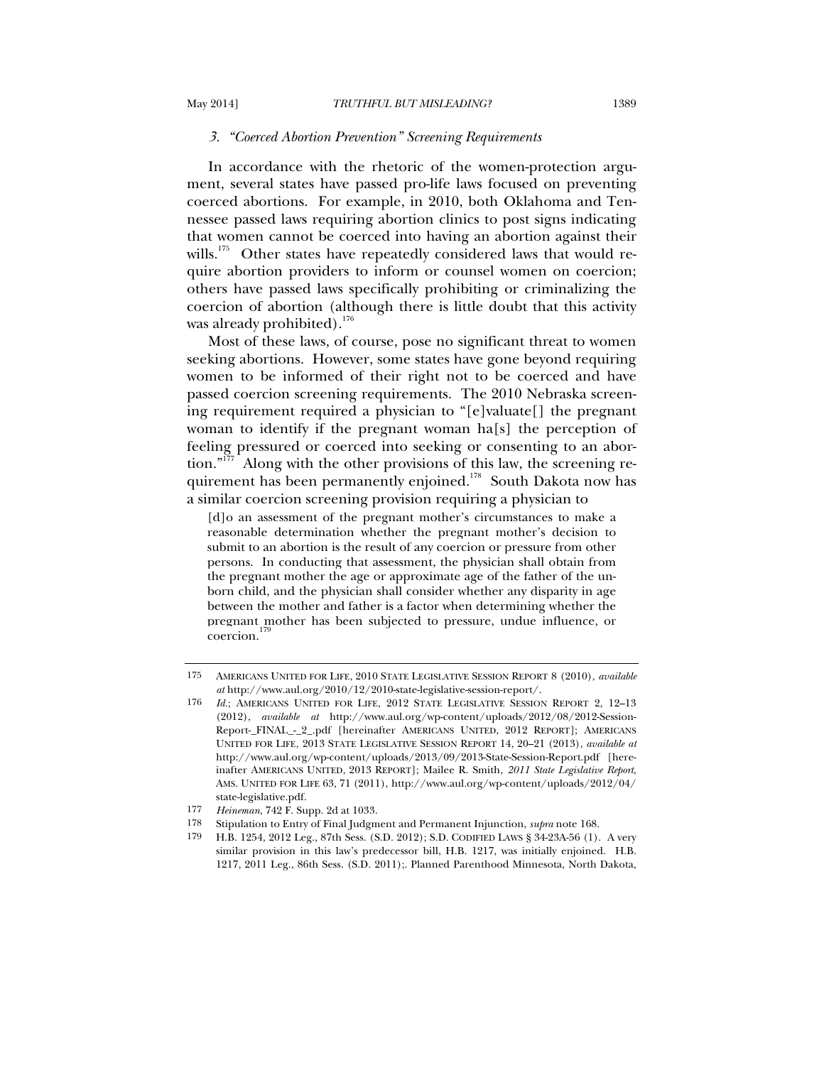### 3. *"Coerced Abortion Prevention" Screening Requirements*

In accordance with the rhetoric of the women-protection argument, several states have passed pro-life laws focused on preventing coerced abortions. For example, in 2010, both Oklahoma and Tennessee passed laws requiring abortion clinics to post signs indicating that women cannot be coerced into having an abortion against their wills.[175] Other states have repeatedly considered laws that would require abortion providers to inform or counsel women on coercion; others have passed laws specifically prohibiting or criminalizing the coercion of abortion (although there is little doubt that this activity was already prohibited).[176]

Most of these laws, of course, pose no significant threat to women seeking abortions. However, some states have gone beyond requiring women to be informed of their right not to be coerced and have passed coercion screening requirements. The 2010 Nebraska screening requirement required a physician to "[e]valuate[] the pregnant woman to identify if the pregnant woman ha[s] the perception of feeling pressured or coerced into seeking or consenting to an abortion."[177] Along with the other provisions of this law, the screening requirement has been permanently enjoined.[178] South Dakota now has a similar coercion screening provision requiring a physician to

> [d]o an assessment of the pregnant mother's circumstances to make a reasonable determination whether the pregnant mother's decision to submit to an abortion is the result of any coercion or pressure from other persons. In conducting that assessment, the physician shall obtain from the pregnant mother the age or approximate age of the father of the unborn child, and the physician shall consider whether any disparity in age between the mother and father is a factor when determining whether the pregnant mother has been subjected to pressure, undue influence, or coercion.[179]

---

175 AMERICANS UNITED FOR LIFE, 2010 STATE LEGISLATIVE SESSION REPORT 8 (2010), *available at* http://www.aul.org/2010/12/2010-state-legislative-session-report/.

176 *Id.*; AMERICANS UNITED FOR LIFE, 2012 STATE LEGISLATIVE SESSION REPORT 2, 12–13 (2012), *available at* http://www.aul.org/wp-content/uploads/2012/08/2012-Session-Report-_FINAL_-_2_.pdf [hereinafter AMERICANS UNITED, 2012 REPORT]; AMERICANS UNITED FOR LIFE, 2013 STATE LEGISLATIVE SESSION REPORT 14, 20–21 (2013), *available at* http://www.aul.org/wp-content/uploads/2013/09/2013-State-Session-Report.pdf [hereinafter AMERICANS UNITED, 2013 REPORT]; Mailee R. Smith, *2011 State Legislative Report*, AMS. UNITED FOR LIFE 63, 71 (2011), http://www.aul.org/wp-content/uploads/2012/04/state-legislative.pdf.

177 *Heineman*, 742 F. Supp. 2d at 1033.

178 Stipulation to Entry of Final Judgment and Permanent Injunction, *supra* note 168.

179 H.B. 1254, 2012 Leg., 87th Sess. (S.D. 2012); S.D. CODIFIED LAWS § 34-23A-56 (1). A very similar provision in this law's predecessor bill, H.B. 1217, was initially enjoined. H.B. 1217, 2011 Leg., 86th Sess. (S.D. 2011);. Planned Parenthood Minnesota, North Dakota,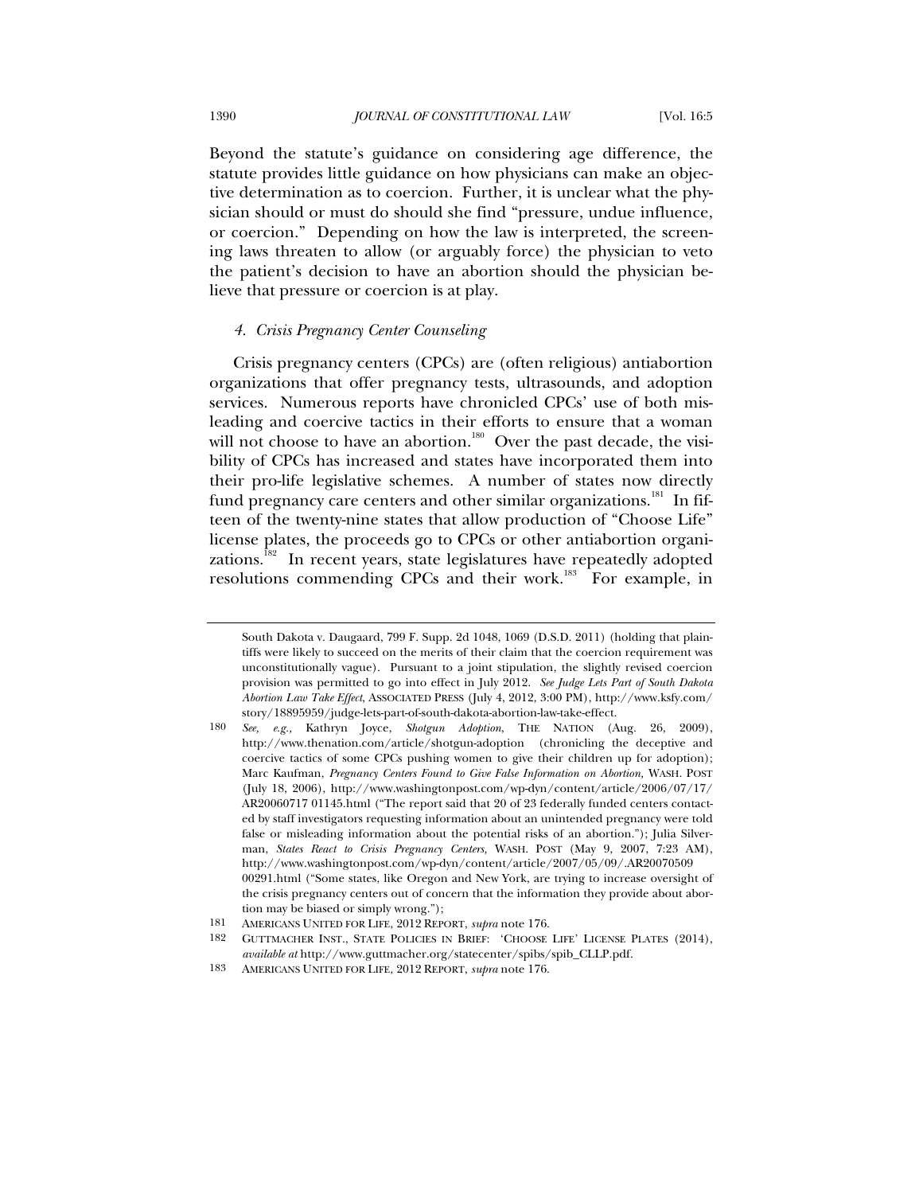Beyond the statute's guidance on considering age difference, the statute provides little guidance on how physicians can make an objective determination as to coercion. Further, it is unclear what the physician should or must do should she find "pressure, undue influence, or coercion." Depending on how the law is interpreted, the screening laws threaten to allow (or arguably force) the physician to veto the patient's decision to have an abortion should the physician believe that pressure or coercion is at play.

### *4. Crisis Pregnancy Center Counseling*

Crisis pregnancy centers (CPCs) are (often religious) antiabortion organizations that offer pregnancy tests, ultrasounds, and adoption services. Numerous reports have chronicled CPCs' use of both misleading and coercive tactics in their efforts to ensure that a woman will not choose to have an abortion.[180] Over the past decade, the visibility of CPCs has increased and states have incorporated them into their pro-life legislative schemes. A number of states now directly fund pregnancy care centers and other similar organizations.[181] In fifteen of the twenty-nine states that allow production of "Choose Life" license plates, the proceeds go to CPCs or other antiabortion organizations.[182] In recent years, state legislatures have repeatedly adopted resolutions commending CPCs and their work.[183] For example, in

---

South Dakota v. Daugaard, 799 F. Supp. 2d 1048, 1069 (D.S.D. 2011) (holding that plaintiffs were likely to succeed on the merits of their claim that the coercion requirement was unconstitutionally vague). Pursuant to a joint stipulation, the slightly revised coercion provision was permitted to go into effect in July 2012. *See Judge Lets Part of South Dakota Abortion Law Take Effect*, ASSOCIATED PRESS (July 4, 2012, 3:00 PM), http://www.ksfy.com/story/18895959/judge-lets-part-of-south-dakota-abortion-law-take-effect.

180 *See, e.g.*, Kathryn Joyce, *Shotgun Adoption*, THE NATION (Aug. 26, 2009), http://www.thenation.com/article/shotgun-adoption (chronicling the deceptive and coercive tactics of some CPCs pushing women to give their children up for adoption); Marc Kaufman, *Pregnancy Centers Found to Give False Information on Abortion,* WASH. POST (July 18, 2006), http://www.washingtonpost.com/wp-dyn/content/article/2006/07/17/AR20060717 01145.html ("The report said that 20 of 23 federally funded centers contacted by staff investigators requesting information about an unintended pregnancy were told false or misleading information about the potential risks of an abortion."); Julia Silverman, *States React to Crisis Pregnancy Centers,* WASH. POST (May 9, 2007, 7:23 AM), http://www.washingtonpost.com/wp-dyn/content/article/2007/05/09/.AR20070509 00291.html ("Some states, like Oregon and New York, are trying to increase oversight of the crisis pregnancy centers out of concern that the information they provide about abortion may be biased or simply wrong.");

181 AMERICANS UNITED FOR LIFE, 2012 REPORT, *supra* note 176.

182 GUTTMACHER INST., STATE POLICIES IN BRIEF: 'CHOOSE LIFE' LICENSE PLATES (2014), *available at* http://www.guttmacher.org/statecenter/spibs/spib_CLLP.pdf.

183 AMERICANS UNITED FOR LIFE, 2012 REPORT, *supra* note 176.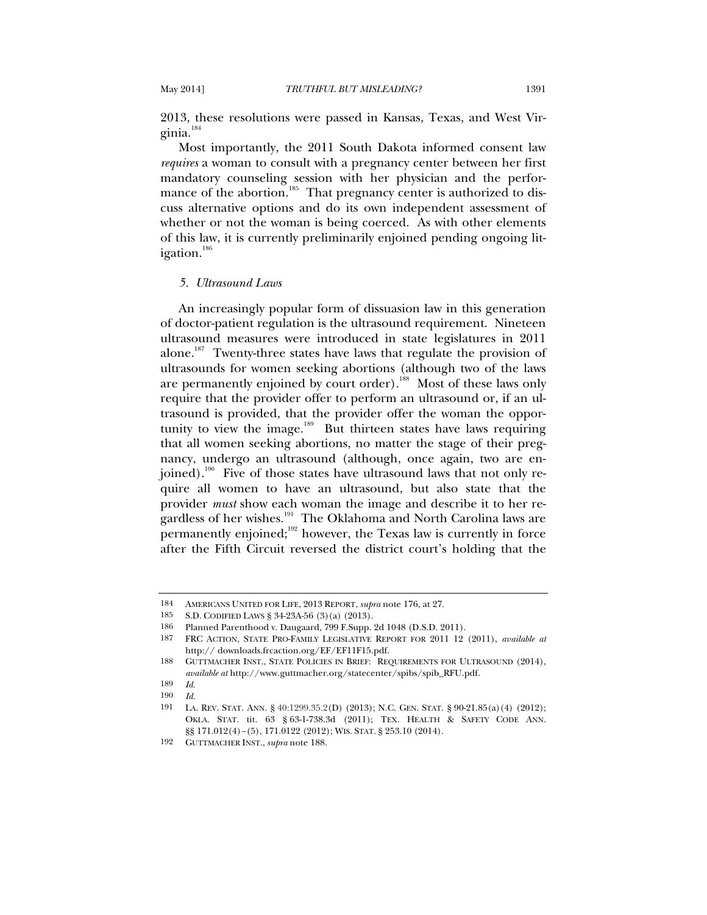2013, these resolutions were passed in Kansas, Texas, and West Virginia.[184]

Most importantly, the 2011 South Dakota informed consent law *requires* a woman to consult with a pregnancy center between her first mandatory counseling session with her physician and the performance of the abortion.[185] That pregnancy center is authorized to discuss alternative options and do its own independent assessment of whether or not the woman is being coerced. As with other elements of this law, it is currently preliminarily enjoined pending ongoing litigation.[186]

### *5. Ultrasound Laws*

An increasingly popular form of dissuasion law in this generation of doctor-patient regulation is the ultrasound requirement. Nineteen ultrasound measures were introduced in state legislatures in 2011 alone.[187] Twenty-three states have laws that regulate the provision of ultrasounds for women seeking abortions (although two of the laws are permanently enjoined by court order).[188] Most of these laws only require that the provider offer to perform an ultrasound or, if an ultrasound is provided, that the provider offer the woman the opportunity to view the image.[189] But thirteen states have laws requiring that all women seeking abortions, no matter the stage of their pregnancy, undergo an ultrasound (although, once again, two are enjoined).[190] Five of those states have ultrasound laws that not only require all women to have an ultrasound, but also state that the provider *must* show each woman the image and describe it to her regardless of her wishes.[191] The Oklahoma and North Carolina laws are permanently enjoined;[192] however, the Texas law is currently in force after the Fifth Circuit reversed the district court's holding that the

---

184 AMERICANS UNITED FOR LIFE, 2013 REPORT, *supra* note 176, at 27.

185 S.D. CODIFIED LAWS § 34-23A-56 (3)(a) (2013).

186 Planned Parenthood v. Daugaard, 799 F.Supp. 2d 1048 (D.S.D. 2011).

187 FRC ACTION, STATE PRO-FAMILY LEGISLATIVE REPORT FOR 2011 12 (2011), *available at* http:// downloads.frcaction.org/EF/EF11F15.pdf.

188 GUTTMACHER INST., STATE POLICIES IN BRIEF: REQUIREMENTS FOR ULTRASOUND (2014), *available at* http://www.guttmacher.org/statecenter/spibs/spib_RFU.pdf.

189 *Id.*

190 *Id.*

191 LA. REV. STAT. ANN. § 40:1299.35.2(D) (2013); N.C. GEN. STAT. § 90-21.85(a)(4) (2012); OKLA. STAT. tit. 63 § 63-1-738.3d (2011); TEX. HEALTH & SAFETY CODE ANN. §§ 171.012(4)–(5), 171.0122 (2012); WIS. STAT. § 253.10 (2014).

192 GUTTMACHER INST., *supra* note 188.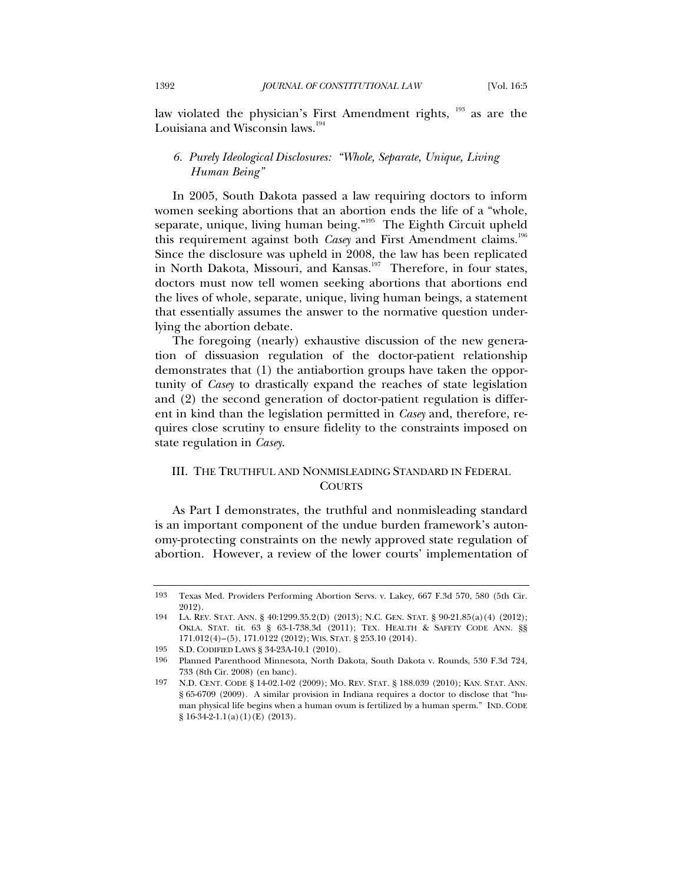law violated the physician's First Amendment rights, [193] as are the Louisiana and Wisconsin laws.[194]

### *6. Purely Ideological Disclosures: "Whole, Separate, Unique, Living Human Being"*

In 2005, South Dakota passed a law requiring doctors to inform women seeking abortions that an abortion ends the life of a "whole, separate, unique, living human being."[195] The Eighth Circuit upheld this requirement against both *Casey* and First Amendment claims.[196] Since the disclosure was upheld in 2008, the law has been replicated in North Dakota, Missouri, and Kansas.[197] Therefore, in four states, doctors must now tell women seeking abortions that abortions end the lives of whole, separate, unique, living human beings, a statement that essentially assumes the answer to the normative question underlying the abortion debate.

The foregoing (nearly) exhaustive discussion of the new generation of dissuasion regulation of the doctor-patient relationship demonstrates that (1) the antiabortion groups have taken the opportunity of *Casey* to drastically expand the reaches of state legislation and (2) the second generation of doctor-patient regulation is different in kind than the legislation permitted in *Casey* and, therefore, requires close scrutiny to ensure fidelity to the constraints imposed on state regulation in *Casey*.

## III. THE TRUTHFUL AND NONMISLEADING STANDARD IN FEDERAL COURTS

As Part I demonstrates, the truthful and nonmisleading standard is an important component of the undue burden framework's autonomy-protecting constraints on the newly approved state regulation of abortion. However, a review of the lower courts' implementation of

---

193 Texas Med. Providers Performing Abortion Servs. v. Lakey, 667 F.3d 570, 580 (5th Cir. 2012).

194 LA. REV. STAT. ANN. § 40:1299.35.2(D) (2013); N.C. GEN. STAT. § 90-21.85(a)(4) (2012); OKLA. STAT. tit. 63 § 63-1-738.3d (2011); TEX. HEALTH & SAFETY CODE ANN. §§ 171.012(4)–(5), 171.0122 (2012); WIS. STAT. § 253.10 (2014).

195 S.D. CODIFIED LAWS § 34-23A-10.1 (2010).

196 Planned Parenthood Minnesota, North Dakota, South Dakota v. Rounds, 530 F.3d 724, 733 (8th Cir. 2008) (en banc).

197 N.D. CENT. CODE § 14-02.1-02 (2009); MO. REV. STAT. § 188.039 (2010); KAN. STAT. ANN. § 65-6709 (2009). A similar provision in Indiana requires a doctor to disclose that "human physical life begins when a human ovum is fertilized by a human sperm." IND. CODE § 16-34-2-1.1(a)(1)(E) (2013).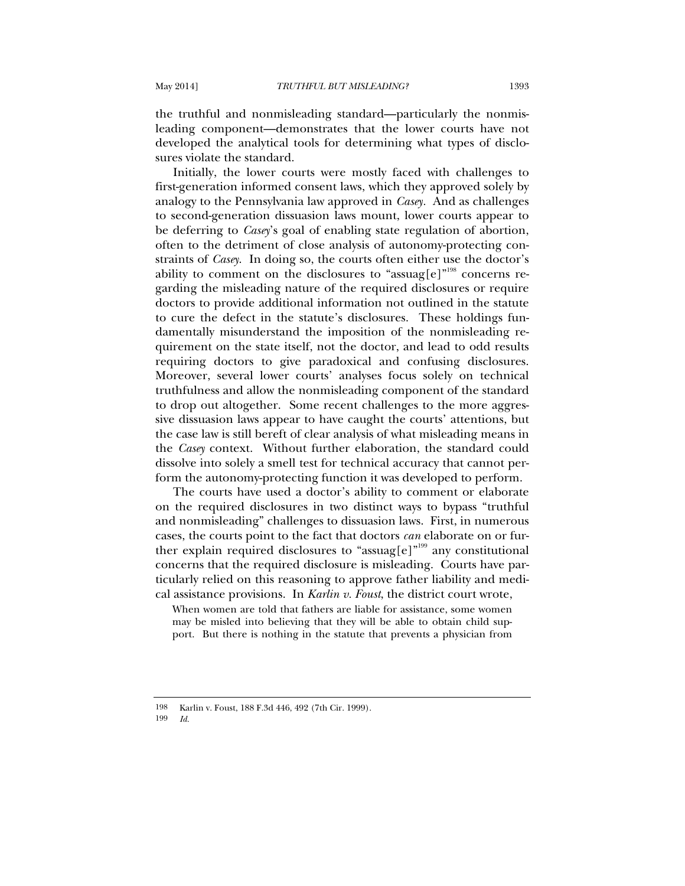the truthful and nonmisleading standard—particularly the nonmisleading component—demonstrates that the lower courts have not developed the analytical tools for determining what types of disclosures violate the standard.

Initially, the lower courts were mostly faced with challenges to first-generation informed consent laws, which they approved solely by analogy to the Pennsylvania law approved in *Casey*. And as challenges to second-generation dissuasion laws mount, lower courts appear to be deferring to *Casey*'s goal of enabling state regulation of abortion, often to the detriment of close analysis of autonomy-protecting constraints of *Casey*. In doing so, the courts often either use the doctor's ability to comment on the disclosures to "assuag[e]"[198] concerns regarding the misleading nature of the required disclosures or require doctors to provide additional information not outlined in the statute to cure the defect in the statute's disclosures. These holdings fundamentally misunderstand the imposition of the nonmisleading requirement on the state itself, not the doctor, and lead to odd results requiring doctors to give paradoxical and confusing disclosures. Moreover, several lower courts' analyses focus solely on technical truthfulness and allow the nonmisleading component of the standard to drop out altogether. Some recent challenges to the more aggressive dissuasion laws appear to have caught the courts' attentions, but the case law is still bereft of clear analysis of what misleading means in the *Casey* context. Without further elaboration, the standard could dissolve into solely a smell test for technical accuracy that cannot perform the autonomy-protecting function it was developed to perform.

The courts have used a doctor's ability to comment or elaborate on the required disclosures in two distinct ways to bypass "truthful and nonmisleading" challenges to dissuasion laws. First, in numerous cases, the courts point to the fact that doctors *can* elaborate on or further explain required disclosures to "assuag[e]"[199] any constitutional concerns that the required disclosure is misleading. Courts have particularly relied on this reasoning to approve father liability and medical assistance provisions. In *Karlin v. Foust*, the district court wrote,

> When women are told that fathers are liable for assistance, some women may be misled into believing that they will be able to obtain child support. But there is nothing in the statute that prevents a physician from

---

198 Karlin v. Foust, 188 F.3d 446, 492 (7th Cir. 1999).

199 *Id.*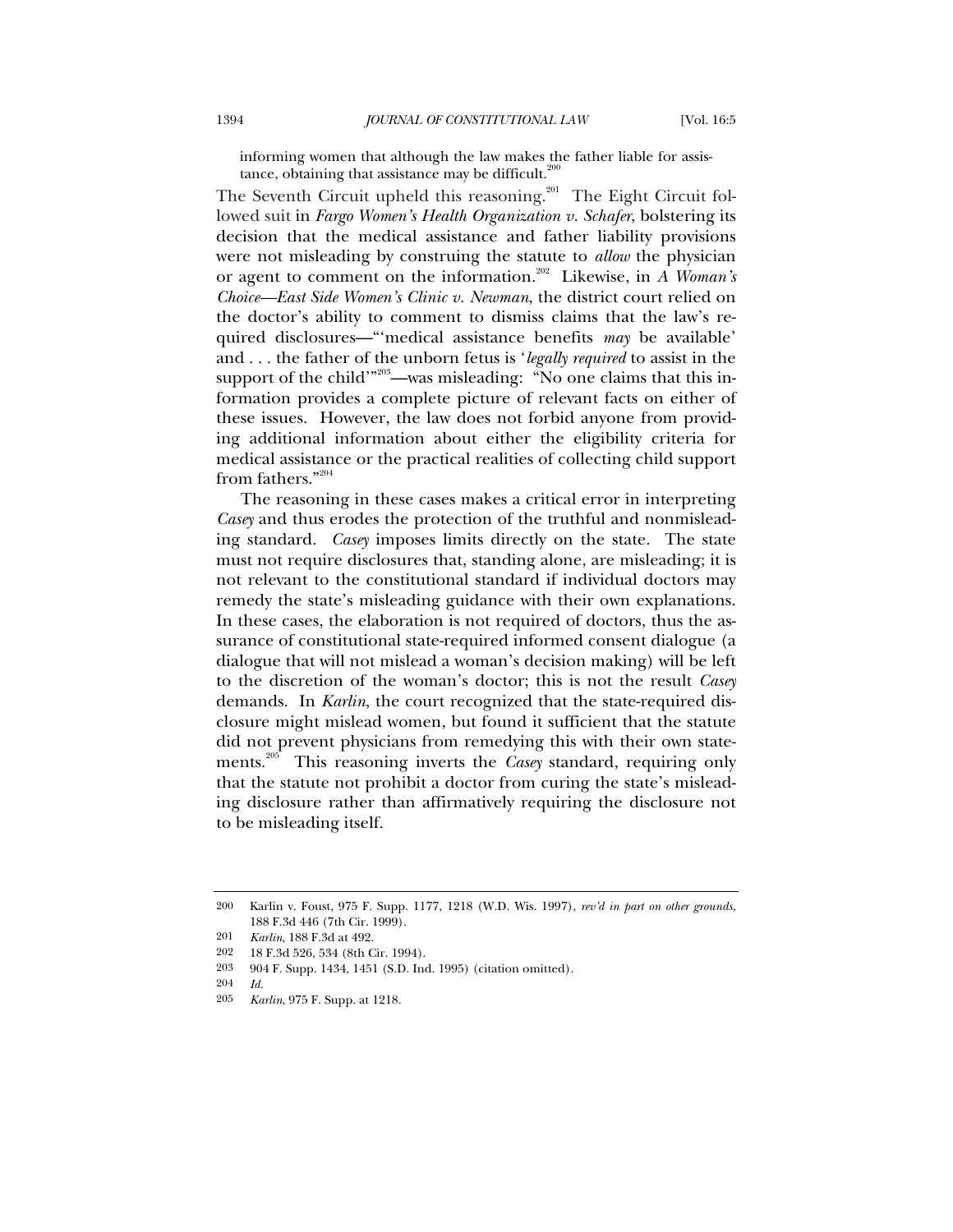> informing women that although the law makes the father liable for assistance, obtaining that assistance may be difficult.[200]

The Seventh Circuit upheld this reasoning.[201] The Eight Circuit followed suit in *Fargo Women's Health Organization v. Schafer*, bolstering its decision that the medical assistance and father liability provisions were not misleading by construing the statute to *allow* the physician or agent to comment on the information.[202] Likewise, in *A Woman's Choice—East Side Women's Clinic v. Newman*, the district court relied on the doctor's ability to comment to dismiss claims that the law's required disclosures—"'medical assistance benefits *may* be available' and . . . the father of the unborn fetus is '*legally required* to assist in the support of the child'"[203]—was misleading: "No one claims that this information provides a complete picture of relevant facts on either of these issues. However, the law does not forbid anyone from providing additional information about either the eligibility criteria for medical assistance or the practical realities of collecting child support from fathers."[204]

The reasoning in these cases makes a critical error in interpreting *Casey* and thus erodes the protection of the truthful and nonmisleading standard. *Casey* imposes limits directly on the state. The state must not require disclosures that, standing alone, are misleading; it is not relevant to the constitutional standard if individual doctors may remedy the state's misleading guidance with their own explanations. In these cases, the elaboration is not required of doctors, thus the assurance of constitutional state-required informed consent dialogue (a dialogue that will not mislead a woman's decision making) will be left to the discretion of the woman's doctor; this is not the result *Casey* demands. In *Karlin*, the court recognized that the state-required disclosure might mislead women, but found it sufficient that the statute did not prevent physicians from remedying this with their own statements.[205] This reasoning inverts the *Casey* standard, requiring only that the statute not prohibit a doctor from curing the state's misleading disclosure rather than affirmatively requiring the disclosure not to be misleading itself.

---

200 Karlin v. Foust, 975 F. Supp. 1177, 1218 (W.D. Wis. 1997), *rev'd in part on other grounds*, 188 F.3d 446 (7th Cir. 1999).

201 *Karlin*, 188 F.3d at 492.

202 18 F.3d 526, 534 (8th Cir. 1994).

203 904 F. Supp. 1434, 1451 (S.D. Ind. 1995) (citation omitted).

204 *Id.*

205 *Karlin*, 975 F. Supp. at 1218.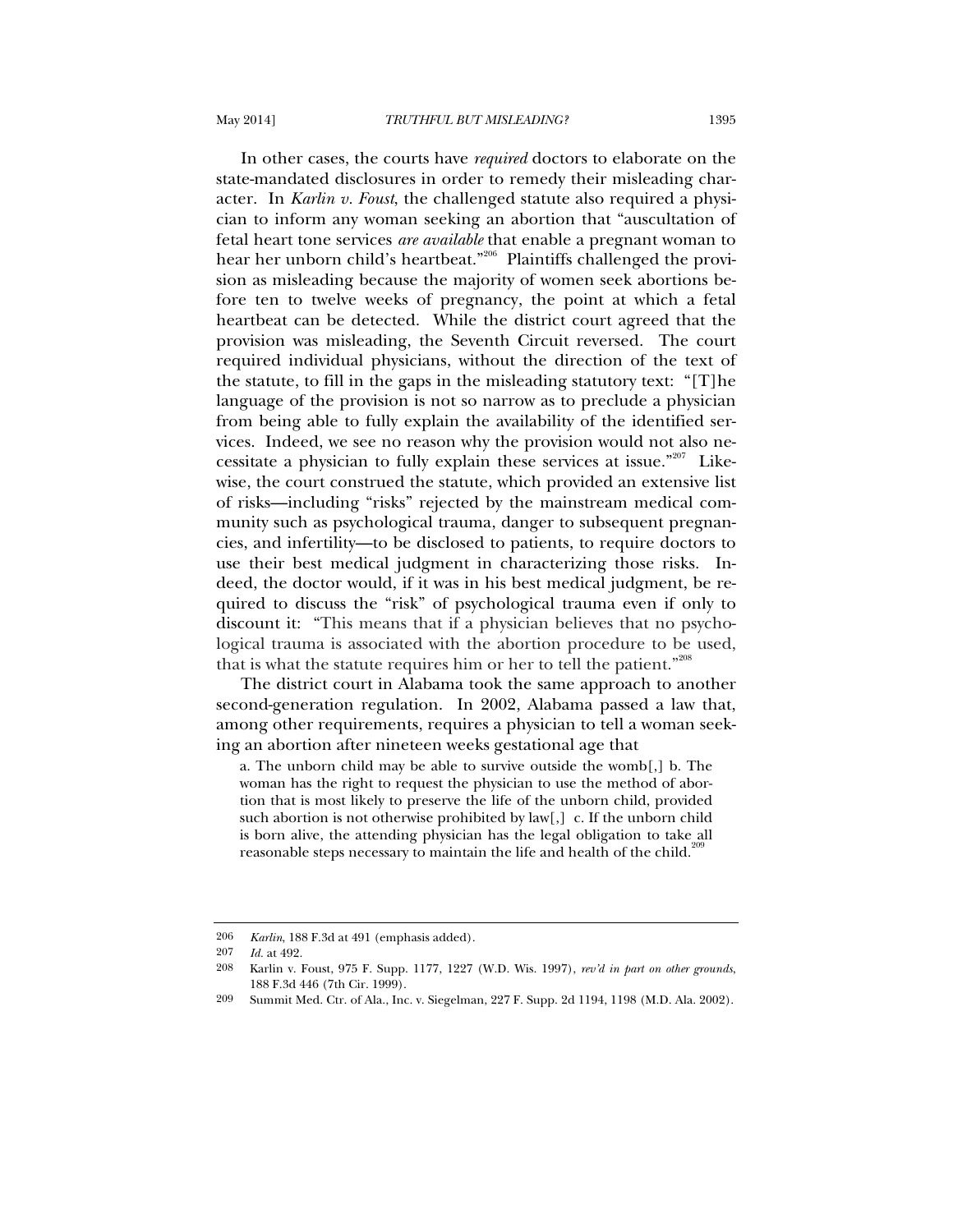In other cases, the courts have *required* doctors to elaborate on the state-mandated disclosures in order to remedy their misleading character. In *Karlin v. Foust*, the challenged statute also required a physician to inform any woman seeking an abortion that "auscultation of fetal heart tone services *are available* that enable a pregnant woman to hear her unborn child's heartbeat."[206] Plaintiffs challenged the provision as misleading because the majority of women seek abortions before ten to twelve weeks of pregnancy, the point at which a fetal heartbeat can be detected. While the district court agreed that the provision was misleading, the Seventh Circuit reversed. The court required individual physicians, without the direction of the text of the statute, to fill in the gaps in the misleading statutory text: "[T]he language of the provision is not so narrow as to preclude a physician from being able to fully explain the availability of the identified services. Indeed, we see no reason why the provision would not also necessitate a physician to fully explain these services at issue."[207] Likewise, the court construed the statute, which provided an extensive list of risks—including "risks" rejected by the mainstream medical community such as psychological trauma, danger to subsequent pregnancies, and infertility—to be disclosed to patients, to require doctors to use their best medical judgment in characterizing those risks. Indeed, the doctor would, if it was in his best medical judgment, be required to discuss the "risk" of psychological trauma even if only to discount it: "This means that if a physician believes that no psychological trauma is associated with the abortion procedure to be used, that is what the statute requires him or her to tell the patient."[208]

The district court in Alabama took the same approach to another second-generation regulation. In 2002, Alabama passed a law that, among other requirements, requires a physician to tell a woman seeking an abortion after nineteen weeks gestational age that

> a. The unborn child may be able to survive outside the womb[,] b. The woman has the right to request the physician to use the method of abortion that is most likely to preserve the life of the unborn child, provided such abortion is not otherwise prohibited by law[,] c. If the unborn child is born alive, the attending physician has the legal obligation to take all reasonable steps necessary to maintain the life and health of the child.[209]

---

206 *Karlin*, 188 F.3d at 491 (emphasis added).

207 *Id.* at 492.

208 Karlin v. Foust, 975 F. Supp. 1177, 1227 (W.D. Wis. 1997), *rev'd in part on other grounds*, 188 F.3d 446 (7th Cir. 1999).

209 Summit Med. Ctr. of Ala., Inc. v. Siegelman, 227 F. Supp. 2d 1194, 1198 (M.D. Ala. 2002).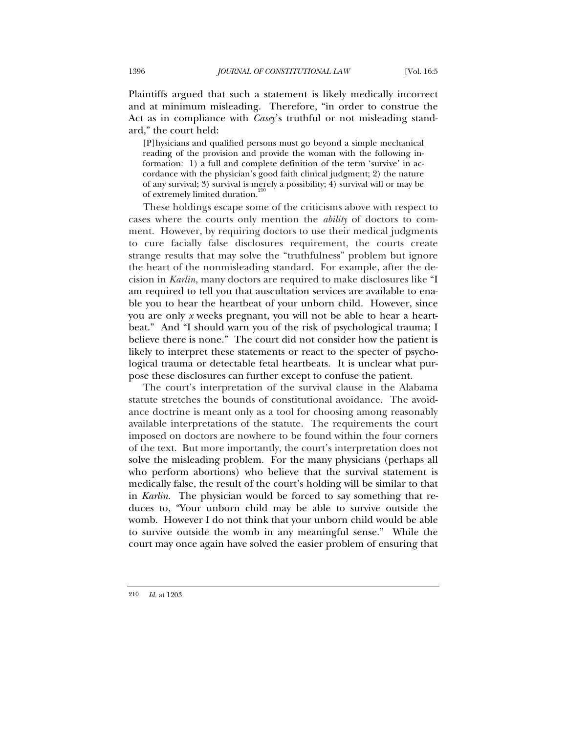Plaintiffs argued that such a statement is likely medically incorrect and at minimum misleading. Therefore, "in order to construe the Act as in compliance with *Casey*'s truthful or not misleading standard," the court held:

> [P]hysicians and qualified persons must go beyond a simple mechanical reading of the provision and provide the woman with the following information: 1) a full and complete definition of the term 'survive' in accordance with the physician's good faith clinical judgment; 2) the nature of any survival; 3) survival is merely a possibility; 4) survival will or may be of extremely limited duration.[210]

These holdings escape some of the criticisms above with respect to cases where the courts only mention the *ability* of doctors to comment. However, by requiring doctors to use their medical judgments to cure facially false disclosures requirement, the courts create strange results that may solve the "truthfulness" problem but ignore the heart of the nonmisleading standard. For example, after the decision in *Karlin*, many doctors are required to make disclosures like "I am required to tell you that auscultation services are available to enable you to hear the heartbeat of your unborn child. However, since you are only *x* weeks pregnant, you will not be able to hear a heartbeat." And "I should warn you of the risk of psychological trauma; I believe there is none." The court did not consider how the patient is likely to interpret these statements or react to the specter of psychological trauma or detectable fetal heartbeats. It is unclear what purpose these disclosures can further except to confuse the patient.

The court's interpretation of the survival clause in the Alabama statute stretches the bounds of constitutional avoidance. The avoidance doctrine is meant only as a tool for choosing among reasonably available interpretations of the statute. The requirements the court imposed on doctors are nowhere to be found within the four corners of the text. But more importantly, the court's interpretation does not solve the misleading problem. For the many physicians (perhaps all who perform abortions) who believe that the survival statement is medically false, the result of the court's holding will be similar to that in *Karlin*. The physician would be forced to say something that reduces to, "Your unborn child may be able to survive outside the womb. However I do not think that your unborn child would be able to survive outside the womb in any meaningful sense." While the court may once again have solved the easier problem of ensuring that

---

210 *Id.* at 1203.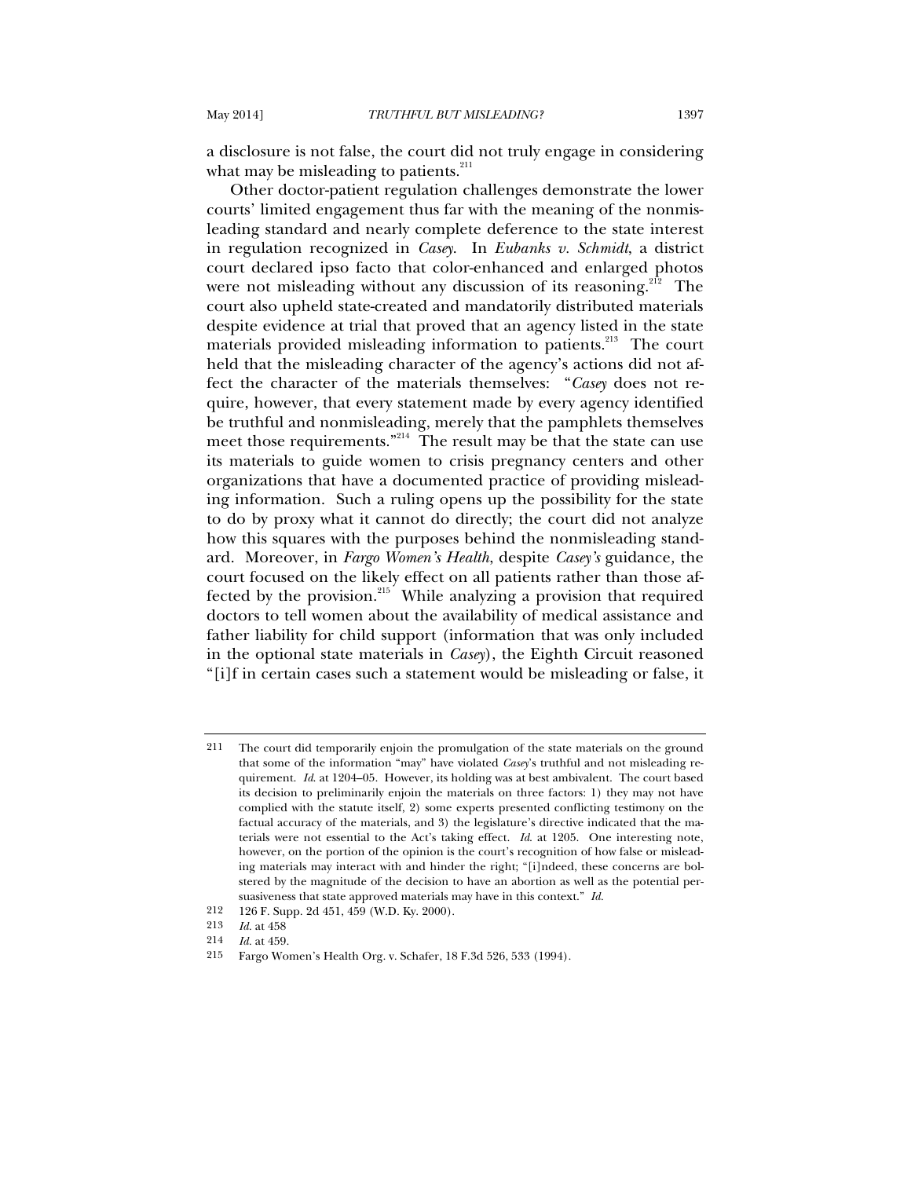a disclosure is not false, the court did not truly engage in considering what may be misleading to patients.[211]

Other doctor-patient regulation challenges demonstrate the lower courts' limited engagement thus far with the meaning of the nonmisleading standard and nearly complete deference to the state interest in regulation recognized in *Casey*. In *Eubanks v. Schmidt*, a district court declared ipso facto that color-enhanced and enlarged photos were not misleading without any discussion of its reasoning.[212] The court also upheld state-created and mandatorily distributed materials despite evidence at trial that proved that an agency listed in the state materials provided misleading information to patients.[213] The court held that the misleading character of the agency's actions did not affect the character of the materials themselves: "*Casey* does not require, however, that every statement made by every agency identified be truthful and nonmisleading, merely that the pamphlets themselves meet those requirements."[214] The result may be that the state can use its materials to guide women to crisis pregnancy centers and other organizations that have a documented practice of providing misleading information. Such a ruling opens up the possibility for the state to do by proxy what it cannot do directly; the court did not analyze how this squares with the purposes behind the nonmisleading standard. Moreover, in *Fargo Women's Health*, despite *Casey's* guidance, the court focused on the likely effect on all patients rather than those affected by the provision.[215] While analyzing a provision that required doctors to tell women about the availability of medical assistance and father liability for child support (information that was only included in the optional state materials in *Casey*), the Eighth Circuit reasoned "[i]f in certain cases such a statement would be misleading or false, it

---

211 The court did temporarily enjoin the promulgation of the state materials on the ground that some of the information "may" have violated *Casey*'s truthful and not misleading requirement. *Id.* at 1204–05. However, its holding was at best ambivalent. The court based its decision to preliminarily enjoin the materials on three factors: 1) they may not have complied with the statute itself, 2) some experts presented conflicting testimony on the factual accuracy of the materials, and 3) the legislature's directive indicated that the materials were not essential to the Act's taking effect. *Id.* at 1205. One interesting note, however, on the portion of the opinion is the court's recognition of how false or misleading materials may interact with and hinder the right; "[i]ndeed, these concerns are bolstered by the magnitude of the decision to have an abortion as well as the potential persuasiveness that state approved materials may have in this context." *Id.*

212 126 F. Supp. 2d 451, 459 (W.D. Ky. 2000).

213 *Id.* at 458

214 *Id.* at 459.

215 Fargo Women's Health Org. v. Schafer, 18 F.3d 526, 533 (1994).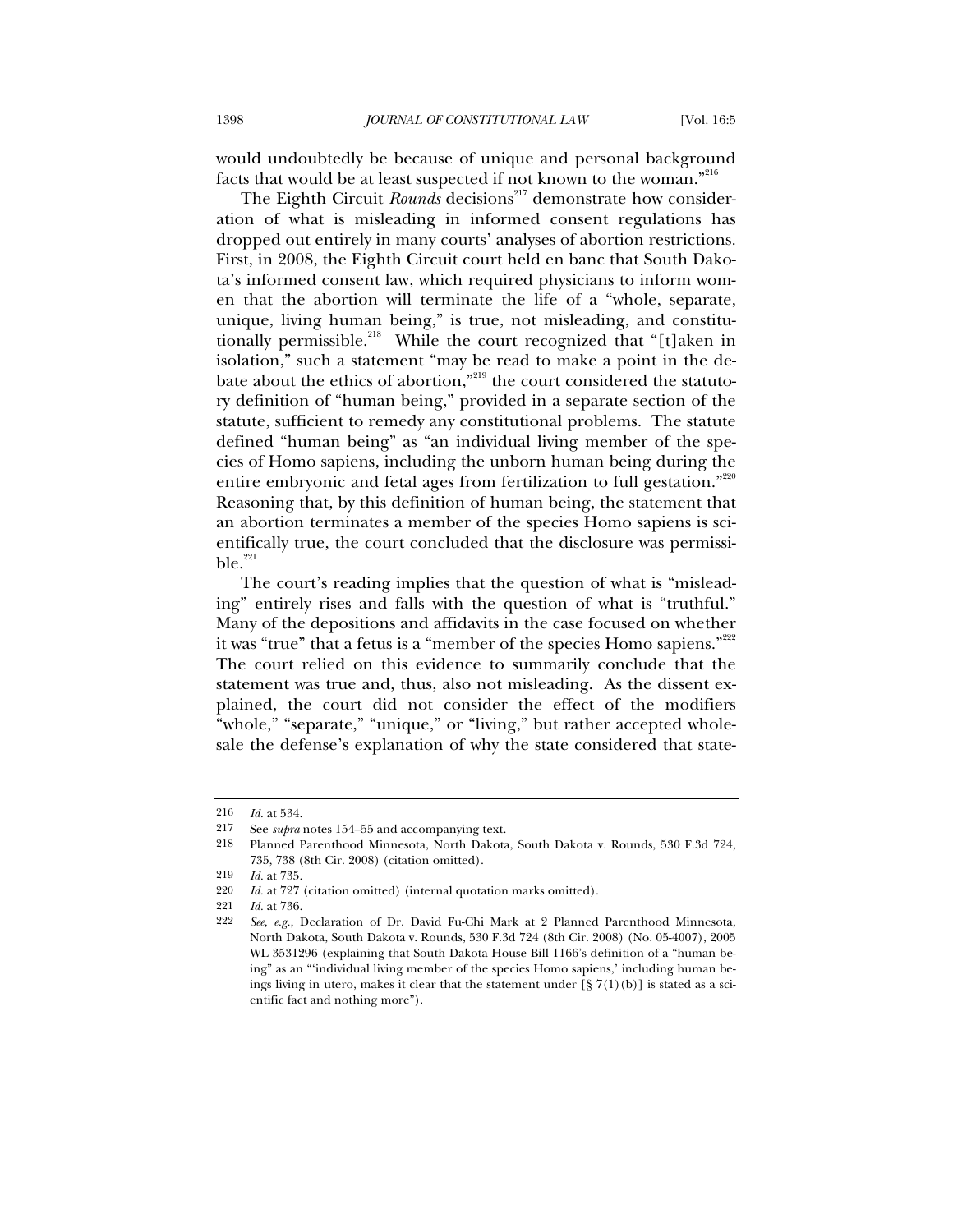would undoubtedly be because of unique and personal background facts that would be at least suspected if not known to the woman."[216]

The Eighth Circuit *Rounds* decisions[217] demonstrate how consideration of what is misleading in informed consent regulations has dropped out entirely in many courts' analyses of abortion restrictions. First, in 2008, the Eighth Circuit court held en banc that South Dakota's informed consent law, which required physicians to inform women that the abortion will terminate the life of a "whole, separate, unique, living human being," is true, not misleading, and constitutionally permissible.[218] While the court recognized that "[t]aken in isolation," such a statement "may be read to make a point in the debate about the ethics of abortion,"[219] the court considered the statutory definition of "human being," provided in a separate section of the statute, sufficient to remedy any constitutional problems. The statute defined "human being" as "an individual living member of the species of Homo sapiens, including the unborn human being during the entire embryonic and fetal ages from fertilization to full gestation."[220] Reasoning that, by this definition of human being, the statement that an abortion terminates a member of the species Homo sapiens is scientifically true, the court concluded that the disclosure was permissible.[221]

The court's reading implies that the question of what is "misleading" entirely rises and falls with the question of what is "truthful." Many of the depositions and affidavits in the case focused on whether it was "true" that a fetus is a "member of the species Homo sapiens."[222] The court relied on this evidence to summarily conclude that the statement was true and, thus, also not misleading. As the dissent explained, the court did not consider the effect of the modifiers "whole," "separate," "unique," or "living," but rather accepted wholesale the defense's explanation of why the state considered that state-

---

216 *Id.* at 534.

217 See *supra* notes 154–55 and accompanying text.

218 Planned Parenthood Minnesota, North Dakota, South Dakota v. Rounds, 530 F.3d 724, 735, 738 (8th Cir. 2008) (citation omitted).

219 *Id.* at 735.

220 *Id.* at 727 (citation omitted) (internal quotation marks omitted).

221 *Id.* at 736.

222 *See, e.g.*, Declaration of Dr. David Fu-Chi Mark at 2 Planned Parenthood Minnesota, North Dakota, South Dakota v. Rounds, 530 F.3d 724 (8th Cir. 2008) (No. 05-4007), 2005 WL 3531296 (explaining that South Dakota House Bill 1166's definition of a "human being" as an "'individual living member of the species Homo sapiens,' including human beings living in utero, makes it clear that the statement under [§ 7(1)(b)] is stated as a scientific fact and nothing more").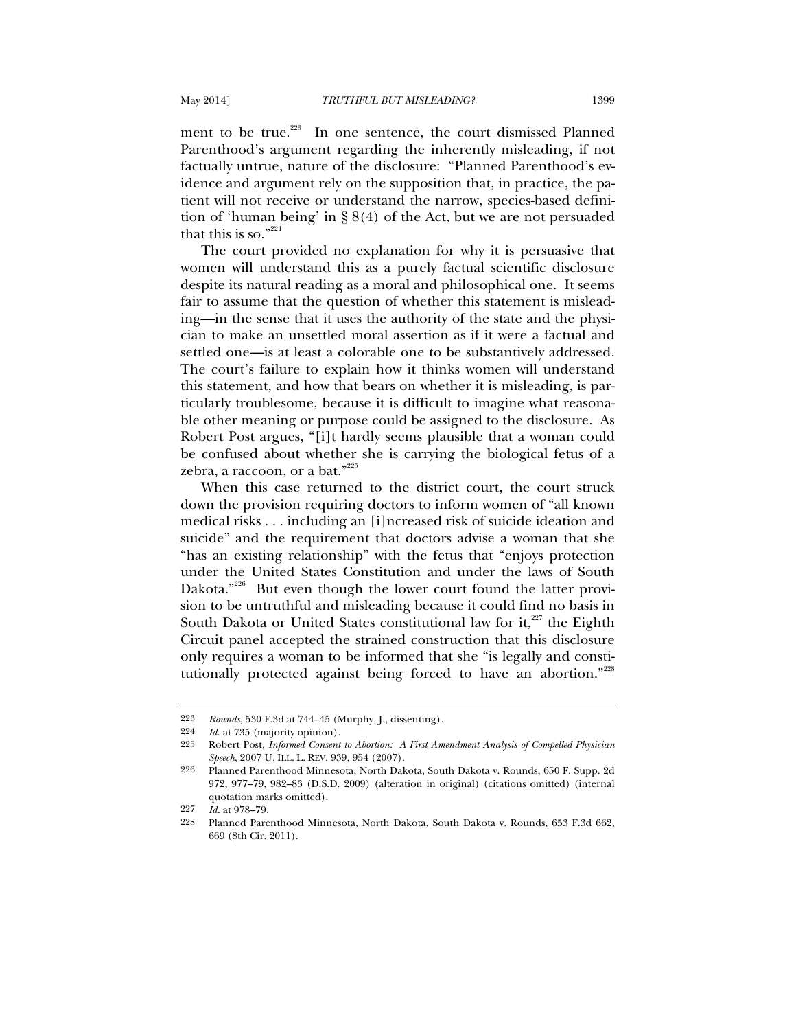ment to be true.[223] In one sentence, the court dismissed Planned Parenthood's argument regarding the inherently misleading, if not factually untrue, nature of the disclosure: "Planned Parenthood's evidence and argument rely on the supposition that, in practice, the patient will not receive or understand the narrow, species-based definition of 'human being' in § 8(4) of the Act, but we are not persuaded that this is so."[224]

The court provided no explanation for why it is persuasive that women will understand this as a purely factual scientific disclosure despite its natural reading as a moral and philosophical one. It seems fair to assume that the question of whether this statement is misleading—in the sense that it uses the authority of the state and the physician to make an unsettled moral assertion as if it were a factual and settled one—is at least a colorable one to be substantively addressed. The court's failure to explain how it thinks women will understand this statement, and how that bears on whether it is misleading, is particularly troublesome, because it is difficult to imagine what reasonable other meaning or purpose could be assigned to the disclosure. As Robert Post argues, "[i]t hardly seems plausible that a woman could be confused about whether she is carrying the biological fetus of a zebra, a raccoon, or a bat."[225]

When this case returned to the district court, the court struck down the provision requiring doctors to inform women of "all known medical risks . . . including an [i]ncreased risk of suicide ideation and suicide" and the requirement that doctors advise a woman that she "has an existing relationship" with the fetus that "enjoys protection under the United States Constitution and under the laws of South Dakota."[226] But even though the lower court found the latter provision to be untruthful and misleading because it could find no basis in South Dakota or United States constitutional law for it,[227] the Eighth Circuit panel accepted the strained construction that this disclosure only requires a woman to be informed that she "is legally and constitutionally protected against being forced to have an abortion."[228]

---

223 *Rounds*, 530 F.3d at 744–45 (Murphy, J., dissenting).

224 *Id.* at 735 (majority opinion).

225 Robert Post, *Informed Consent to Abortion: A First Amendment Analysis of Compelled Physician Speech*, 2007 U. ILL. L. REV. 939, 954 (2007).

226 Planned Parenthood Minnesota, North Dakota, South Dakota v. Rounds, 650 F. Supp. 2d 972, 977–79, 982–83 (D.S.D. 2009) (alteration in original) (citations omitted) (internal quotation marks omitted).

227 *Id.* at 978–79.

228 Planned Parenthood Minnesota, North Dakota, South Dakota v. Rounds, 653 F.3d 662, 669 (8th Cir. 2011).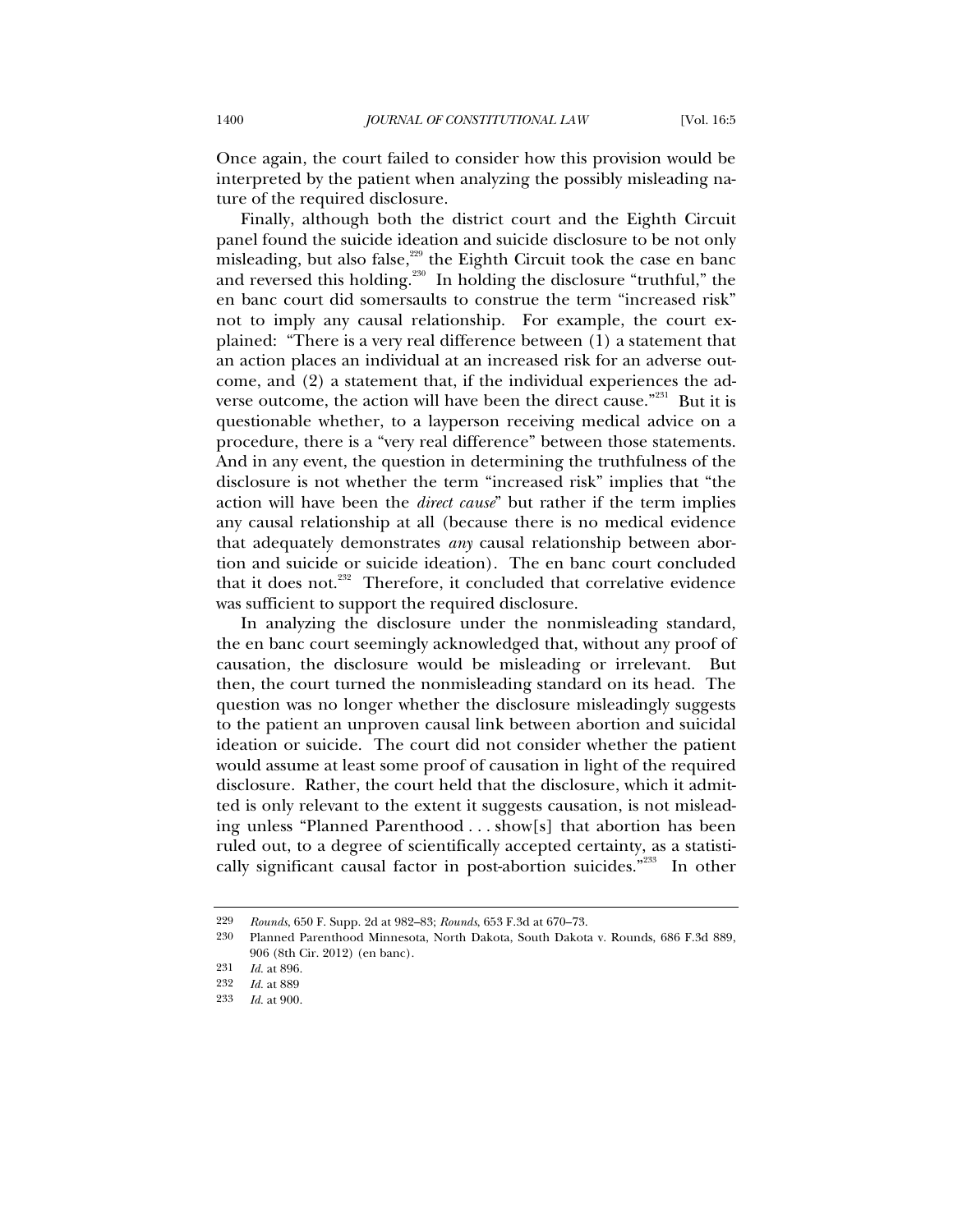Once again, the court failed to consider how this provision would be interpreted by the patient when analyzing the possibly misleading nature of the required disclosure.

Finally, although both the district court and the Eighth Circuit panel found the suicide ideation and suicide disclosure to be not only misleading, but also false,[229] the Eighth Circuit took the case en banc and reversed this holding.[230] In holding the disclosure "truthful," the en banc court did somersaults to construe the term "increased risk" not to imply any causal relationship. For example, the court explained: "There is a very real difference between (1) a statement that an action places an individual at an increased risk for an adverse outcome, and (2) a statement that, if the individual experiences the adverse outcome, the action will have been the direct cause."[231] But it is questionable whether, to a layperson receiving medical advice on a procedure, there is a "very real difference" between those statements. And in any event, the question in determining the truthfulness of the disclosure is not whether the term "increased risk" implies that "the action will have been the *direct cause*" but rather if the term implies any causal relationship at all (because there is no medical evidence that adequately demonstrates *any* causal relationship between abortion and suicide or suicide ideation). The en banc court concluded that it does not.[232] Therefore, it concluded that correlative evidence was sufficient to support the required disclosure.

In analyzing the disclosure under the nonmisleading standard, the en banc court seemingly acknowledged that, without any proof of causation, the disclosure would be misleading or irrelevant. But then, the court turned the nonmisleading standard on its head. The question was no longer whether the disclosure misleadingly suggests to the patient an unproven causal link between abortion and suicidal ideation or suicide. The court did not consider whether the patient would assume at least some proof of causation in light of the required disclosure. Rather, the court held that the disclosure, which it admitted is only relevant to the extent it suggests causation, is not misleading unless "Planned Parenthood . . . show[s] that abortion has been ruled out, to a degree of scientifically accepted certainty, as a statistically significant causal factor in post-abortion suicides."[233] In other

---

229 *Rounds*, 650 F. Supp. 2d at 982–83; *Rounds*, 653 F.3d at 670–73.

230 Planned Parenthood Minnesota, North Dakota, South Dakota v. Rounds, 686 F.3d 889, 906 (8th Cir. 2012) (en banc).

231 *Id.* at 896.

232 *Id.* at 889

233 *Id.* at 900.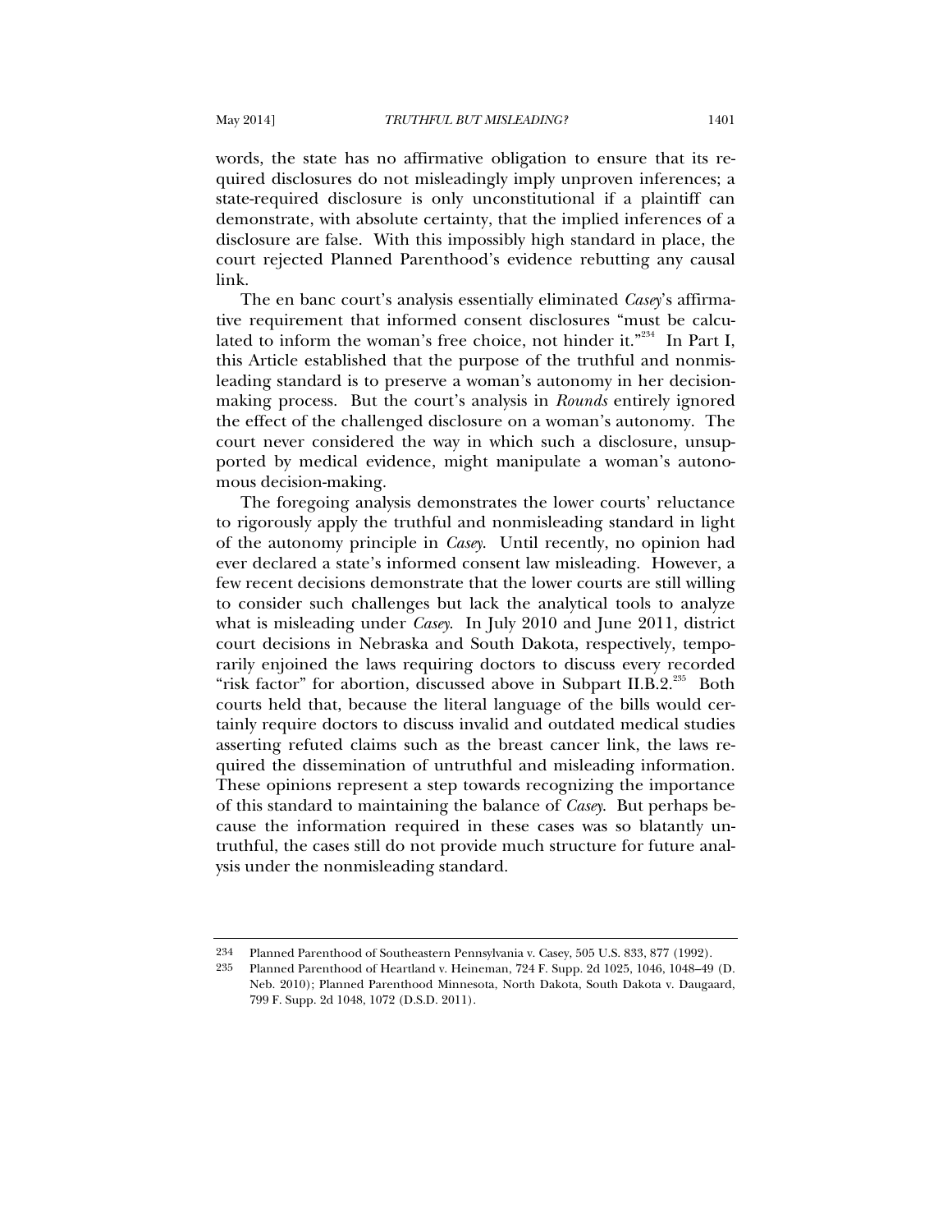words, the state has no affirmative obligation to ensure that its required disclosures do not misleadingly imply unproven inferences; a state-required disclosure is only unconstitutional if a plaintiff can demonstrate, with absolute certainty, that the implied inferences of a disclosure are false. With this impossibly high standard in place, the court rejected Planned Parenthood's evidence rebutting any causal link.

The en banc court's analysis essentially eliminated *Casey*'s affirmative requirement that informed consent disclosures "must be calculated to inform the woman's free choice, not hinder it."[234] In Part I, this Article established that the purpose of the truthful and nonmisleading standard is to preserve a woman's autonomy in her decision-making process. But the court's analysis in *Rounds* entirely ignored the effect of the challenged disclosure on a woman's autonomy. The court never considered the way in which such a disclosure, unsupported by medical evidence, might manipulate a woman's autonomous decision-making.

The foregoing analysis demonstrates the lower courts' reluctance to rigorously apply the truthful and nonmisleading standard in light of the autonomy principle in *Casey*. Until recently, no opinion had ever declared a state's informed consent law misleading. However, a few recent decisions demonstrate that the lower courts are still willing to consider such challenges but lack the analytical tools to analyze what is misleading under *Casey*. In July 2010 and June 2011, district court decisions in Nebraska and South Dakota, respectively, temporarily enjoined the laws requiring doctors to discuss every recorded "risk factor" for abortion, discussed above in Subpart II.B.2.[235] Both courts held that, because the literal language of the bills would certainly require doctors to discuss invalid and outdated medical studies asserting refuted claims such as the breast cancer link, the laws required the dissemination of untruthful and misleading information. These opinions represent a step towards recognizing the importance of this standard to maintaining the balance of *Casey*. But perhaps because the information required in these cases was so blatantly untruthful, the cases still do not provide much structure for future analysis under the nonmisleading standard.

---

234 Planned Parenthood of Southeastern Pennsylvania v. Casey, 505 U.S. 833, 877 (1992).

235 Planned Parenthood of Heartland v. Heineman, 724 F. Supp. 2d 1025, 1046, 1048–49 (D. Neb. 2010); Planned Parenthood Minnesota, North Dakota, South Dakota v. Daugaard, 799 F. Supp. 2d 1048, 1072 (D.S.D. 2011).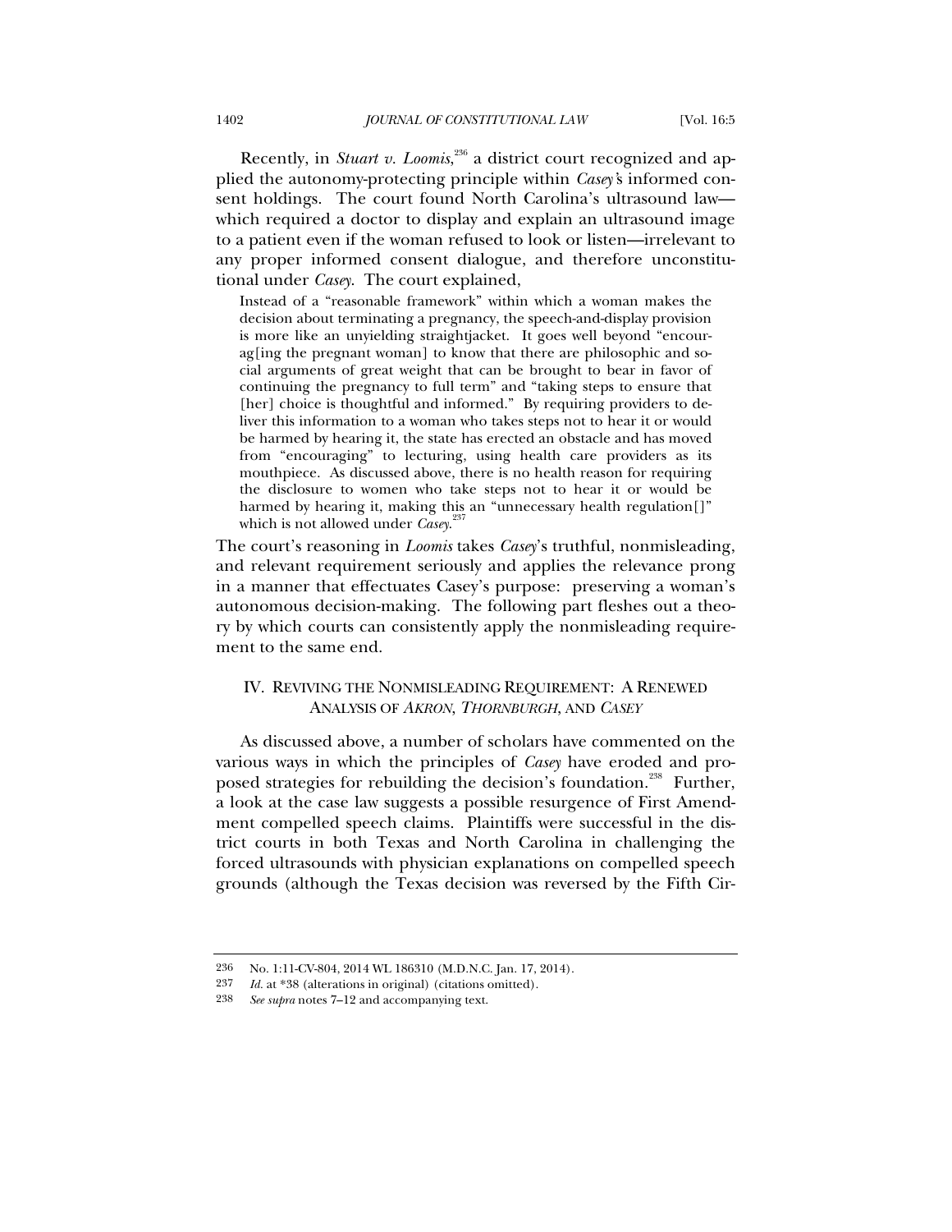Recently, in *Stuart v. Loomis*,[236] a district court recognized and applied the autonomy-protecting principle within *Casey*'s informed consent holdings. The court found North Carolina's ultrasound law—which required a doctor to display and explain an ultrasound image to a patient even if the woman refused to look or listen—irrelevant to any proper informed consent dialogue, and therefore unconstitutional under *Casey*. The court explained,

> Instead of a "reasonable framework" within which a woman makes the decision about terminating a pregnancy, the speech-and-display provision is more like an unyielding straightjacket. It goes well beyond "encourag[ing the pregnant woman] to know that there are philosophic and social arguments of great weight that can be brought to bear in favor of continuing the pregnancy to full term" and "taking steps to ensure that [her] choice is thoughtful and informed." By requiring providers to deliver this information to a woman who takes steps not to hear it or would be harmed by hearing it, the state has erected an obstacle and has moved from "encouraging" to lecturing, using health care providers as its mouthpiece. As discussed above, there is no health reason for requiring the disclosure to women who take steps not to hear it or would be harmed by hearing it, making this an "unnecessary health regulation[]" which is not allowed under *Casey*.[237]

The court's reasoning in *Loomis* takes *Casey*'s truthful, nonmisleading, and relevant requirement seriously and applies the relevance prong in a manner that effectuates Casey's purpose: preserving a woman's autonomous decision-making. The following part fleshes out a theory by which courts can consistently apply the nonmisleading requirement to the same end.

## IV. REVIVING THE NONMISLEADING REQUIREMENT: A RENEWED ANALYSIS OF *AKRON*, *THORNBURGH*, AND *CASEY*

As discussed above, a number of scholars have commented on the various ways in which the principles of *Casey* have eroded and proposed strategies for rebuilding the decision's foundation.[238] Further, a look at the case law suggests a possible resurgence of First Amendment compelled speech claims. Plaintiffs were successful in the district courts in both Texas and North Carolina in challenging the forced ultrasounds with physician explanations on compelled speech grounds (although the Texas decision was reversed by the Fifth Cir-

---

236 No. 1:11-CV-804, 2014 WL 186310 (M.D.N.C. Jan. 17, 2014).

237 *Id.* at *38 (alterations in original) (citations omitted).

238 *See supra* notes 7–12 and accompanying text.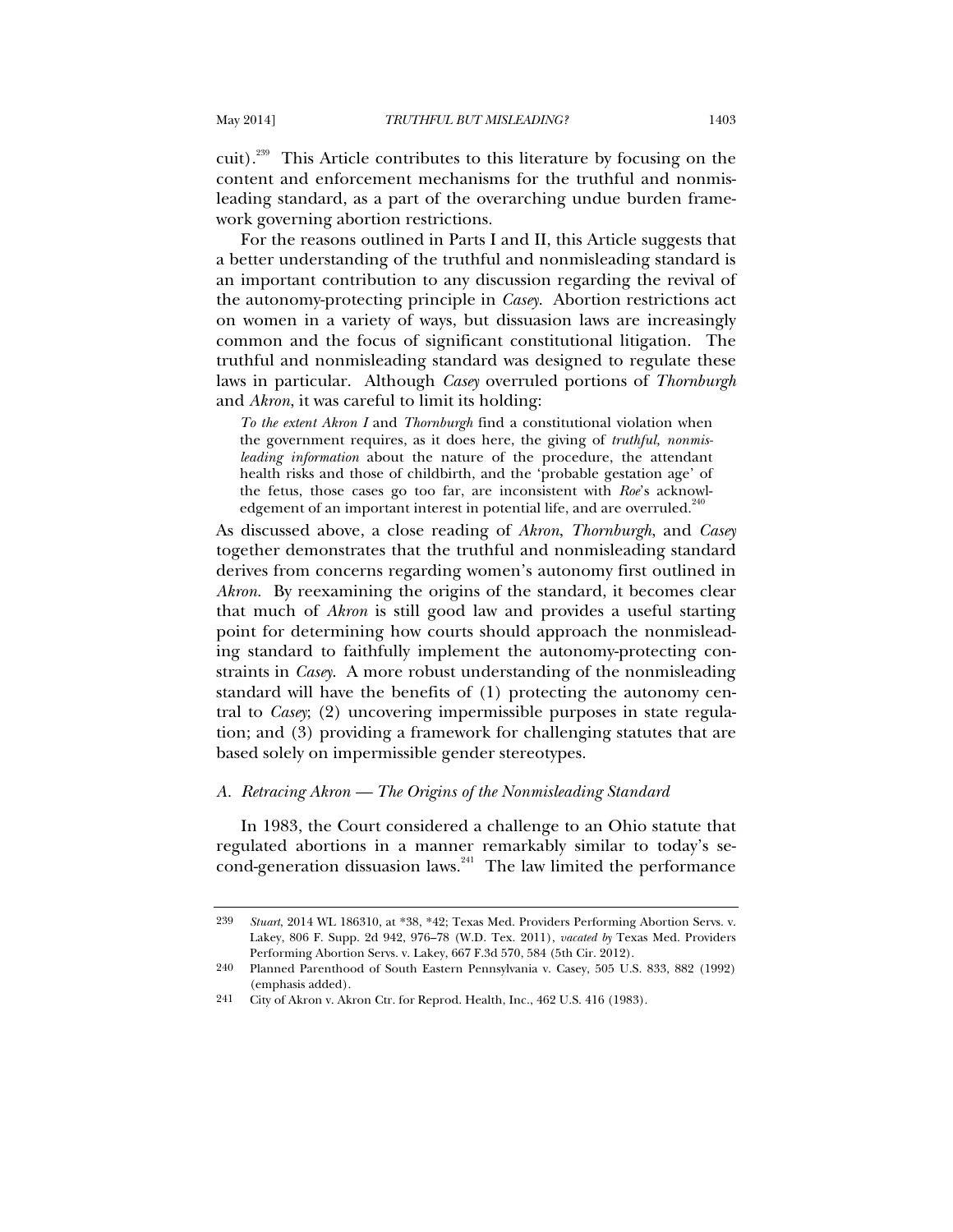cuit).[239] This Article contributes to this literature by focusing on the content and enforcement mechanisms for the truthful and nonmisleading standard, as a part of the overarching undue burden framework governing abortion restrictions.

For the reasons outlined in Parts I and II, this Article suggests that a better understanding of the truthful and nonmisleading standard is an important contribution to any discussion regarding the revival of the autonomy-protecting principle in *Casey*. Abortion restrictions act on women in a variety of ways, but dissuasion laws are increasingly common and the focus of significant constitutional litigation. The truthful and nonmisleading standard was designed to regulate these laws in particular. Although *Casey* overruled portions of *Thornburgh* and *Akron*, it was careful to limit its holding:

> *To the extent Akron I* and *Thornburgh* find a constitutional violation when the government requires, as it does here, the giving of *truthful, nonmisleading information* about the nature of the procedure, the attendant health risks and those of childbirth, and the 'probable gestation age' of the fetus, those cases go too far, are inconsistent with *Roe*'s acknowledgement of an important interest in potential life, and are overruled.[240]

As discussed above, a close reading of *Akron*, *Thornburgh*, and *Casey* together demonstrates that the truthful and nonmisleading standard derives from concerns regarding women's autonomy first outlined in *Akron*. By reexamining the origins of the standard, it becomes clear that much of *Akron* is still good law and provides a useful starting point for determining how courts should approach the nonmisleading standard to faithfully implement the autonomy-protecting constraints in *Casey*. A more robust understanding of the nonmisleading standard will have the benefits of (1) protecting the autonomy central to *Casey*; (2) uncovering impermissible purposes in state regulation; and (3) providing a framework for challenging statutes that are based solely on impermissible gender stereotypes.

### *A. Retracing Akron — The Origins of the Nonmisleading Standard*

In 1983, the Court considered a challenge to an Ohio statute that regulated abortions in a manner remarkably similar to today's second-generation dissuasion laws.[241] The law limited the performance

---

239 *Stuart*, 2014 WL 186310, at *38, *42; Texas Med. Providers Performing Abortion Servs. v. Lakey, 806 F. Supp. 2d 942, 976–78 (W.D. Tex. 2011), *vacated by* Texas Med. Providers Performing Abortion Servs. v. Lakey, 667 F.3d 570, 584 (5th Cir. 2012).

240 Planned Parenthood of South Eastern Pennsylvania v. Casey, 505 U.S. 833, 882 (1992) (emphasis added).

241 City of Akron v. Akron Ctr. for Reprod. Health, Inc., 462 U.S. 416 (1983).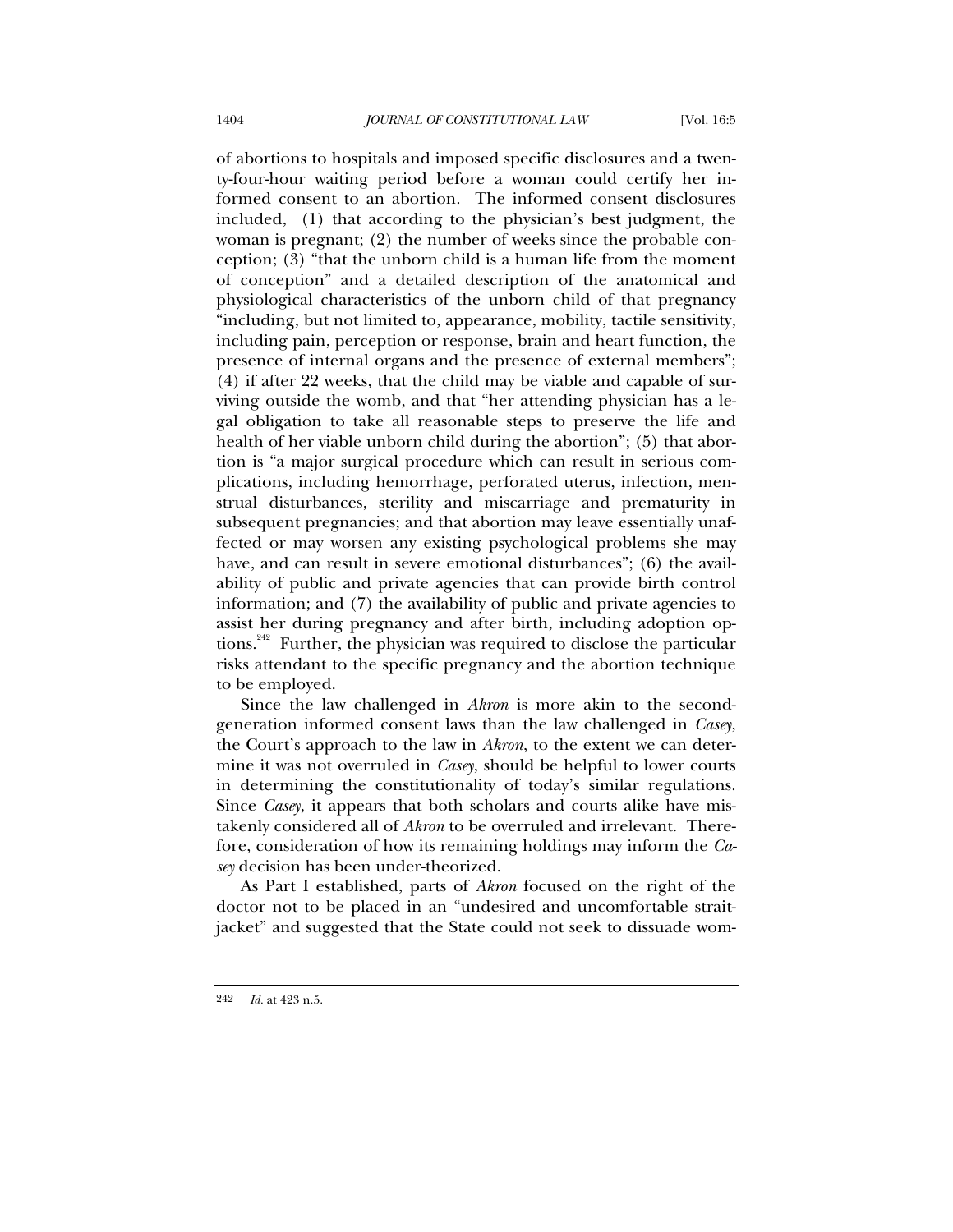of abortions to hospitals and imposed specific disclosures and a twenty-four-hour waiting period before a woman could certify her informed consent to an abortion. The informed consent disclosures included, (1) that according to the physician's best judgment, the woman is pregnant; (2) the number of weeks since the probable conception; (3) "that the unborn child is a human life from the moment of conception" and a detailed description of the anatomical and physiological characteristics of the unborn child of that pregnancy "including, but not limited to, appearance, mobility, tactile sensitivity, including pain, perception or response, brain and heart function, the presence of internal organs and the presence of external members"; (4) if after 22 weeks, that the child may be viable and capable of surviving outside the womb, and that "her attending physician has a legal obligation to take all reasonable steps to preserve the life and health of her viable unborn child during the abortion"; (5) that abortion is "a major surgical procedure which can result in serious complications, including hemorrhage, perforated uterus, infection, menstrual disturbances, sterility and miscarriage and prematurity in subsequent pregnancies; and that abortion may leave essentially unaffected or may worsen any existing psychological problems she may have, and can result in severe emotional disturbances"; (6) the availability of public and private agencies that can provide birth control information; and (7) the availability of public and private agencies to assist her during pregnancy and after birth, including adoption options.[242] Further, the physician was required to disclose the particular risks attendant to the specific pregnancy and the abortion technique to be employed.

Since the law challenged in *Akron* is more akin to the second-generation informed consent laws than the law challenged in *Casey*, the Court's approach to the law in *Akron*, to the extent we can determine it was not overruled in *Casey*, should be helpful to lower courts in determining the constitutionality of today's similar regulations. Since *Casey*, it appears that both scholars and courts alike have mistakenly considered all of *Akron* to be overruled and irrelevant. Therefore, consideration of how its remaining holdings may inform the *Casey* decision has been under-theorized.

As Part I established, parts of *Akron* focused on the right of the doctor not to be placed in an "undesired and uncomfortable straitjacket" and suggested that the State could not seek to dissuade wom-

---

242 *Id.* at 423 n.5.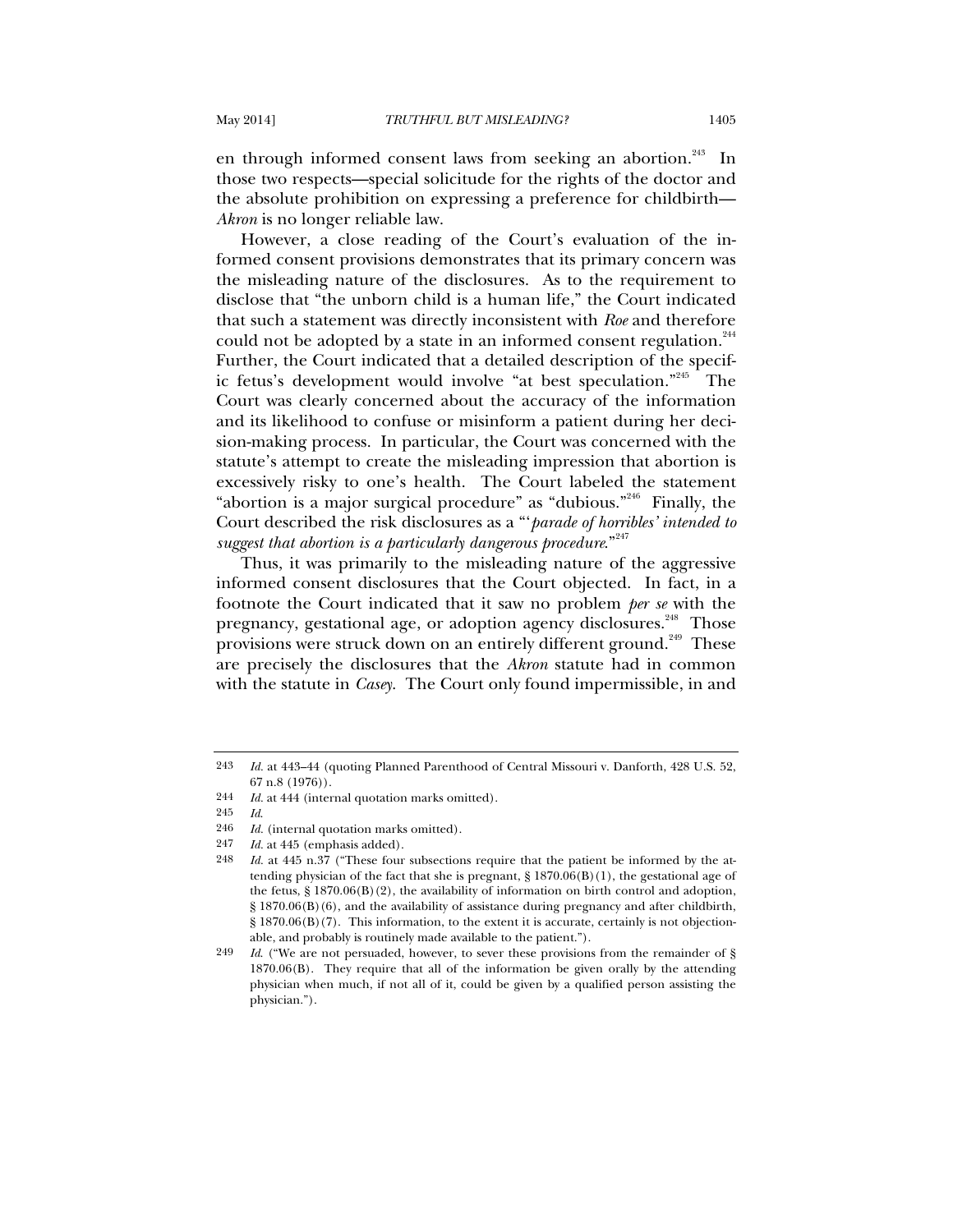en through informed consent laws from seeking an abortion.[243] In those two respects—special solicitude for the rights of the doctor and the absolute prohibition on expressing a preference for childbirth—*Akron* is no longer reliable law.

However, a close reading of the Court's evaluation of the informed consent provisions demonstrates that its primary concern was the misleading nature of the disclosures. As to the requirement to disclose that "the unborn child is a human life," the Court indicated that such a statement was directly inconsistent with *Roe* and therefore could not be adopted by a state in an informed consent regulation.[244] Further, the Court indicated that a detailed description of the specific fetus's development would involve "at best speculation."[245] The Court was clearly concerned about the accuracy of the information and its likelihood to confuse or misinform a patient during her decision-making process. In particular, the Court was concerned with the statute's attempt to create the misleading impression that abortion is excessively risky to one's health. The Court labeled the statement "abortion is a major surgical procedure" as "dubious."[246] Finally, the Court described the risk disclosures as a "'*parade of horribles' intended to suggest that abortion is a particularly dangerous procedure*."[247]

Thus, it was primarily to the misleading nature of the aggressive informed consent disclosures that the Court objected. In fact, in a footnote the Court indicated that it saw no problem *per se* with the pregnancy, gestational age, or adoption agency disclosures.[248] Those provisions were struck down on an entirely different ground.[249] These are precisely the disclosures that the *Akron* statute had in common with the statute in *Casey*. The Court only found impermissible, in and

---

243 *Id.* at 443–44 (quoting Planned Parenthood of Central Missouri v. Danforth, 428 U.S. 52, 67 n.8 (1976)).

244 *Id.* at 444 (internal quotation marks omitted).

245 *Id.*

246 *Id.* (internal quotation marks omitted).

247 *Id.* at 445 (emphasis added).

248 *Id.* at 445 n.37 ("These four subsections require that the patient be informed by the attending physician of the fact that she is pregnant, § 1870.06(B)(1), the gestational age of the fetus, § 1870.06(B)(2), the availability of information on birth control and adoption, § 1870.06(B)(6), and the availability of assistance during pregnancy and after childbirth, § 1870.06(B)(7). This information, to the extent it is accurate, certainly is not objectionable, and probably is routinely made available to the patient.").

249 *Id.* ("We are not persuaded, however, to sever these provisions from the remainder of § 1870.06(B). They require that all of the information be given orally by the attending physician when much, if not all of it, could be given by a qualified person assisting the physician.").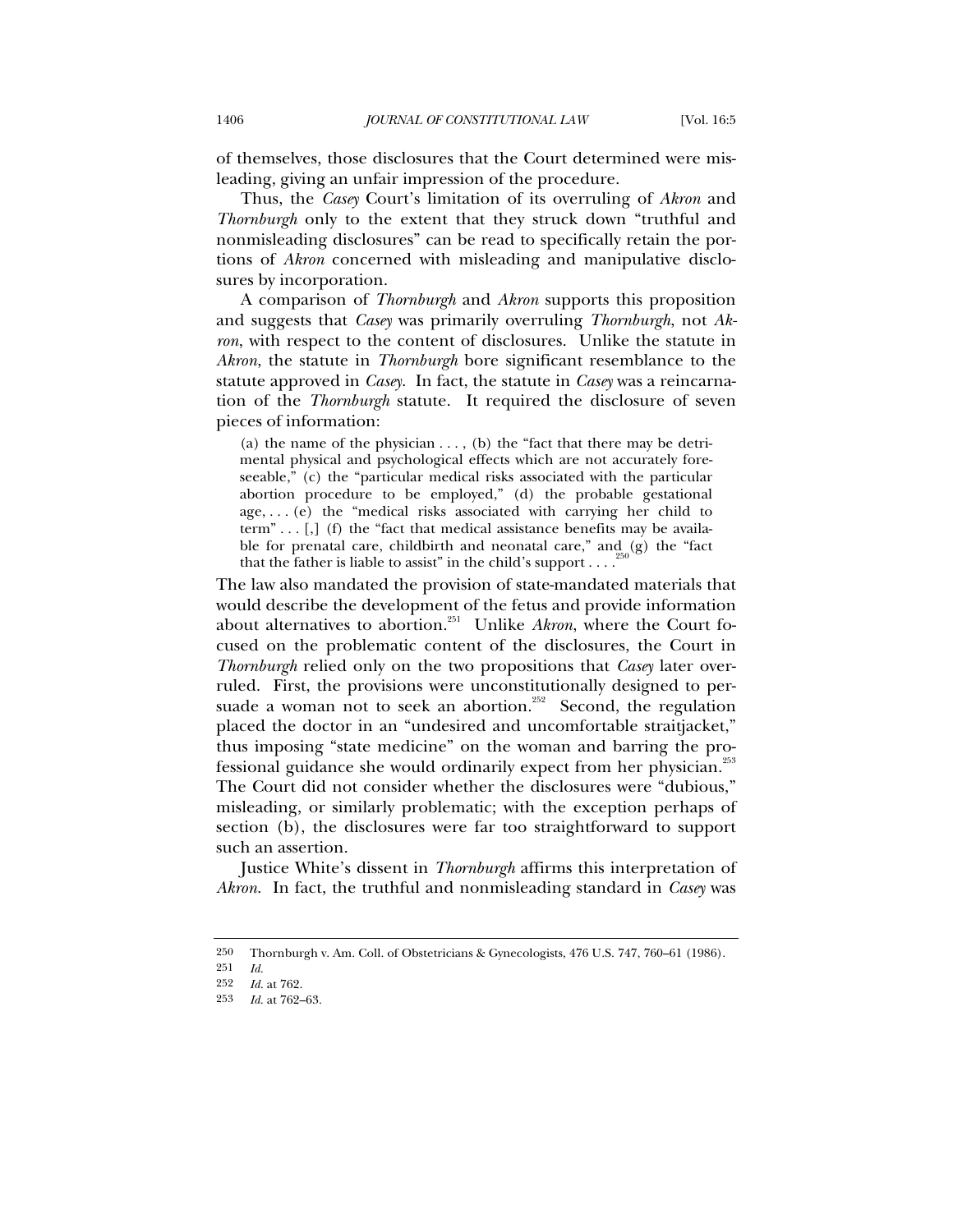of themselves, those disclosures that the Court determined were misleading, giving an unfair impression of the procedure.

Thus, the *Casey* Court's limitation of its overruling of *Akron* and *Thornburgh* only to the extent that they struck down "truthful and nonmisleading disclosures" can be read to specifically retain the portions of *Akron* concerned with misleading and manipulative disclosures by incorporation.

A comparison of *Thornburgh* and *Akron* supports this proposition and suggests that *Casey* was primarily overruling *Thornburgh*, not *Akron*, with respect to the content of disclosures. Unlike the statute in *Akron*, the statute in *Thornburgh* bore significant resemblance to the statute approved in *Casey*. In fact, the statute in *Casey* was a reincarnation of the *Thornburgh* statute. It required the disclosure of seven pieces of information:

> (a) the name of the physician . . . , (b) the "fact that there may be detrimental physical and psychological effects which are not accurately foreseeable," (c) the "particular medical risks associated with the particular abortion procedure to be employed," (d) the probable gestational age, . . . (e) the "medical risks associated with carrying her child to term" . . . [,] (f) the "fact that medical assistance benefits may be available for prenatal care, childbirth and neonatal care," and (g) the "fact that the father is liable to assist" in the child's support . . . .[250]

The law also mandated the provision of state-mandated materials that would describe the development of the fetus and provide information about alternatives to abortion.[251] Unlike *Akron*, where the Court focused on the problematic content of the disclosures, the Court in *Thornburgh* relied only on the two propositions that *Casey* later overruled. First, the provisions were unconstitutionally designed to persuade a woman not to seek an abortion.[252] Second, the regulation placed the doctor in an "undesired and uncomfortable straitjacket," thus imposing "state medicine" on the woman and barring the professional guidance she would ordinarily expect from her physician.[253] The Court did not consider whether the disclosures were "dubious," misleading, or similarly problematic; with the exception perhaps of section (b), the disclosures were far too straightforward to support such an assertion.

Justice White's dissent in *Thornburgh* affirms this interpretation of *Akron*. In fact, the truthful and nonmisleading standard in *Casey* was

---

250 Thornburgh v. Am. Coll. of Obstetricians & Gynecologists, 476 U.S. 747, 760–61 (1986).

251 *Id.*

252 *Id.* at 762.

253 *Id.* at 762–63.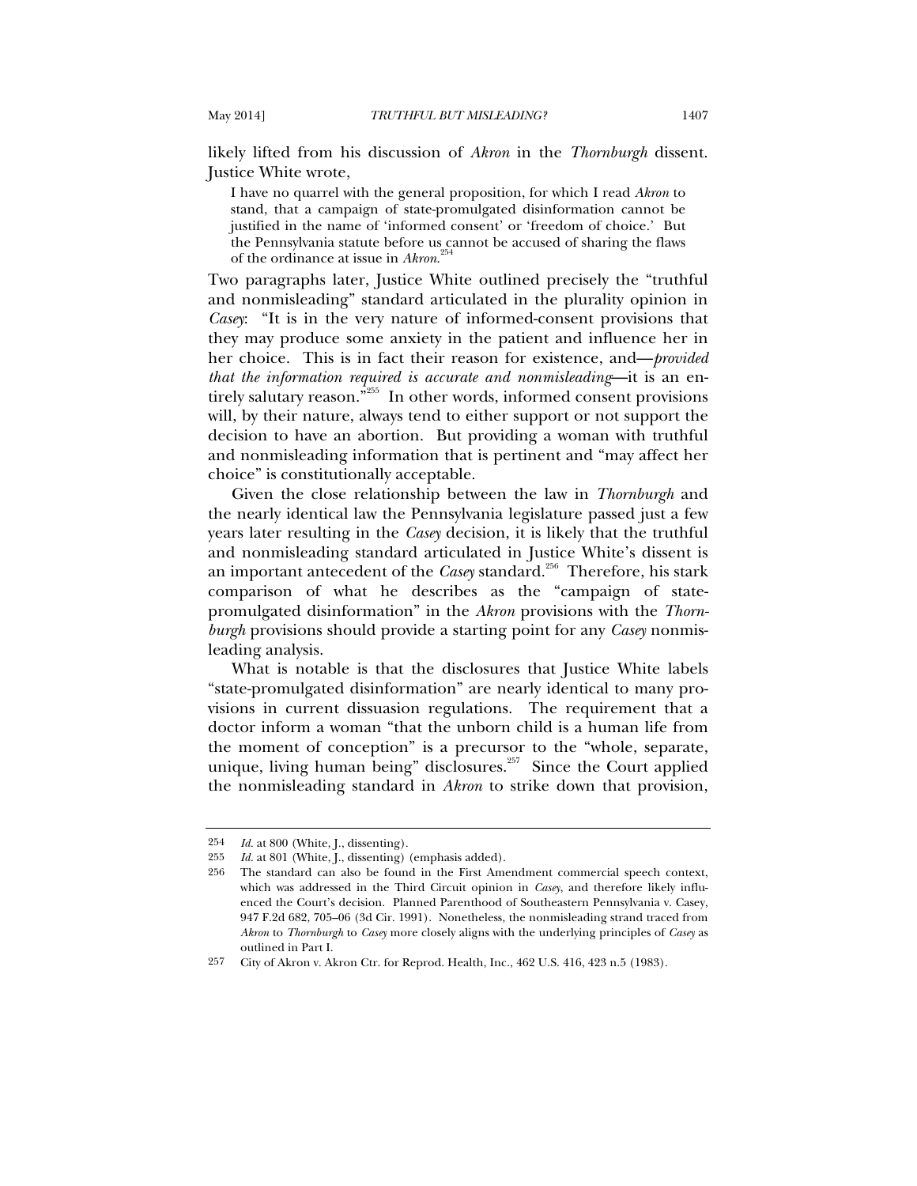likely lifted from his discussion of *Akron* in the *Thornburgh* dissent. Justice White wrote,

> I have no quarrel with the general proposition, for which I read *Akron* to stand, that a campaign of state-promulgated disinformation cannot be justified in the name of 'informed consent' or 'freedom of choice.' But the Pennsylvania statute before us cannot be accused of sharing the flaws of the ordinance at issue in *Akron*.[254]

Two paragraphs later, Justice White outlined precisely the "truthful and nonmisleading" standard articulated in the plurality opinion in *Casey*: "It is in the very nature of informed-consent provisions that they may produce some anxiety in the patient and influence her in her choice. This is in fact their reason for existence, and—*provided that the information required is accurate and nonmisleading*—it is an entirely salutary reason."[255] In other words, informed consent provisions will, by their nature, always tend to either support or not support the decision to have an abortion. But providing a woman with truthful and nonmisleading information that is pertinent and "may affect her choice" is constitutionally acceptable.

Given the close relationship between the law in *Thornburgh* and the nearly identical law the Pennsylvania legislature passed just a few years later resulting in the *Casey* decision, it is likely that the truthful and nonmisleading standard articulated in Justice White's dissent is an important antecedent of the *Casey* standard.[256] Therefore, his stark comparison of what he describes as the "campaign of state-promulgated disinformation" in the *Akron* provisions with the *Thornburgh* provisions should provide a starting point for any *Casey* nonmisleading analysis.

What is notable is that the disclosures that Justice White labels "state-promulgated disinformation" are nearly identical to many provisions in current dissuasion regulations. The requirement that a doctor inform a woman "that the unborn child is a human life from the moment of conception" is a precursor to the "whole, separate, unique, living human being" disclosures.[257] Since the Court applied the nonmisleading standard in *Akron* to strike down that provision,

---

254 *Id.* at 800 (White, J., dissenting).

255 *Id.* at 801 (White, J., dissenting) (emphasis added).

256 The standard can also be found in the First Amendment commercial speech context, which was addressed in the Third Circuit opinion in *Casey*, and therefore likely influenced the Court's decision. Planned Parenthood of Southeastern Pennsylvania v. Casey, 947 F.2d 682, 705–06 (3d Cir. 1991). Nonetheless, the nonmisleading strand traced from *Akron* to *Thornburgh* to *Casey* more closely aligns with the underlying principles of *Casey* as outlined in Part I.

257 City of Akron v. Akron Ctr. for Reprod. Health, Inc., 462 U.S. 416, 423 n.5 (1983).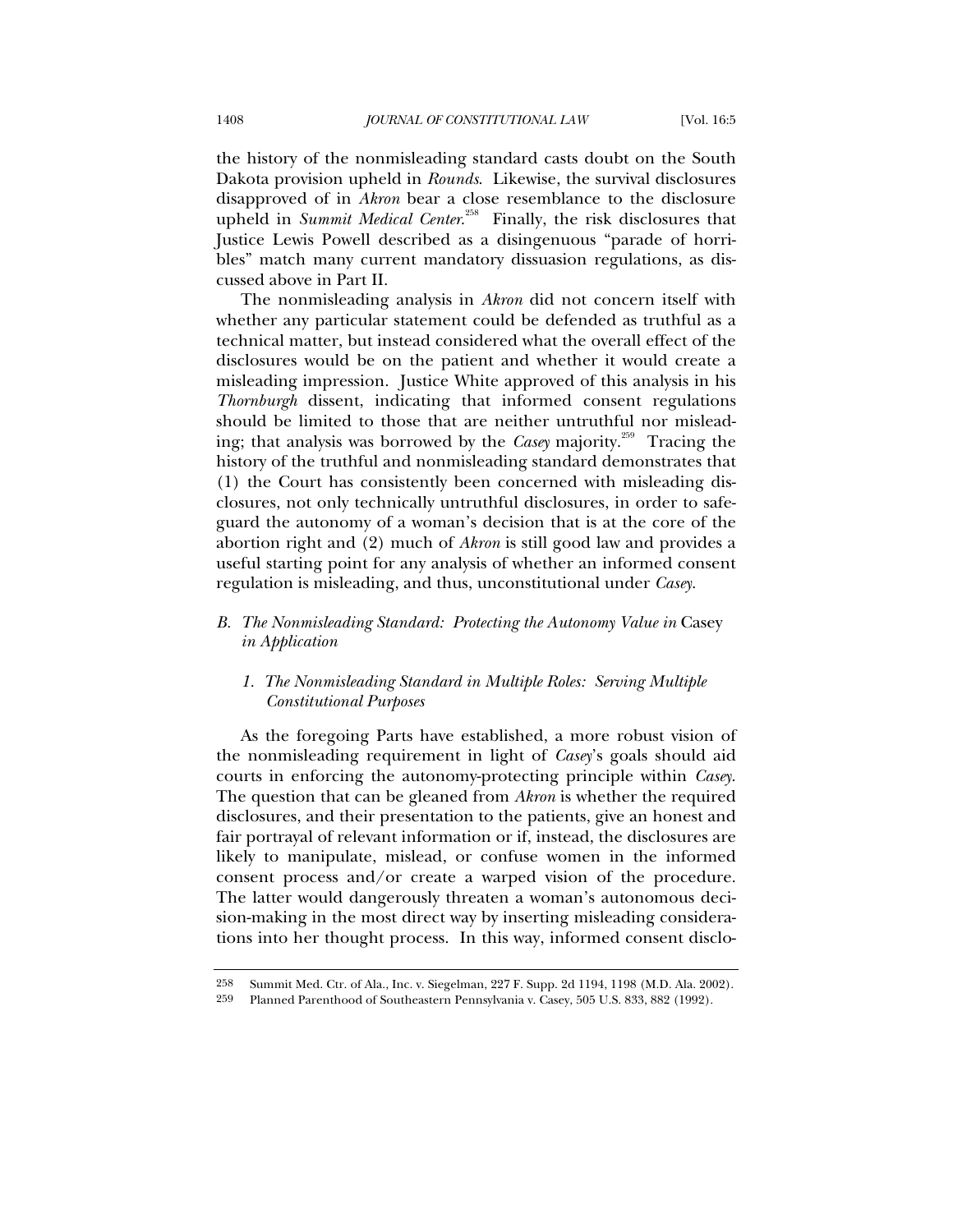the history of the nonmisleading standard casts doubt on the South Dakota provision upheld in *Rounds*. Likewise, the survival disclosures disapproved of in *Akron* bear a close resemblance to the disclosure upheld in *Summit Medical Center*.[258] Finally, the risk disclosures that Justice Lewis Powell described as a disingenuous "parade of horribles" match many current mandatory dissuasion regulations, as discussed above in Part II.

The nonmisleading analysis in *Akron* did not concern itself with whether any particular statement could be defended as truthful as a technical matter, but instead considered what the overall effect of the disclosures would be on the patient and whether it would create a misleading impression. Justice White approved of this analysis in his *Thornburgh* dissent, indicating that informed consent regulations should be limited to those that are neither untruthful nor misleading; that analysis was borrowed by the *Casey* majority.[259] Tracing the history of the truthful and nonmisleading standard demonstrates that (1) the Court has consistently been concerned with misleading disclosures, not only technically untruthful disclosures, in order to safeguard the autonomy of a woman's decision that is at the core of the abortion right and (2) much of *Akron* is still good law and provides a useful starting point for any analysis of whether an informed consent regulation is misleading, and thus, unconstitutional under *Casey*.

### *B. The Nonmisleading Standard: Protecting the Autonomy Value in* Casey *in Application*

#### *1. The Nonmisleading Standard in Multiple Roles: Serving Multiple Constitutional Purposes*

As the foregoing Parts have established, a more robust vision of the nonmisleading requirement in light of *Casey*'s goals should aid courts in enforcing the autonomy-protecting principle within *Casey*. The question that can be gleaned from *Akron* is whether the required disclosures, and their presentation to the patients, give an honest and fair portrayal of relevant information or if, instead, the disclosures are likely to manipulate, mislead, or confuse women in the informed consent process and/or create a warped vision of the procedure. The latter would dangerously threaten a woman's autonomous decision-making in the most direct way by inserting misleading considerations into her thought process. In this way, informed consent disclo-

---

258 Summit Med. Ctr. of Ala., Inc. v. Siegelman, 227 F. Supp. 2d 1194, 1198 (M.D. Ala. 2002).

259 Planned Parenthood of Southeastern Pennsylvania v. Casey, 505 U.S. 833, 882 (1992).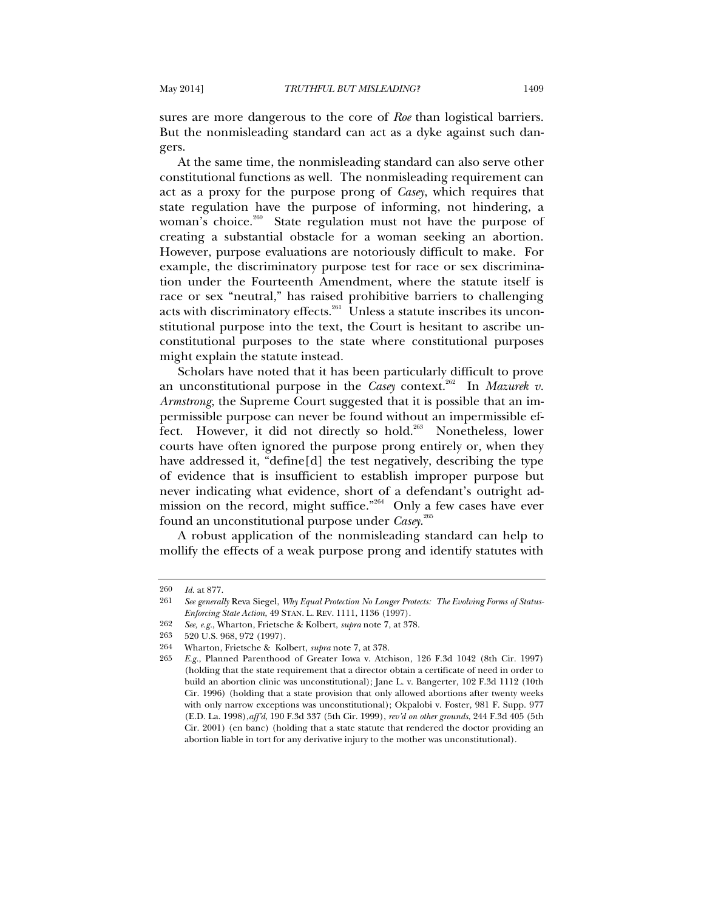sures are more dangerous to the core of *Roe* than logistical barriers. But the nonmisleading standard can act as a dyke against such dangers.

At the same time, the nonmisleading standard can also serve other constitutional functions as well. The nonmisleading requirement can act as a proxy for the purpose prong of *Casey*, which requires that state regulation have the purpose of informing, not hindering, a woman's choice.[260] State regulation must not have the purpose of creating a substantial obstacle for a woman seeking an abortion. However, purpose evaluations are notoriously difficult to make. For example, the discriminatory purpose test for race or sex discrimination under the Fourteenth Amendment, where the statute itself is race or sex "neutral," has raised prohibitive barriers to challenging acts with discriminatory effects.[261] Unless a statute inscribes its unconstitutional purpose into the text, the Court is hesitant to ascribe unconstitutional purposes to the state where constitutional purposes might explain the statute instead.

Scholars have noted that it has been particularly difficult to prove an unconstitutional purpose in the *Casey* context.[262] In *Mazurek v. Armstrong*, the Supreme Court suggested that it is possible that an impermissible purpose can never be found without an impermissible effect. However, it did not directly so hold.[263] Nonetheless, lower courts have often ignored the purpose prong entirely or, when they have addressed it, "define[d] the test negatively, describing the type of evidence that is insufficient to establish improper purpose but never indicating what evidence, short of a defendant's outright admission on the record, might suffice."[264] Only a few cases have ever found an unconstitutional purpose under *Casey*.[265]

A robust application of the nonmisleading standard can help to mollify the effects of a weak purpose prong and identify statutes with

---

260 *Id.* at 877.

261 *See generally* Reva Siegel, *Why Equal Protection No Longer Protects: The Evolving Forms of Status-Enforcing State Action*, 49 STAN. L. REV. 1111, 1136 (1997).

262 *See, e.g.*, Wharton, Frietsche & Kolbert, *supra* note 7, at 378.

263 520 U.S. 968, 972 (1997).

264 Wharton, Frietsche & Kolbert, *supra* note 7, at 378.

265 *E.g.*, Planned Parenthood of Greater Iowa v. Atchison, 126 F.3d 1042 (8th Cir. 1997) (holding that the state requirement that a director obtain a certificate of need in order to build an abortion clinic was unconstitutional); Jane L. v. Bangerter, 102 F.3d 1112 (10th Cir. 1996) (holding that a state provision that only allowed abortions after twenty weeks with only narrow exceptions was unconstitutional); Okpalobi v. Foster, 981 F. Supp. 977 (E.D. La. 1998), *aff'd*, 190 F.3d 337 (5th Cir. 1999), *rev'd on other grounds*, 244 F.3d 405 (5th Cir. 2001) (en banc) (holding that a state statute that rendered the doctor providing an abortion liable in tort for any derivative injury to the mother was unconstitutional).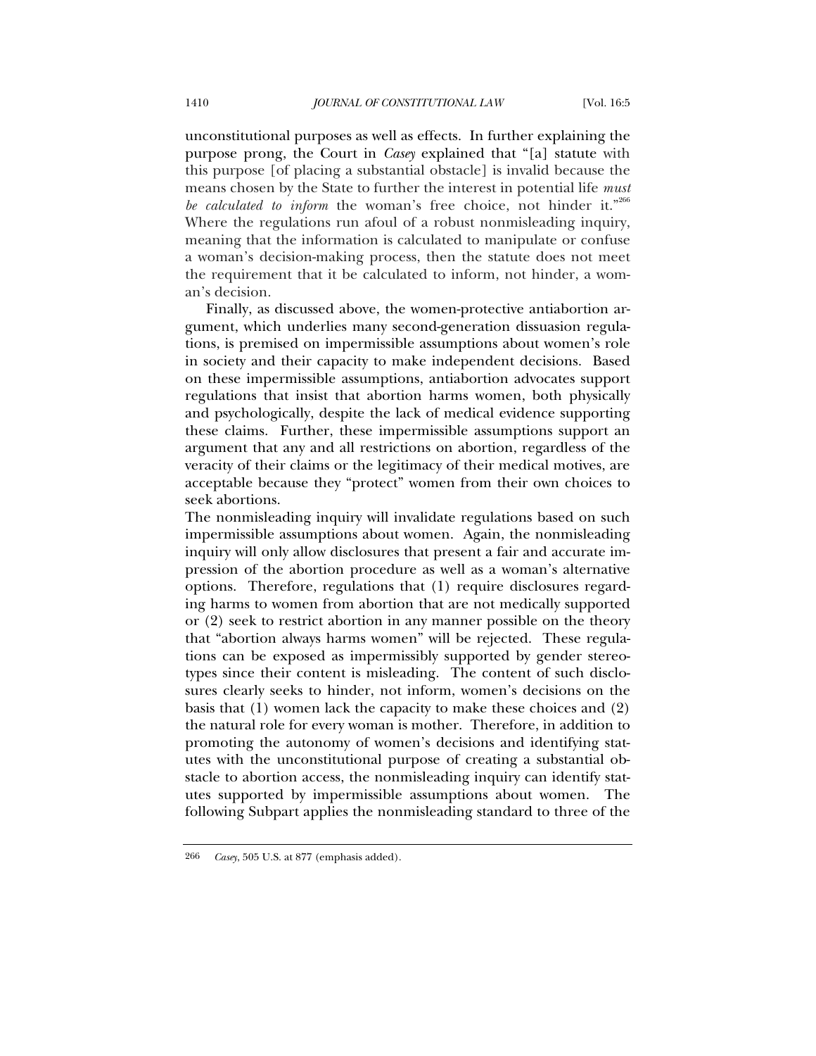unconstitutional purposes as well as effects. In further explaining the purpose prong, the Court in *Casey* explained that "[a] statute with this purpose [of placing a substantial obstacle] is invalid because the means chosen by the State to further the interest in potential life *must be calculated to inform* the woman's free choice, not hinder it."[266] Where the regulations run afoul of a robust nonmisleading inquiry, meaning that the information is calculated to manipulate or confuse a woman's decision-making process, then the statute does not meet the requirement that it be calculated to inform, not hinder, a woman's decision.

Finally, as discussed above, the women-protective antiabortion argument, which underlies many second-generation dissuasion regulations, is premised on impermissible assumptions about women's role in society and their capacity to make independent decisions. Based on these impermissible assumptions, antiabortion advocates support regulations that insist that abortion harms women, both physically and psychologically, despite the lack of medical evidence supporting these claims. Further, these impermissible assumptions support an argument that any and all restrictions on abortion, regardless of the veracity of their claims or the legitimacy of their medical motives, are acceptable because they "protect" women from their own choices to seek abortions.

The nonmisleading inquiry will invalidate regulations based on such impermissible assumptions about women. Again, the nonmisleading inquiry will only allow disclosures that present a fair and accurate impression of the abortion procedure as well as a woman's alternative options. Therefore, regulations that (1) require disclosures regarding harms to women from abortion that are not medically supported or (2) seek to restrict abortion in any manner possible on the theory that "abortion always harms women" will be rejected. These regulations can be exposed as impermissibly supported by gender stereotypes since their content is misleading. The content of such disclosures clearly seeks to hinder, not inform, women's decisions on the basis that (1) women lack the capacity to make these choices and (2) the natural role for every woman is mother. Therefore, in addition to promoting the autonomy of women's decisions and identifying statutes with the unconstitutional purpose of creating a substantial obstacle to abortion access, the nonmisleading inquiry can identify statutes supported by impermissible assumptions about women. The following Subpart applies the nonmisleading standard to three of the

---

266 *Casey*, 505 U.S. at 877 (emphasis added).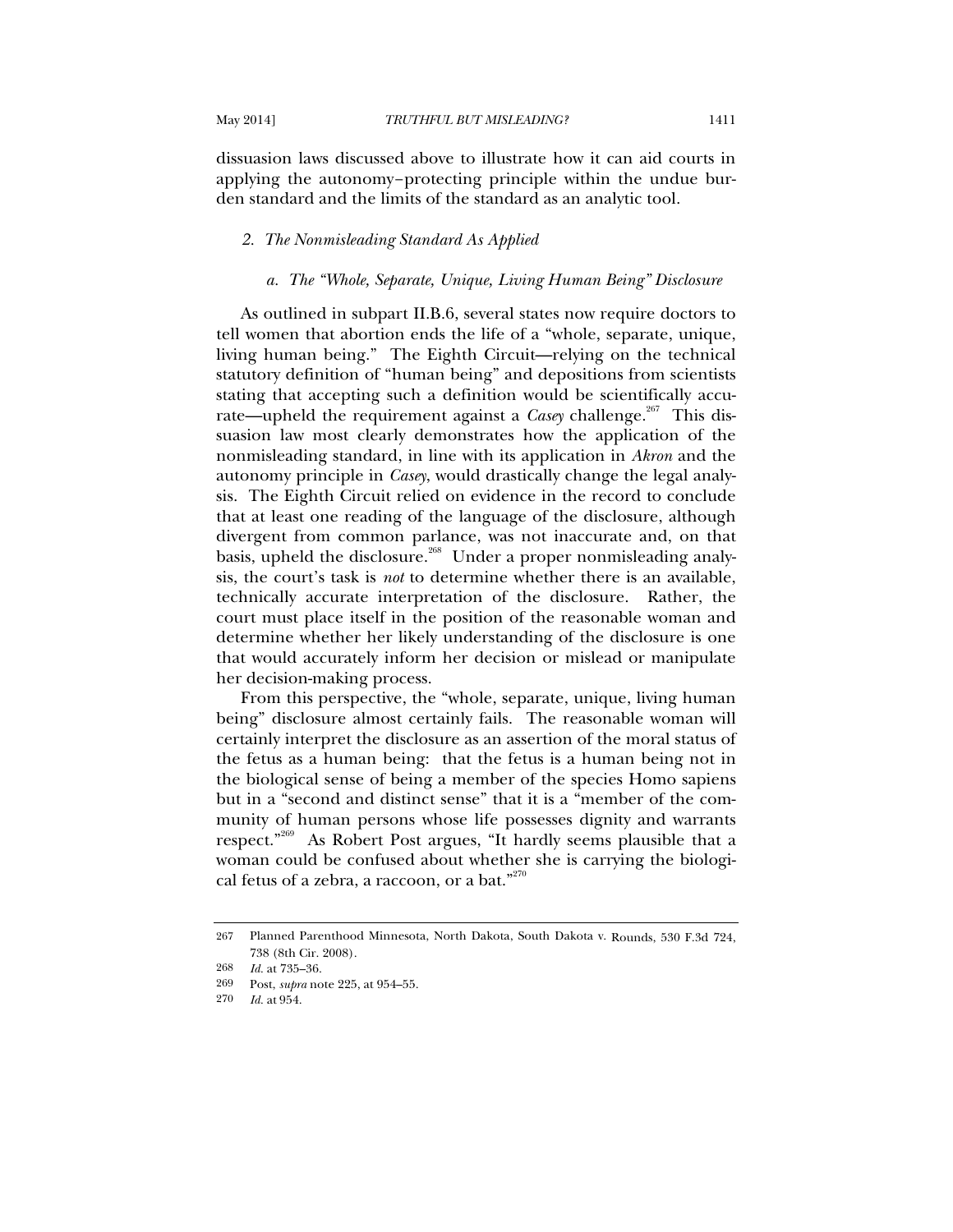dissuasion laws discussed above to illustrate how it can aid courts in applying the autonomy–protecting principle within the undue burden standard and the limits of the standard as an analytic tool.

### *2. The Nonmisleading Standard As Applied*

#### *a. The "Whole, Separate, Unique, Living Human Being" Disclosure*

As outlined in subpart II.B.6, several states now require doctors to tell women that abortion ends the life of a "whole, separate, unique, living human being." The Eighth Circuit—relying on the technical statutory definition of "human being" and depositions from scientists stating that accepting such a definition would be scientifically accurate—upheld the requirement against a *Casey* challenge.[267] This dissuasion law most clearly demonstrates how the application of the nonmisleading standard, in line with its application in *Akron* and the autonomy principle in *Casey*, would drastically change the legal analysis. The Eighth Circuit relied on evidence in the record to conclude that at least one reading of the language of the disclosure, although divergent from common parlance, was not inaccurate and, on that basis, upheld the disclosure.[268] Under a proper nonmisleading analysis, the court's task is *not* to determine whether there is an available, technically accurate interpretation of the disclosure. Rather, the court must place itself in the position of the reasonable woman and determine whether her likely understanding of the disclosure is one that would accurately inform her decision or mislead or manipulate her decision-making process.

From this perspective, the "whole, separate, unique, living human being" disclosure almost certainly fails. The reasonable woman will certainly interpret the disclosure as an assertion of the moral status of the fetus as a human being: that the fetus is a human being not in the biological sense of being a member of the species Homo sapiens but in a "second and distinct sense" that it is a "member of the community of human persons whose life possesses dignity and warrants respect."[269] As Robert Post argues, "It hardly seems plausible that a woman could be confused about whether she is carrying the biological fetus of a zebra, a raccoon, or a bat."[270]

---

267 Planned Parenthood Minnesota, North Dakota, South Dakota v. Rounds, 530 F.3d 724, 738 (8th Cir. 2008).

268 *Id.* at 735–36.

269 Post, *supra* note 225, at 954–55.

270 *Id.* at 954.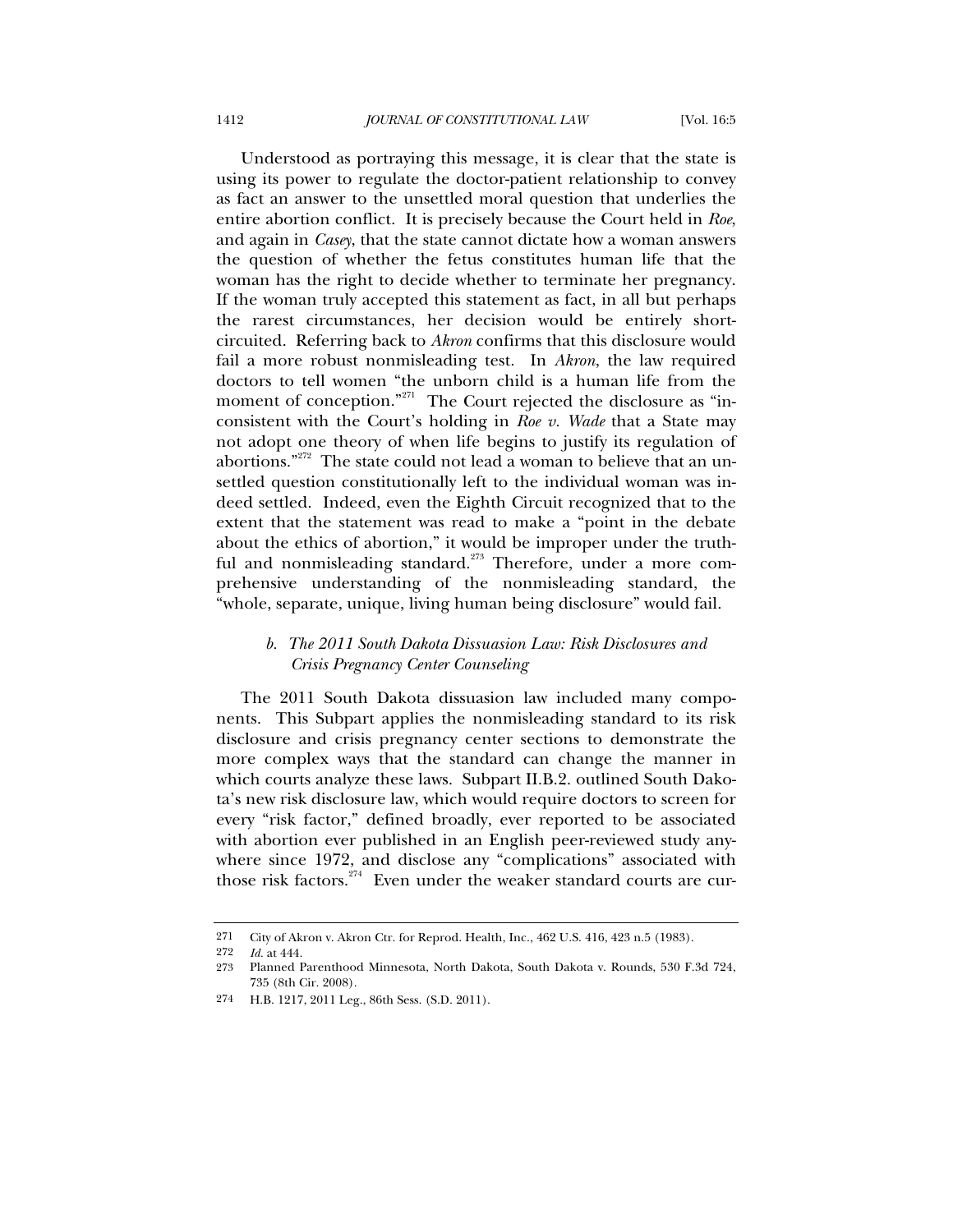Understood as portraying this message, it is clear that the state is using its power to regulate the doctor-patient relationship to convey as fact an answer to the unsettled moral question that underlies the entire abortion conflict. It is precisely because the Court held in *Roe*, and again in *Casey*, that the state cannot dictate how a woman answers the question of whether the fetus constitutes human life that the woman has the right to decide whether to terminate her pregnancy. If the woman truly accepted this statement as fact, in all but perhaps the rarest circumstances, her decision would be entirely short-circuited. Referring back to *Akron* confirms that this disclosure would fail a more robust nonmisleading test. In *Akron*, the law required doctors to tell women "the unborn child is a human life from the moment of conception."[271] The Court rejected the disclosure as "inconsistent with the Court's holding in *Roe v. Wade* that a State may not adopt one theory of when life begins to justify its regulation of abortions."[272] The state could not lead a woman to believe that an unsettled question constitutionally left to the individual woman was indeed settled. Indeed, even the Eighth Circuit recognized that to the extent that the statement was read to make a "point in the debate about the ethics of abortion," it would be improper under the truthful and nonmisleading standard.[273] Therefore, under a more comprehensive understanding of the nonmisleading standard, the "whole, separate, unique, living human being disclosure" would fail.

#### *b. The 2011 South Dakota Dissuasion Law: Risk Disclosures and Crisis Pregnancy Center Counseling*

The 2011 South Dakota dissuasion law included many components. This Subpart applies the nonmisleading standard to its risk disclosure and crisis pregnancy center sections to demonstrate the more complex ways that the standard can change the manner in which courts analyze these laws. Subpart II.B.2. outlined South Dakota's new risk disclosure law, which would require doctors to screen for every "risk factor," defined broadly, ever reported to be associated with abortion ever published in an English peer-reviewed study anywhere since 1972, and disclose any "complications" associated with those risk factors.[274] Even under the weaker standard courts are cur-

---

271 City of Akron v. Akron Ctr. for Reprod. Health, Inc., 462 U.S. 416, 423 n.5 (1983).

272 *Id.* at 444.

273 Planned Parenthood Minnesota, North Dakota, South Dakota v. Rounds, 530 F.3d 724, 735 (8th Cir. 2008).

274 H.B. 1217, 2011 Leg., 86th Sess. (S.D. 2011).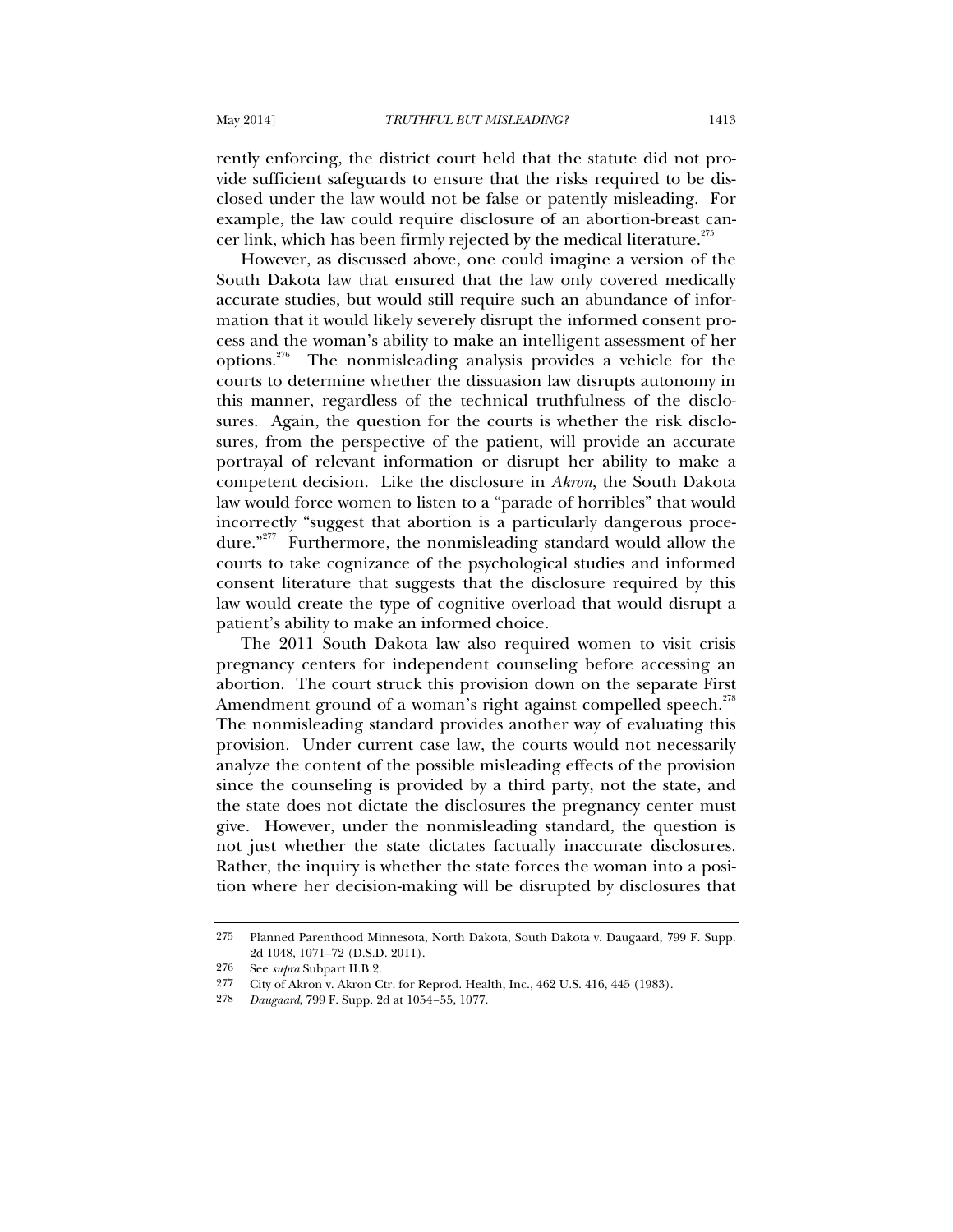rently enforcing, the district court held that the statute did not provide sufficient safeguards to ensure that the risks required to be disclosed under the law would not be false or patently misleading. For example, the law could require disclosure of an abortion-breast cancer link, which has been firmly rejected by the medical literature.[275]

However, as discussed above, one could imagine a version of the South Dakota law that ensured that the law only covered medically accurate studies, but would still require such an abundance of information that it would likely severely disrupt the informed consent process and the woman's ability to make an intelligent assessment of her options.[276] The nonmisleading analysis provides a vehicle for the courts to determine whether the dissuasion law disrupts autonomy in this manner, regardless of the technical truthfulness of the disclosures. Again, the question for the courts is whether the risk disclosures, from the perspective of the patient, will provide an accurate portrayal of relevant information or disrupt her ability to make a competent decision. Like the disclosure in *Akron*, the South Dakota law would force women to listen to a "parade of horribles" that would incorrectly "suggest that abortion is a particularly dangerous procedure."[277] Furthermore, the nonmisleading standard would allow the courts to take cognizance of the psychological studies and informed consent literature that suggests that the disclosure required by this law would create the type of cognitive overload that would disrupt a patient's ability to make an informed choice.

The 2011 South Dakota law also required women to visit crisis pregnancy centers for independent counseling before accessing an abortion. The court struck this provision down on the separate First Amendment ground of a woman's right against compelled speech.[278] The nonmisleading standard provides another way of evaluating this provision. Under current case law, the courts would not necessarily analyze the content of the possible misleading effects of the provision since the counseling is provided by a third party, not the state, and the state does not dictate the disclosures the pregnancy center must give. However, under the nonmisleading standard, the question is not just whether the state dictates factually inaccurate disclosures. Rather, the inquiry is whether the state forces the woman into a position where her decision-making will be disrupted by disclosures that

---

275 Planned Parenthood Minnesota, North Dakota, South Dakota v. Daugaard, 799 F. Supp. 2d 1048, 1071–72 (D.S.D. 2011).

276 See *supra* Subpart II.B.2.

277 City of Akron v. Akron Ctr. for Reprod. Health, Inc., 462 U.S. 416, 445 (1983).

278 *Daugaard*, 799 F. Supp. 2d at 1054–55, 1077.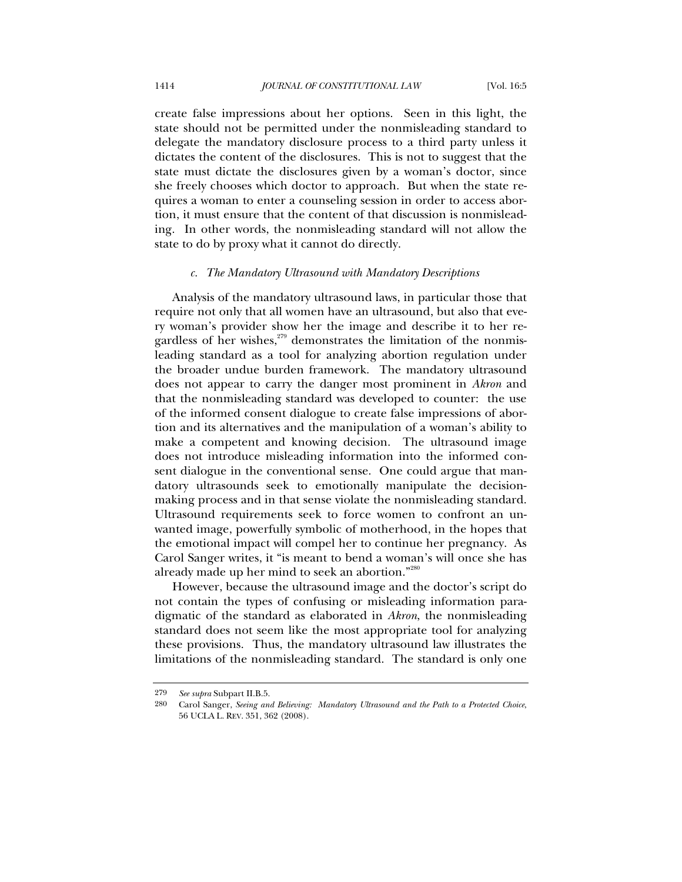create false impressions about her options. Seen in this light, the state should not be permitted under the nonmisleading standard to delegate the mandatory disclosure process to a third party unless it dictates the content of the disclosures. This is not to suggest that the state must dictate the disclosures given by a woman's doctor, since she freely chooses which doctor to approach. But when the state requires a woman to enter a counseling session in order to access abortion, it must ensure that the content of that discussion is nonmisleading. In other words, the nonmisleading standard will not allow the state to do by proxy what it cannot do directly.

#### *c. The Mandatory Ultrasound with Mandatory Descriptions*

Analysis of the mandatory ultrasound laws, in particular those that require not only that all women have an ultrasound, but also that every woman's provider show her the image and describe it to her regardless of her wishes,[279] demonstrates the limitation of the nonmisleading standard as a tool for analyzing abortion regulation under the broader undue burden framework. The mandatory ultrasound does not appear to carry the danger most prominent in *Akron* and that the nonmisleading standard was developed to counter: the use of the informed consent dialogue to create false impressions of abortion and its alternatives and the manipulation of a woman's ability to make a competent and knowing decision. The ultrasound image does not introduce misleading information into the informed consent dialogue in the conventional sense. One could argue that mandatory ultrasounds seek to emotionally manipulate the decision-making process and in that sense violate the nonmisleading standard. Ultrasound requirements seek to force women to confront an unwanted image, powerfully symbolic of motherhood, in the hopes that the emotional impact will compel her to continue her pregnancy. As Carol Sanger writes, it "is meant to bend a woman's will once she has already made up her mind to seek an abortion."[280]

However, because the ultrasound image and the doctor's script do not contain the types of confusing or misleading information paradigmatic of the standard as elaborated in *Akron*, the nonmisleading standard does not seem like the most appropriate tool for analyzing these provisions. Thus, the mandatory ultrasound law illustrates the limitations of the nonmisleading standard. The standard is only one

---

279 *See supra* Subpart II.B.5.

280 Carol Sanger, *Seeing and Believing: Mandatory Ultrasound and the Path to a Protected Choice*, 56 UCLA L. REV. 351, 362 (2008).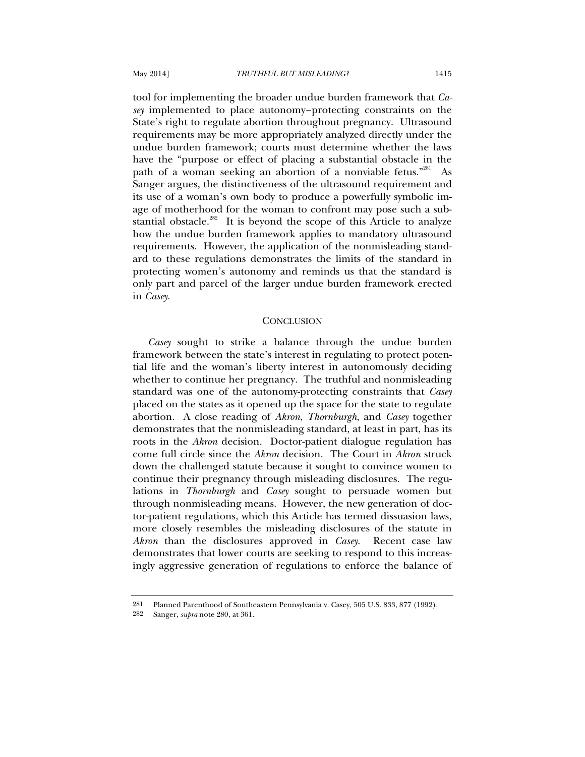tool for implementing the broader undue burden framework that *Casey* implemented to place autonomy–protecting constraints on the State's right to regulate abortion throughout pregnancy. Ultrasound requirements may be more appropriately analyzed directly under the undue burden framework; courts must determine whether the laws have the "purpose or effect of placing a substantial obstacle in the path of a woman seeking an abortion of a nonviable fetus."[281] As Sanger argues, the distinctiveness of the ultrasound requirement and its use of a woman's own body to produce a powerfully symbolic image of motherhood for the woman to confront may pose such a substantial obstacle.[282] It is beyond the scope of this Article to analyze how the undue burden framework applies to mandatory ultrasound requirements. However, the application of the nonmisleading standard to these regulations demonstrates the limits of the standard in protecting women's autonomy and reminds us that the standard is only part and parcel of the larger undue burden framework erected in *Casey*.

## CONCLUSION

*Casey* sought to strike a balance through the undue burden framework between the state's interest in regulating to protect potential life and the woman's liberty interest in autonomously deciding whether to continue her pregnancy. The truthful and nonmisleading standard was one of the autonomy-protecting constraints that *Casey* placed on the states as it opened up the space for the state to regulate abortion. A close reading of *Akron*, *Thornburgh*, and *Casey* together demonstrates that the nonmisleading standard, at least in part, has its roots in the *Akron* decision. Doctor-patient dialogue regulation has come full circle since the *Akron* decision. The Court in *Akron* struck down the challenged statute because it sought to convince women to continue their pregnancy through misleading disclosures. The regulations in *Thornburgh* and *Casey* sought to persuade women but through nonmisleading means. However, the new generation of doctor-patient regulations, which this Article has termed dissuasion laws, more closely resembles the misleading disclosures of the statute in *Akron* than the disclosures approved in *Casey*. Recent case law demonstrates that lower courts are seeking to respond to this increasingly aggressive generation of regulations to enforce the balance of

281 Planned Parenthood of Southeastern Pennsylvania v. Casey, 505 U.S. 833, 877 (1992).

282 Sanger, *supra* note 280, at 361.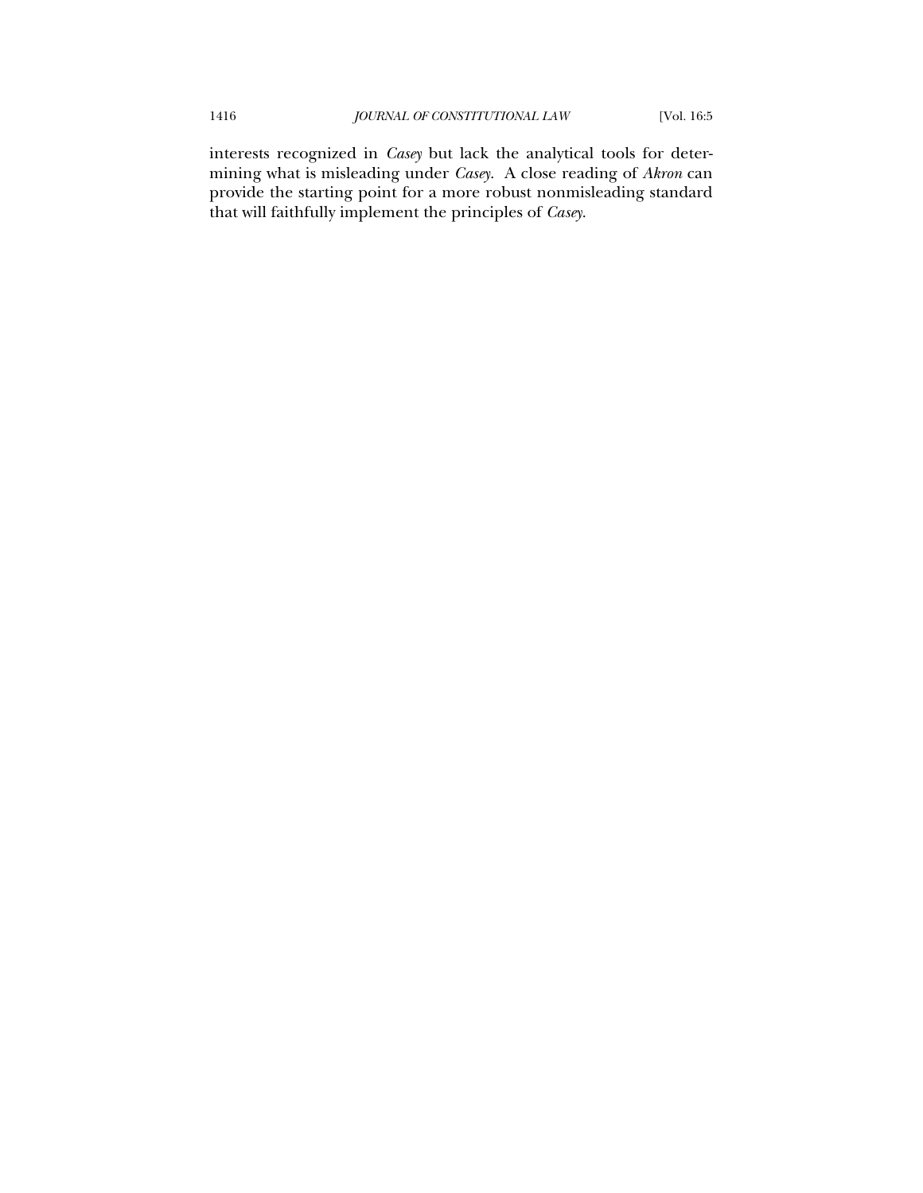interests recognized in *Casey* but lack the analytical tools for determining what is misleading under *Casey*. A close reading of *Akron* can provide the starting point for a more robust nonmisleading standard that will faithfully implement the principles of *Casey*.